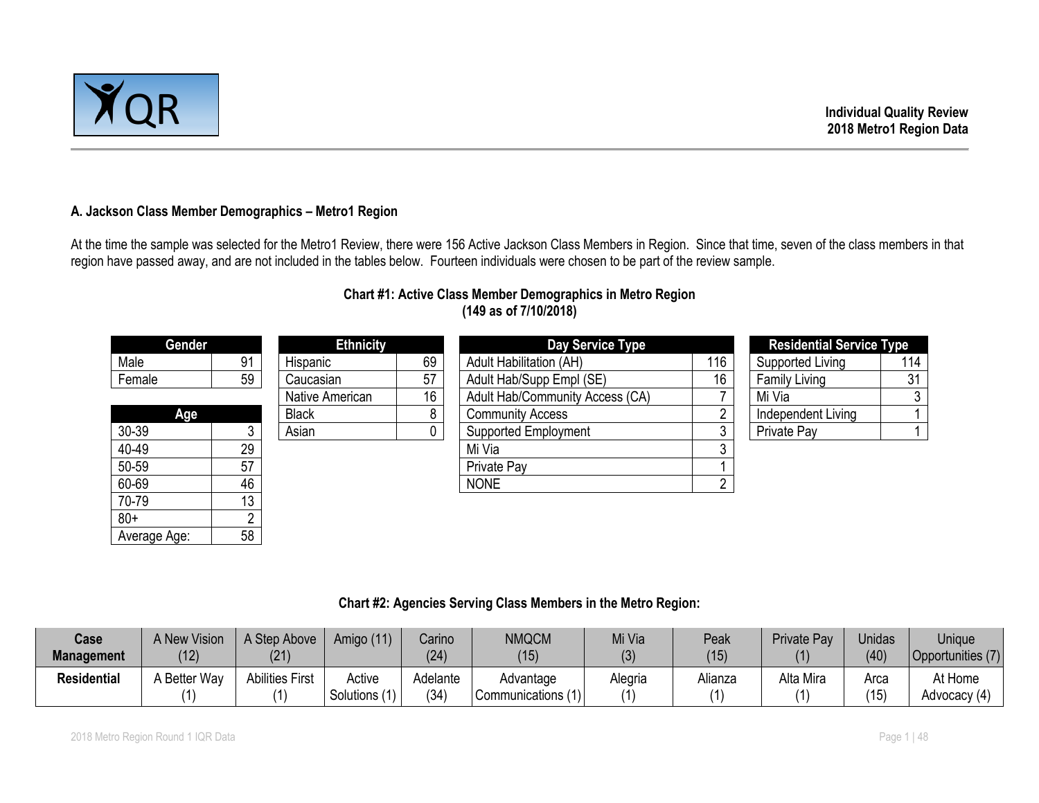Individual Quality Review
2018 Metro1 Region Data

### A. Jackson Class Member Demographics – Metro1 Region

At the time the sample was selected for the Metro1 Review, there were 156 Active Jackson Class Members in Region. Since that time, seven of the class members in that region have passed away, and are not included in the tables below. Fourteen individuals were chosen to be part of the review sample.

**Chart #1: Active Class Member Demographics in Metro Region (149 as of 7/10/2018)**

| Gender | |
|---|---|
| Male | 91 |
| Female | 59 |

| Age | |
|---|---|
| 30-39 | 3 |
| 40-49 | 29 |
| 50-59 | 57 |
| 60-69 | 46 |
| 70-79 | 13 |
| 80+ | 2 |
| Average Age: | 58 |

| Ethnicity | |
|---|---|
| Hispanic | 69 |
| Caucasian | 57 |
| Native American | 16 |
| Black | 8 |
| Asian | 0 |

| Day Service Type | |
|---|---|
| Adult Habilitation (AH) | 116 |
| Adult Hab/Supp Empl (SE) | 16 |
| Adult Hab/Community Access (CA) | 7 |
| Community Access | 2 |
| Supported Employment | 3 |
| Mi Via | 3 |
| Private Pay | 1 |
| NONE | 2 |

| Residential Service Type | |
|---|---|
| Supported Living | 114 |
| Family Living | 31 |
| Mi Via | 3 |
| Independent Living | 1 |
| Private Pay | 1 |

**Chart #2: Agencies Serving Class Members in the Metro Region:**

| Case Management | A New Vision (12) | A Step Above (21) | Amigo (11) | Carino (24) | NMQCM (15) | Mi Via (3) | Peak (15) | Private Pay (1) | Unidas (40) | Unique Opportunities (7) |
|---|---|---|---|---|---|---|---|---|---|---|
| **Residential** | A Better Way (1) | Abilities First (1) | Active Solutions (1) | Adelante (34) | Advantage Communications (1) | Alegria (1) | Alianza (1) | Alta Mira (1) | Arca (15) | At Home Advocacy (4) |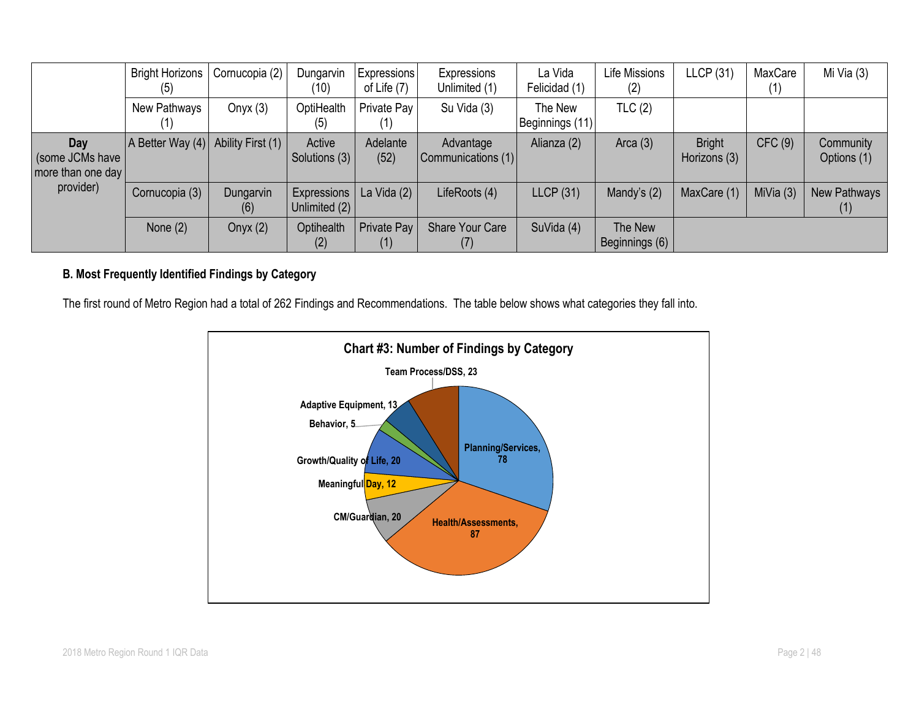| | | | | | | | | | | |
|---|---|---|---|---|---|---|---|---|---|---|
| | Bright Horizons (5) | Cornucopia (2) | Dungarvin (10) | Expressions of Life (7) | Expressions Unlimited (1) | La Vida Felicidad (1) | Life Missions (2) | LLCP (31) | MaxCare (1) | Mi Via (3) |
| | New Pathways (1) | Onyx (3) | OptiHealth (5) | Private Pay (1) | Su Vida (3) | The New Beginnings (11) | TLC (2) | | | |
| **Day** (some JCMs have more than one day provider) | A Better Way (4) | Ability First (1) | Active Solutions (3) | Adelante (52) | Advantage Communications (1) | Alianza (2) | Arca (3) | Bright Horizons (3) | CFC (9) | Community Options (1) |
| | Cornucopia (3) | Dungarvin (6) | Expressions Unlimited (2) | La Vida (2) | LifeRoots (4) | LLCP (31) | Mandy's (2) | MaxCare (1) | MiVia (3) | New Pathways (1) |
| | None (2) | Onyx (2) | Optihealth (2) | Private Pay (1) | Share Your Care (7) | SuVida (4) | The New Beginnings (6) | | | |

**B. Most Frequently Identified Findings by Category**

The first round of Metro Region had a total of 262 Findings and Recommendations. The table below shows what categories they fall into.

**Chart #3: Number of Findings by Category**

| Category | Number |
|---|---|
| Planning/Services | 78 |
| Health/Assessments | 87 |
| CM/Guardian | 20 |
| Meaningful Day | 12 |
| Growth/Quality of Life | 20 |
| Behavior | 5 |
| Adaptive Equipment | 13 |
| Team Process/DSS | 23 |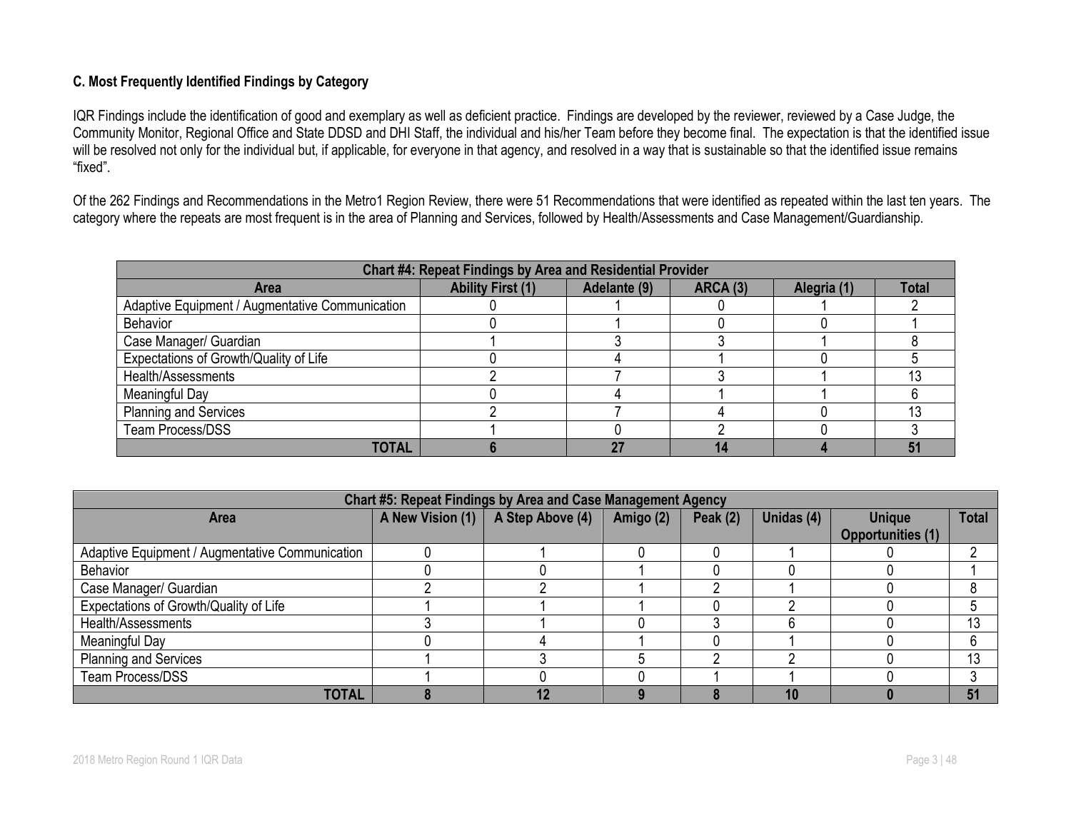### C. Most Frequently Identified Findings by Category

IQR Findings include the identification of good and exemplary as well as deficient practice. Findings are developed by the reviewer, reviewed by a Case Judge, the Community Monitor, Regional Office and State DDSD and DHI Staff, the individual and his/her Team before they become final. The expectation is that the identified issue will be resolved not only for the individual but, if applicable, for everyone in that agency, and resolved in a way that is sustainable so that the identified issue remains "fixed".

Of the 262 Findings and Recommendations in the Metro1 Region Review, there were 51 Recommendations that were identified as repeated within the last ten years. The category where the repeats are most frequent is in the area of Planning and Services, followed by Health/Assessments and Case Management/Guardianship.

| Chart #4: Repeat Findings by Area and Residential Provider | | | | | |
|---|---|---|---|---|---|
| **Area** | **Ability First (1)** | **Adelante (9)** | **ARCA (3)** | **Alegria (1)** | **Total** |
| Adaptive Equipment / Augmentative Communication | 0 | 1 | 0 | 1 | 2 |
| Behavior | 0 | 1 | 0 | 0 | 1 |
| Case Manager/ Guardian | 1 | 3 | 3 | 1 | 8 |
| Expectations of Growth/Quality of Life | 0 | 4 | 1 | 0 | 5 |
| Health/Assessments | 2 | 7 | 3 | 1 | 13 |
| Meaningful Day | 0 | 4 | 1 | 1 | 6 |
| Planning and Services | 2 | 7 | 4 | 0 | 13 |
| Team Process/DSS | 1 | 0 | 2 | 0 | 3 |
| **TOTAL** | **6** | **27** | **14** | **4** | **51** |

| Chart #5: Repeat Findings by Area and Case Management Agency | | | | | | | |
|---|---|---|---|---|---|---|---|
| **Area** | **A New Vision (1)** | **A Step Above (4)** | **Amigo (2)** | **Peak (2)** | **Unidas (4)** | **Unique Opportunities (1)** | **Total** |
| Adaptive Equipment / Augmentative Communication | 0 | 1 | 0 | 0 | 1 | 0 | 2 |
| Behavior | 0 | 0 | 1 | 0 | 0 | 0 | 1 |
| Case Manager/ Guardian | 2 | 2 | 1 | 2 | 1 | 0 | 8 |
| Expectations of Growth/Quality of Life | 1 | 1 | 1 | 0 | 2 | 0 | 5 |
| Health/Assessments | 3 | 1 | 0 | 3 | 6 | 0 | 13 |
| Meaningful Day | 0 | 4 | 1 | 0 | 1 | 0 | 6 |
| Planning and Services | 1 | 3 | 5 | 2 | 2 | 0 | 13 |
| Team Process/DSS | 1 | 0 | 0 | 1 | 1 | 0 | 3 |
| **TOTAL** | **8** | **12** | **9** | **8** | **10** | **0** | **51** |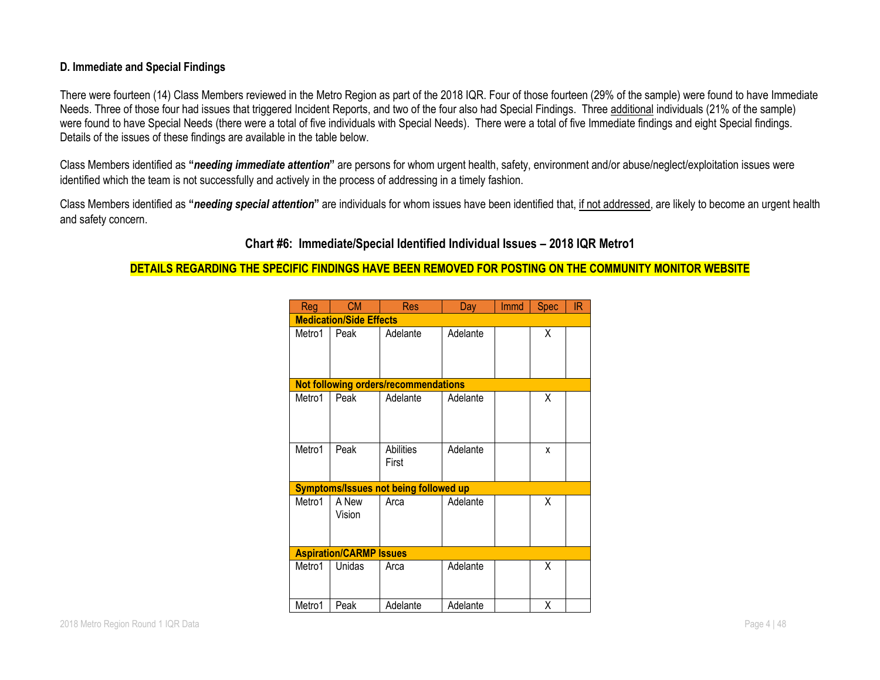### D. Immediate and Special Findings

There were fourteen (14) Class Members reviewed in the Metro Region as part of the 2018 IQR. Four of those fourteen (29% of the sample) were found to have Immediate Needs. Three of those four had issues that triggered Incident Reports, and two of the four also had Special Findings. Three additional individuals (21% of the sample) were found to have Special Needs (there were a total of five individuals with Special Needs). There were a total of five Immediate findings and eight Special findings. Details of the issues of these findings are available in the table below.

Class Members identified as **"*needing immediate attention*"** are persons for whom urgent health, safety, environment and/or abuse/neglect/exploitation issues were identified which the team is not successfully and actively in the process of addressing in a timely fashion.

Class Members identified as **"*needing special attention*"** are individuals for whom issues have been identified that, if not addressed, are likely to become an urgent health and safety concern.

**Chart #6: Immediate/Special Identified Individual Issues – 2018 IQR Metro1**

**DETAILS REGARDING THE SPECIFIC FINDINGS HAVE BEEN REMOVED FOR POSTING ON THE COMMUNITY MONITOR WEBSITE**

| Reg | CM | Res | Day | Immd | Spec | IR |
|---|---|---|---|---|---|---|
| **Medication/Side Effects** | | | | | | |
| Metro1 | Peak | Adelante | Adelante | | X | |
| **Not following orders/recommendations** | | | | | | |
| Metro1 | Peak | Adelante | Adelante | | X | |
| Metro1 | Peak | Abilities First | Adelante | | x | |
| **Symptoms/Issues not being followed up** | | | | | | |
| Metro1 | A New Vision | Arca | Adelante | | X | |
| **Aspiration/CARMP Issues** | | | | | | |
| Metro1 | Unidas | Arca | Adelante | | X | |
| Metro1 | Peak | Adelante | Adelante | | X | |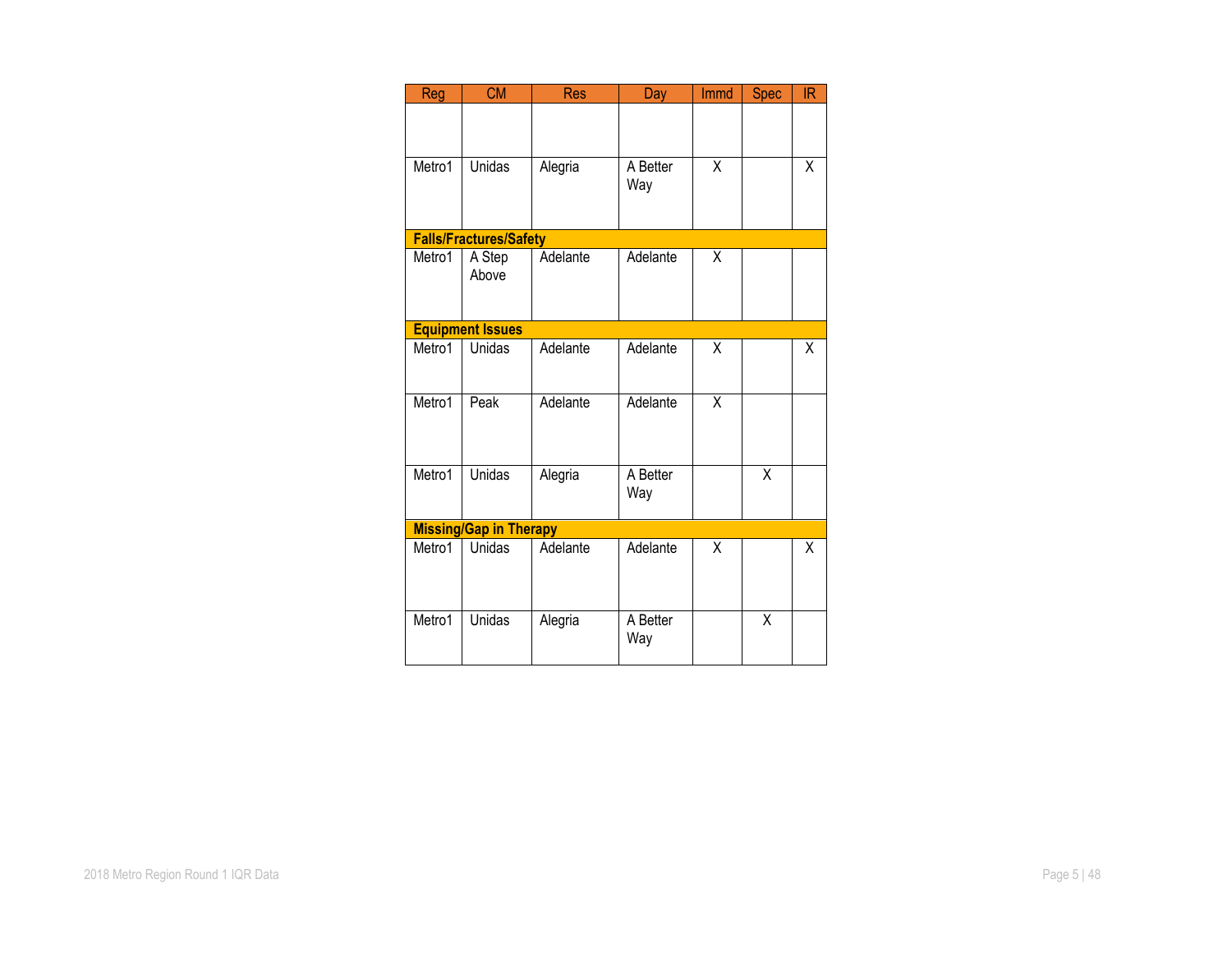| Reg | CM | Res | Day | Immd | Spec | IR |
|---|---|---|---|---|---|---|
| | | | | | | |
| Metro1 | Unidas | Alegria | A Better Way | X | | X |
| **Falls/Fractures/Safety** | | | | | | |
| Metro1 | A Step Above | Adelante | Adelante | X | | |
| **Equipment Issues** | | | | | | |
| Metro1 | Unidas | Adelante | Adelante | X | | X |
| Metro1 | Peak | Adelante | Adelante | X | | |
| Metro1 | Unidas | Alegria | A Better Way | | X | |
| **Missing/Gap in Therapy** | | | | | | |
| Metro1 | Unidas | Adelante | Adelante | X | | X |
| Metro1 | Unidas | Alegria | A Better Way | | X | |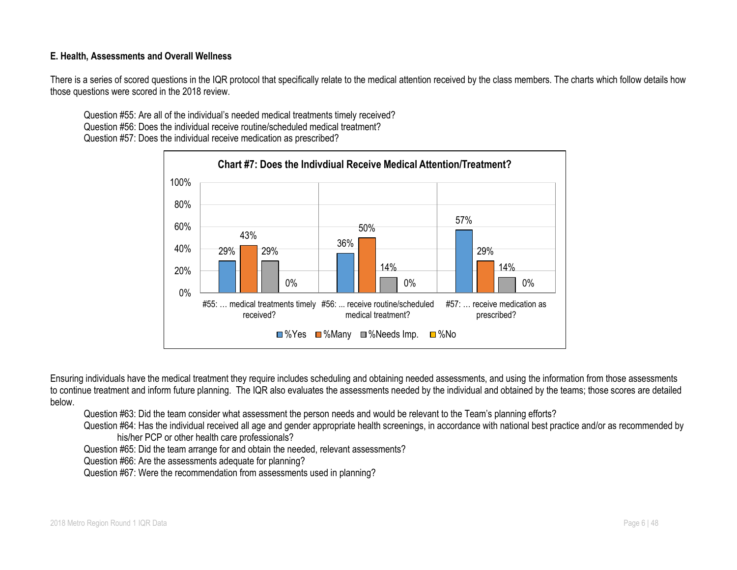**E. Health, Assessments and Overall Wellness**

There is a series of scored questions in the IQR protocol that specifically relate to the medical attention received by the class members. The charts which follow details how those questions were scored in the 2018 review.

Question #55: Are all of the individual's needed medical treatments timely received?
Question #56: Does the individual receive routine/scheduled medical treatment?
Question #57: Does the individual receive medication as prescribed?

**Chart #7: Does the Indivdiual Receive Medical Attention/Treatment?**

| | %Yes | %Many | %Needs Imp. | %No |
|---|---|---|---|---|
| #55: … medical treatments timely received? | 29% | 43% | 29% | 0% |
| #56: ... receive routine/scheduled medical treatment? | 36% | 50% | 14% | 0% |
| #57: … receive medication as prescribed? | 57% | 29% | 14% | 0% |

Ensuring individuals have the medical treatment they require includes scheduling and obtaining needed assessments, and using the information from those assessments to continue treatment and inform future planning. The IQR also evaluates the assessments needed by the individual and obtained by the teams; those scores are detailed below.

Question #63: Did the team consider what assessment the person needs and would be relevant to the Team's planning efforts?
Question #64: Has the individual received all age and gender appropriate health screenings, in accordance with national best practice and/or as recommended by his/her PCP or other health care professionals?
Question #65: Did the team arrange for and obtain the needed, relevant assessments?
Question #66: Are the assessments adequate for planning?
Question #67: Were the recommendation from assessments used in planning?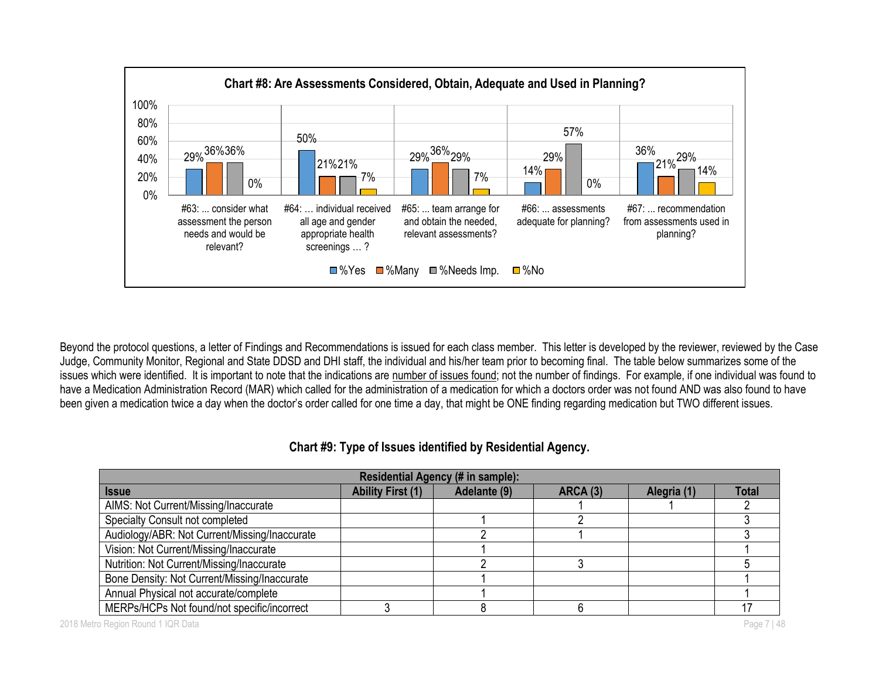**Chart #8: Are Assessments Considered, Obtain, Adequate and Used in Planning?**

| Question | %Yes | %Many | %Needs Imp. | %No |
|---|---|---|---|---|
| #63: ... consider what assessment the person needs and would be relevant? | 29% | 36% | 36% | 0% |
| #64: … individual received all age and gender appropriate health screenings … ? | 50% | 21% | 21% | 7% |
| #65: ... team arrange for and obtain the needed, relevant assessments? | 29% | 36% | 29% | 7% |
| #66: ... assessments adequate for planning? | 14% | 29% | 57% | 0% |
| #67: ... recommendation from assessments used in planning? | 36% | 21% | 29% | 14% |

Beyond the protocol questions, a letter of Findings and Recommendations is issued for each class member. This letter is developed by the reviewer, reviewed by the Case Judge, Community Monitor, Regional and State DDSD and DHI staff, the individual and his/her team prior to becoming final. The table below summarizes some of the issues which were identified. It is important to note that the indications are <u>number of issues found</u>; not the number of findings. For example, if one individual was found to have a Medication Administration Record (MAR) which called for the administration of a medication for which a doctors order was not found AND was also found to have been given a medication twice a day when the doctor's order called for one time a day, that might be ONE finding regarding medication but TWO different issues.

**Chart #9: Type of Issues identified by Residential Agency.**

| | Residential Agency (# in sample): | | | | |
|---|---|---|---|---|---|
| **Issue** | **Ability First (1)** | **Adelante (9)** | **ARCA (3)** | **Alegria (1)** | **Total** |
| AIMS: Not Current/Missing/Inaccurate | | | 1 | 1 | 2 |
| Specialty Consult not completed | | 1 | 2 | | 3 |
| Audiology/ABR: Not Current/Missing/Inaccurate | | 2 | 1 | | 3 |
| Vision: Not Current/Missing/Inaccurate | | 1 | | | 1 |
| Nutrition: Not Current/Missing/Inaccurate | | 2 | 3 | | 5 |
| Bone Density: Not Current/Missing/Inaccurate | | 1 | | | 1 |
| Annual Physical not accurate/complete | | 1 | | | 1 |
| MERPs/HCPs Not found/not specific/incorrect | 3 | 8 | 6 | | 17 |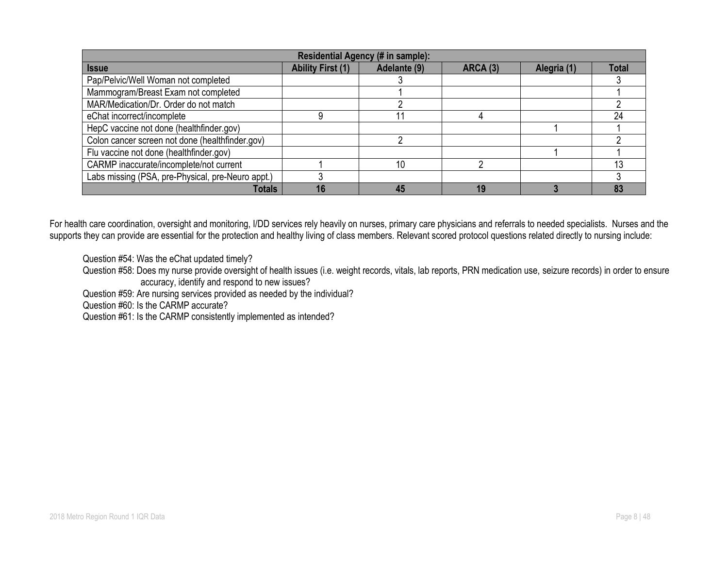| Residential Agency (# in sample): | | | | | |
|---|---|---|---|---|---|
| **Issue** | **Ability First (1)** | **Adelante (9)** | **ARCA (3)** | **Alegria (1)** | **Total** |
| Pap/Pelvic/Well Woman not completed | | 3 | | | 3 |
| Mammogram/Breast Exam not completed | | 1 | | | 1 |
| MAR/Medication/Dr. Order do not match | | 2 | | | 2 |
| eChat incorrect/incomplete | 9 | 11 | 4 | | 24 |
| HepC vaccine not done (healthfinder.gov) | | | | 1 | 1 |
| Colon cancer screen not done (healthfinder.gov) | | 2 | | | 2 |
| Flu vaccine not done (healthfinder.gov) | | | | 1 | 1 |
| CARMP inaccurate/incomplete/not current | 1 | 10 | 2 | | 13 |
| Labs missing (PSA, pre-Physical, pre-Neuro appt.) | 3 | | | | 3 |
| **Totals** | **16** | **45** | **19** | **3** | **83** |

For health care coordination, oversight and monitoring, I/DD services rely heavily on nurses, primary care physicians and referrals to needed specialists. Nurses and the supports they can provide are essential for the protection and healthy living of class members. Relevant scored protocol questions related directly to nursing include:

Question #54: Was the eChat updated timely?

Question #58: Does my nurse provide oversight of health issues (i.e. weight records, vitals, lab reports, PRN medication use, seizure records) in order to ensure accuracy, identify and respond to new issues?

Question #59: Are nursing services provided as needed by the individual?

Question #60: Is the CARMP accurate?

Question #61: Is the CARMP consistently implemented as intended?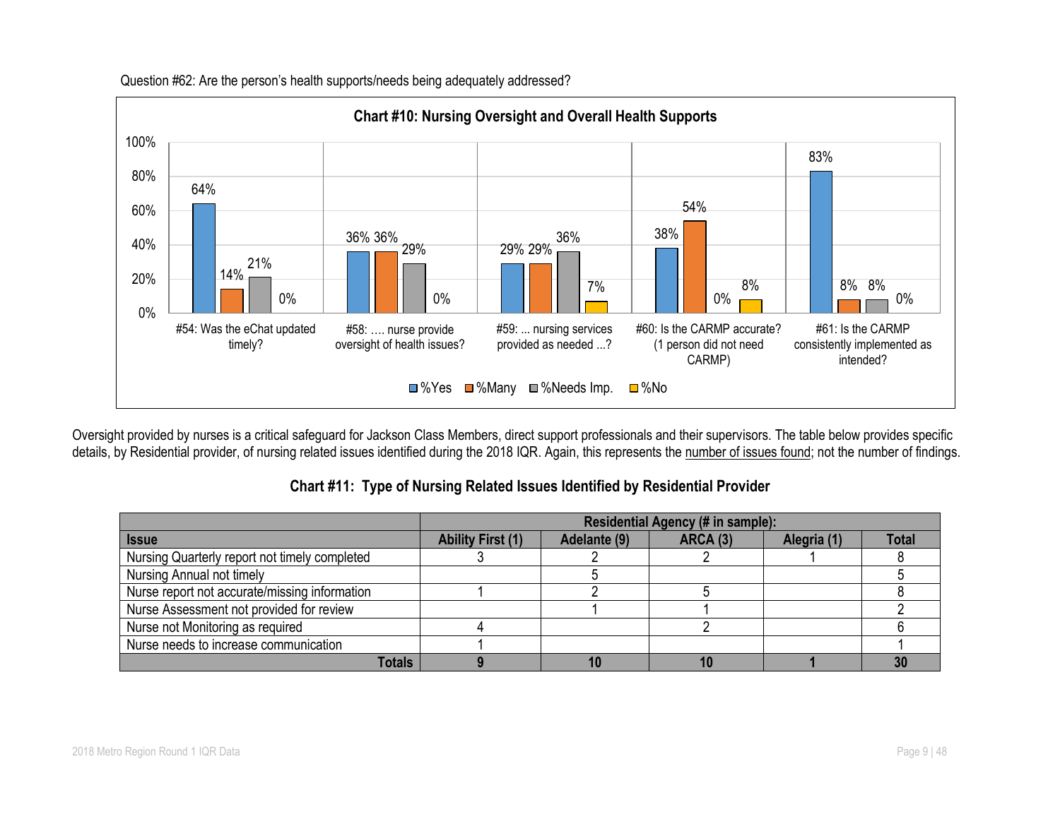Question #62: Are the person's health supports/needs being adequately addressed?

**Chart #10: Nursing Oversight and Overall Health Supports**

| Question | %Yes | %Many | %Needs Imp. | %No |
|---|---|---|---|---|
| #54: Was the eChat updated timely? | 64% | 14% | 21% | 0% |
| #58: …. nurse provide oversight of health issues? | 36% | 36% | 29% | 0% |
| #59: ... nursing services provided as needed ...? | 29% | 29% | 36% | 7% |
| #60: Is the CARMP accurate? (1 person did not need CARMP) | 38% | 54% | 0% | 8% |
| #61: Is the CARMP consistently implemented as intended? | 83% | 8% | 8% | 0% |

Oversight provided by nurses is a critical safeguard for Jackson Class Members, direct support professionals and their supervisors. The table below provides specific details, by Residential provider, of nursing related issues identified during the 2018 IQR. Again, this represents the number of issues found; not the number of findings.

**Chart #11: Type of Nursing Related Issues Identified by Residential Provider**

| | Residential Agency (# in sample): | | | | |
|---|---|---|---|---|---|
| **Issue** | **Ability First (1)** | **Adelante (9)** | **ARCA (3)** | **Alegria (1)** | **Total** |
| Nursing Quarterly report not timely completed | 3 | 2 | 2 | 1 | 8 |
| Nursing Annual not timely | | 5 | | | 5 |
| Nurse report not accurate/missing information | 1 | 2 | 5 | | 8 |
| Nurse Assessment not provided for review | | 1 | 1 | | 2 |
| Nurse not Monitoring as required | 4 | | 2 | | 6 |
| Nurse needs to increase communication | 1 | | | | 1 |
| **Totals** | **9** | **10** | **10** | **1** | **30** |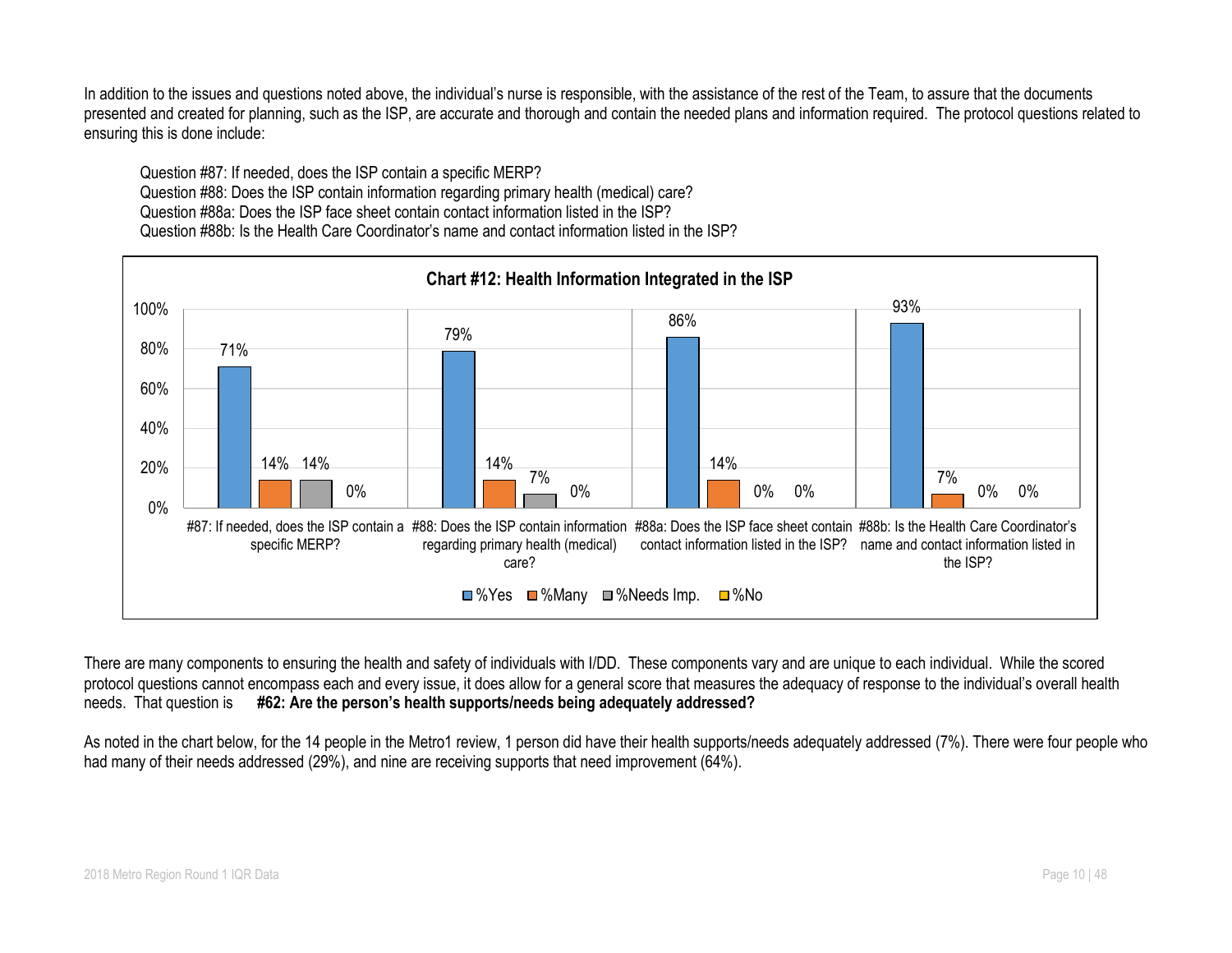In addition to the issues and questions noted above, the individual's nurse is responsible, with the assistance of the rest of the Team, to assure that the documents presented and created for planning, such as the ISP, are accurate and thorough and contain the needed plans and information required. The protocol questions related to ensuring this is done include:

Question #87: If needed, does the ISP contain a specific MERP?
Question #88: Does the ISP contain information regarding primary health (medical) care?
Question #88a: Does the ISP face sheet contain contact information listed in the ISP?
Question #88b: Is the Health Care Coordinator's name and contact information listed in the ISP?

**Chart #12: Health Information Integrated in the ISP**

| | %Yes | %Many | %Needs Imp. | %No |
|---|---|---|---|---|
| #87: If needed, does the ISP contain a specific MERP? | 71% | 14% | 14% | 0% |
| #88: Does the ISP contain information regarding primary health (medical) care? | 79% | 14% | 7% | 0% |
| #88a: Does the ISP face sheet contain contact information listed in the ISP? | 86% | 14% | 0% | 0% |
| #88b: Is the Health Care Coordinator's name and contact information listed in the ISP? | 93% | 7% | 0% | 0% |

There are many components to ensuring the health and safety of individuals with I/DD. These components vary and are unique to each individual. While the scored protocol questions cannot encompass each and every issue, it does allow for a general score that measures the adequacy of response to the individual's overall health needs. That question is **#62: Are the person's health supports/needs being adequately addressed?**

As noted in the chart below, for the 14 people in the Metro1 review, 1 person did have their health supports/needs adequately addressed (7%). There were four people who had many of their needs addressed (29%), and nine are receiving supports that need improvement (64%).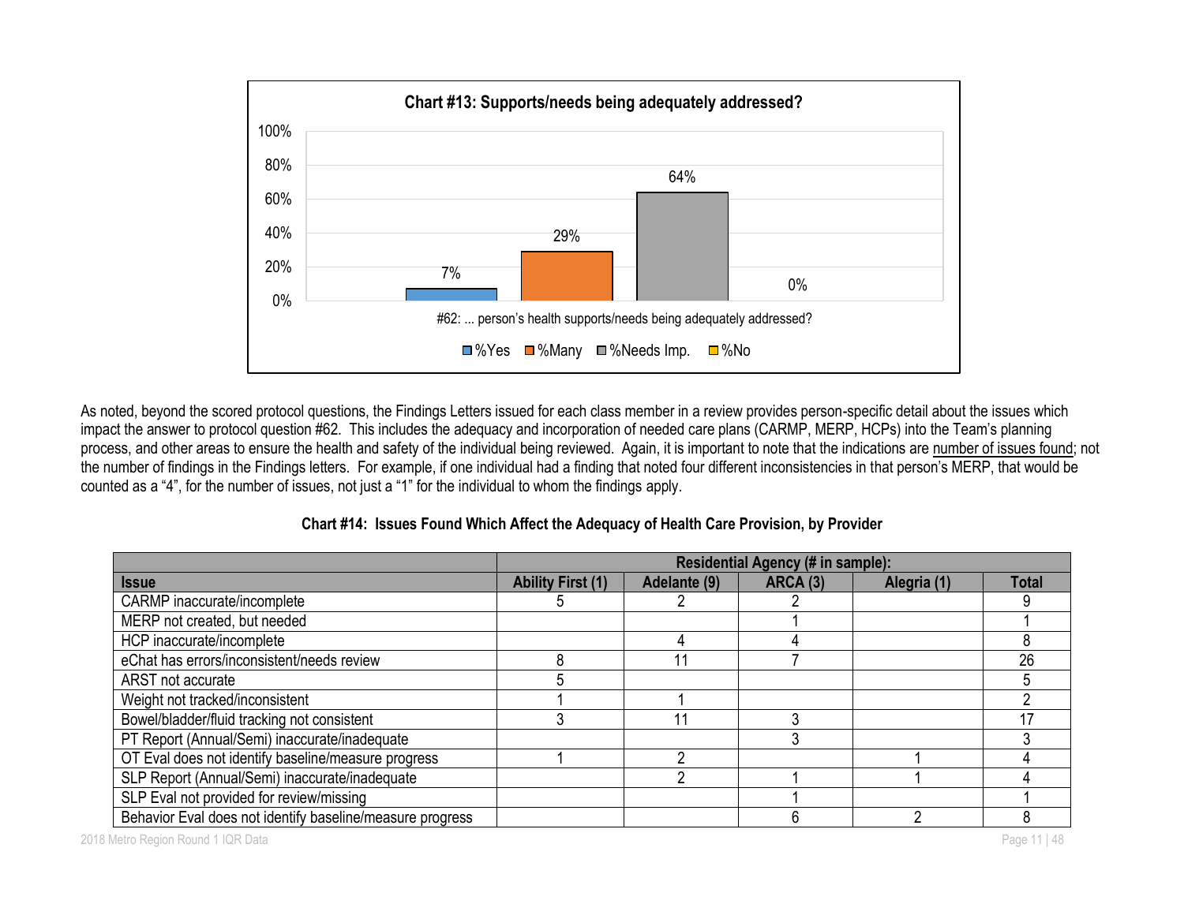**Chart #13: Supports/needs being adequately addressed?**

#62: ... person's health supports/needs being adequately addressed?

| %Yes | %Many | %Needs Imp. | %No |
|---|---|---|---|
| 7% | 29% | 64% | 0% |

As noted, beyond the scored protocol questions, the Findings Letters issued for each class member in a review provides person-specific detail about the issues which impact the answer to protocol question #62. This includes the adequacy and incorporation of needed care plans (CARMP, MERP, HCPs) into the Team's planning process, and other areas to ensure the health and safety of the individual being reviewed. Again, it is important to note that the indications are number of issues found; not the number of findings in the Findings letters. For example, if one individual had a finding that noted four different inconsistencies in that person's MERP, that would be counted as a "4", for the number of issues, not just a "1" for the individual to whom the findings apply.

**Chart #14: Issues Found Which Affect the Adequacy of Health Care Provision, by Provider**

| | Residential Agency (# in sample): | | | | |
|---|---|---|---|---|---|
| **Issue** | **Ability First (1)** | **Adelante (9)** | **ARCA (3)** | **Alegria (1)** | **Total** |
| CARMP inaccurate/incomplete | 5 | 2 | 2 | | 9 |
| MERP not created, but needed | | | 1 | | 1 |
| HCP inaccurate/incomplete | | 4 | 4 | | 8 |
| eChat has errors/inconsistent/needs review | 8 | 11 | 7 | | 26 |
| ARST not accurate | 5 | | | | 5 |
| Weight not tracked/inconsistent | 1 | 1 | | | 2 |
| Bowel/bladder/fluid tracking not consistent | 3 | 11 | 3 | | 17 |
| PT Report (Annual/Semi) inaccurate/inadequate | | | 3 | | 3 |
| OT Eval does not identify baseline/measure progress | 1 | 2 | | 1 | 4 |
| SLP Report (Annual/Semi) inaccurate/inadequate | | 2 | 1 | 1 | 4 |
| SLP Eval not provided for review/missing | | | 1 | | 1 |
| Behavior Eval does not identify baseline/measure progress | | | 6 | 2 | 8 |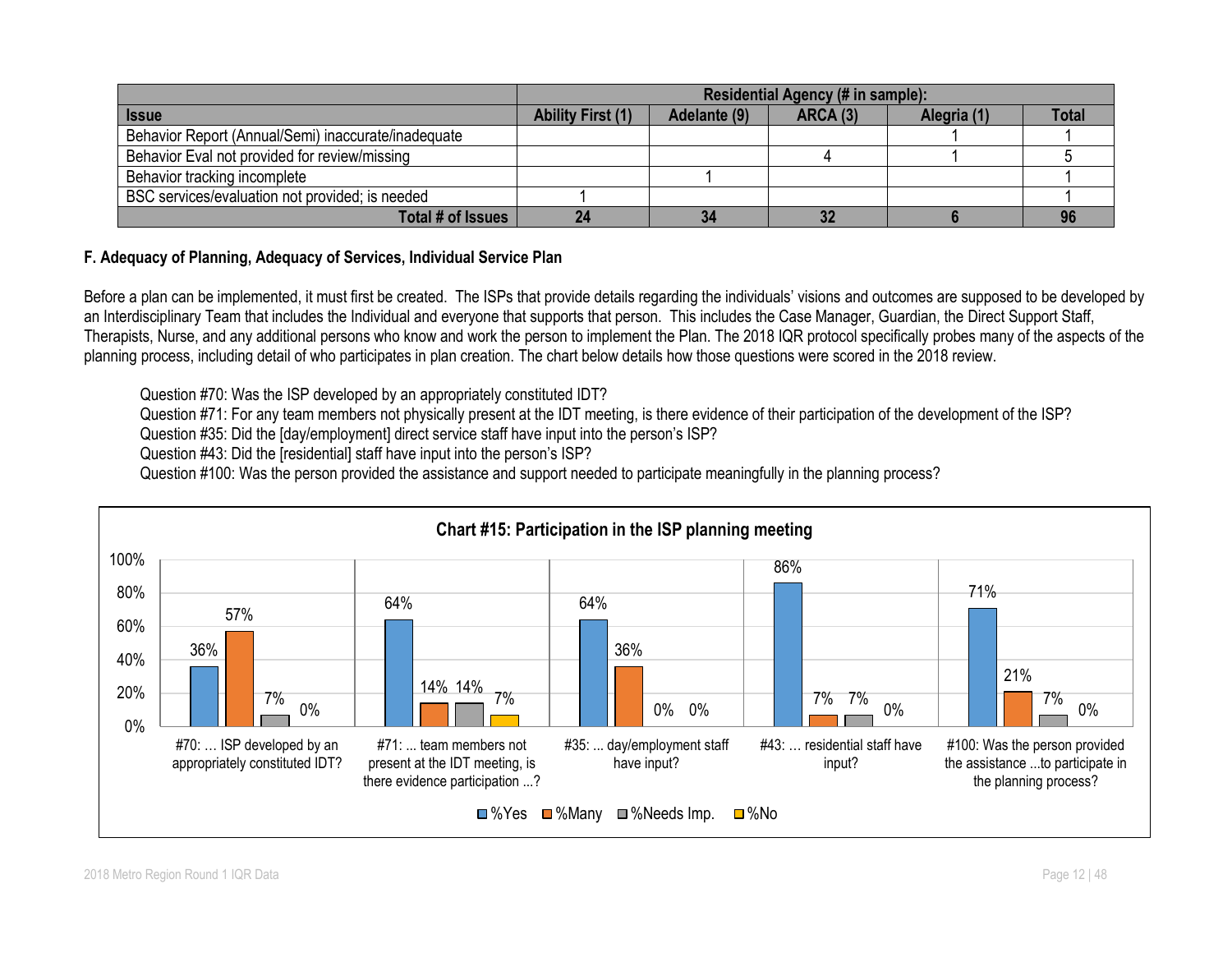| | Residential Agency (# in sample): | | | | |
|---|---|---|---|---|---|
| **Issue** | **Ability First (1)** | **Adelante (9)** | **ARCA (3)** | **Alegria (1)** | **Total** |
| Behavior Report (Annual/Semi) inaccurate/inadequate | | | | 1 | 1 |
| Behavior Eval not provided for review/missing | | | 4 | 1 | 5 |
| Behavior tracking incomplete | | 1 | | | 1 |
| BSC services/evaluation not provided; is needed | 1 | | | | 1 |
| **Total # of Issues** | **24** | **34** | **32** | **6** | **96** |

### F. Adequacy of Planning, Adequacy of Services, Individual Service Plan

Before a plan can be implemented, it must first be created. The ISPs that provide details regarding the individuals' visions and outcomes are supposed to be developed by an Interdisciplinary Team that includes the Individual and everyone that supports that person. This includes the Case Manager, Guardian, the Direct Support Staff, Therapists, Nurse, and any additional persons who know and work the person to implement the Plan. The 2018 IQR protocol specifically probes many of the aspects of the planning process, including detail of who participates in plan creation. The chart below details how those questions were scored in the 2018 review.

Question #70: Was the ISP developed by an appropriately constituted IDT?
Question #71: For any team members not physically present at the IDT meeting, is there evidence of their participation of the development of the ISP?
Question #35: Did the [day/employment] direct service staff have input into the person's ISP?
Question #43: Did the [residential] staff have input into the person's ISP?
Question #100: Was the person provided the assistance and support needed to participate meaningfully in the planning process?

**Chart #15: Participation in the ISP planning meeting**

| | %Yes | %Many | %Needs Imp. | %No |
|---|---|---|---|---|
| #70: … ISP developed by an appropriately constituted IDT? | 36% | 57% | 7% | 0% |
| #71: ... team members not present at the IDT meeting, is there evidence participation ...? | 64% | 14% | 14% | 7% |
| #35: ... day/employment staff have input? | 64% | 36% | 0% | 0% |
| #43: … residential staff have input? | 86% | 7% | 7% | 0% |
| #100: Was the person provided the assistance ...to participate in the planning process? | 71% | 21% | 7% | 0% |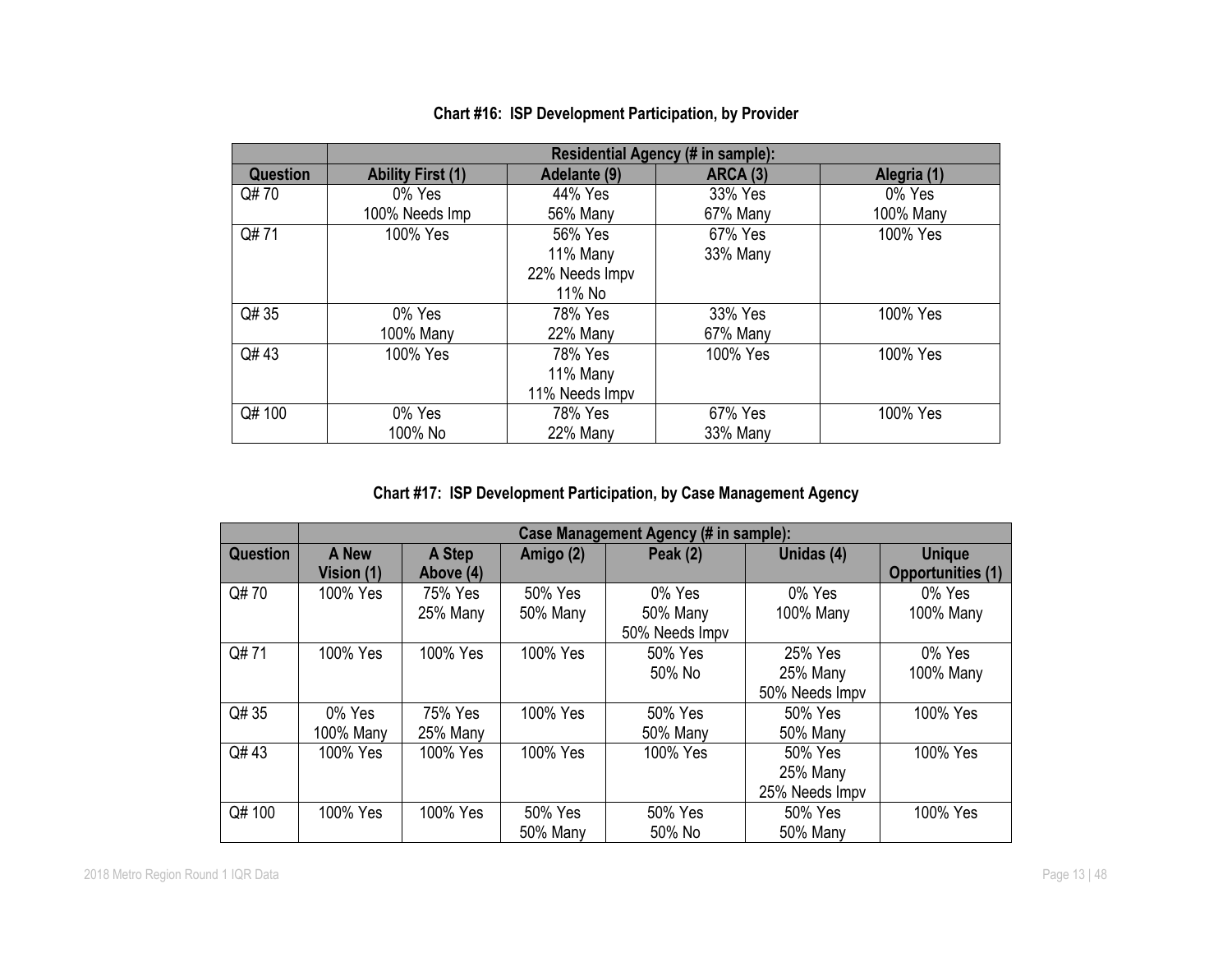**Chart #16: ISP Development Participation, by Provider**

| | Residential Agency (# in sample): | | | |
|---|---|---|---|---|
| **Question** | **Ability First (1)** | **Adelante (9)** | **ARCA (3)** | **Alegria (1)** |
| Q# 70 | 0% Yes<br>100% Needs Imp | 44% Yes<br>56% Many | 33% Yes<br>67% Many | 0% Yes<br>100% Many |
| Q# 71 | 100% Yes | 56% Yes<br>11% Many<br>22% Needs Impv<br>11% No | 67% Yes<br>33% Many | 100% Yes |
| Q# 35 | 0% Yes<br>100% Many | 78% Yes<br>22% Many | 33% Yes<br>67% Many | 100% Yes |
| Q# 43 | 100% Yes | 78% Yes<br>11% Many<br>11% Needs Impv | 100% Yes | 100% Yes |
| Q# 100 | 0% Yes<br>100% No | 78% Yes<br>22% Many | 67% Yes<br>33% Many | 100% Yes |

**Chart #17: ISP Development Participation, by Case Management Agency**

| | Case Management Agency (# in sample): | | | | | |
|---|---|---|---|---|---|---|
| **Question** | **A New Vision (1)** | **A Step Above (4)** | **Amigo (2)** | **Peak (2)** | **Unidas (4)** | **Unique Opportunities (1)** |
| Q# 70 | 100% Yes | 75% Yes<br>25% Many | 50% Yes<br>50% Many | 0% Yes<br>50% Many<br>50% Needs Impv | 0% Yes<br>100% Many | 0% Yes<br>100% Many |
| Q# 71 | 100% Yes | 100% Yes | 100% Yes | 50% Yes<br>50% No | 25% Yes<br>25% Many<br>50% Needs Impv | 0% Yes<br>100% Many |
| Q# 35 | 0% Yes<br>100% Many | 75% Yes<br>25% Many | 100% Yes | 50% Yes<br>50% Many | 50% Yes<br>50% Many | 100% Yes |
| Q# 43 | 100% Yes | 100% Yes | 100% Yes | 100% Yes | 50% Yes<br>25% Many<br>25% Needs Impv | 100% Yes |
| Q# 100 | 100% Yes | 100% Yes | 50% Yes<br>50% Many | 50% Yes<br>50% No | 50% Yes<br>50% Many | 100% Yes |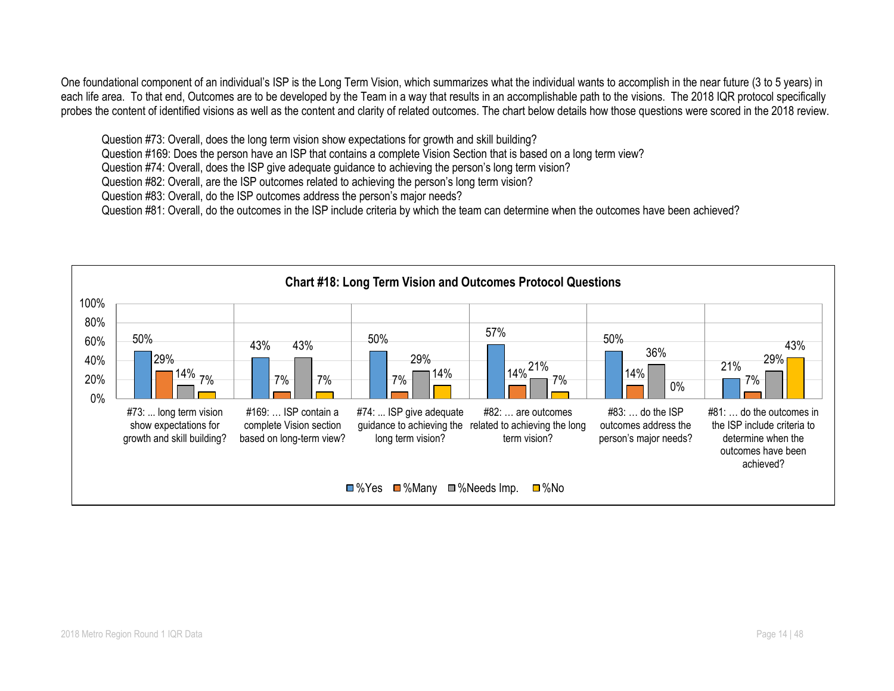One foundational component of an individual's ISP is the Long Term Vision, which summarizes what the individual wants to accomplish in the near future (3 to 5 years) in each life area. To that end, Outcomes are to be developed by the Team in a way that results in an accomplishable path to the visions. The 2018 IQR protocol specifically probes the content of identified visions as well as the content and clarity of related outcomes. The chart below details how those questions were scored in the 2018 review.

Question #73: Overall, does the long term vision show expectations for growth and skill building?
Question #169: Does the person have an ISP that contains a complete Vision Section that is based on a long term view?
Question #74: Overall, does the ISP give adequate guidance to achieving the person's long term vision?
Question #82: Overall, are the ISP outcomes related to achieving the person's long term vision?
Question #83: Overall, do the ISP outcomes address the person's major needs?
Question #81: Overall, do the outcomes in the ISP include criteria by which the team can determine when the outcomes have been achieved?

**Chart #18: Long Term Vision and Outcomes Protocol Questions**

| Question | %Yes | %Many | %Needs Imp. | %No |
|---|---|---|---|---|
| #73: ... long term vision show expectations for growth and skill building? | 50% | 29% | 14% | 7% |
| #169: … ISP contain a complete Vision section based on long-term view? | 43% | 7% | 43% | 7% |
| #74: ... ISP give adequate guidance to achieving the long term vision? | 50% | 7% | 29% | 14% |
| #82: … are outcomes related to achieving the long term vision? | 57% | 14% | 21% | 7% |
| #83: … do the ISP outcomes address the person's major needs? | 50% | 14% | 36% | 0% |
| #81: … do the outcomes in the ISP include criteria to determine when the outcomes have been achieved? | 21% | 7% | 29% | 43% |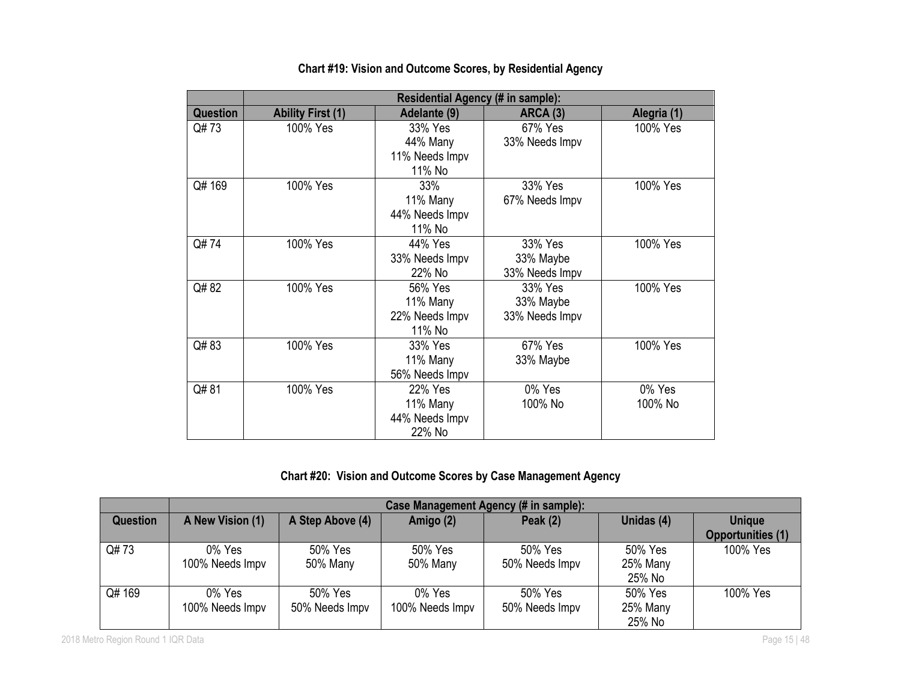**Chart #19: Vision and Outcome Scores, by Residential Agency**

| | Residential Agency (# in sample): | | | |
|---|---|---|---|---|
| **Question** | **Ability First (1)** | **Adelante (9)** | **ARCA (3)** | **Alegria (1)** |
| Q# 73 | 100% Yes | 33% Yes<br>44% Many<br>11% Needs Impv<br>11% No | 67% Yes<br>33% Needs Impv | 100% Yes |
| Q# 169 | 100% Yes | 33%<br>11% Many<br>44% Needs Impv<br>11% No | 33% Yes<br>67% Needs Impv | 100% Yes |
| Q# 74 | 100% Yes | 44% Yes<br>33% Needs Impv<br>22% No | 33% Yes<br>33% Maybe<br>33% Needs Impv | 100% Yes |
| Q# 82 | 100% Yes | 56% Yes<br>11% Many<br>22% Needs Impv<br>11% No | 33% Yes<br>33% Maybe<br>33% Needs Impv | 100% Yes |
| Q# 83 | 100% Yes | 33% Yes<br>11% Many<br>56% Needs Impv | 67% Yes<br>33% Maybe | 100% Yes |
| Q# 81 | 100% Yes | 22% Yes<br>11% Many<br>44% Needs Impv<br>22% No | 0% Yes<br>100% No | 0% Yes<br>100% No |

**Chart #20: Vision and Outcome Scores by Case Management Agency**

| | Case Management Agency (# in sample): | | | | | |
|---|---|---|---|---|---|---|
| **Question** | **A New Vision (1)** | **A Step Above (4)** | **Amigo (2)** | **Peak (2)** | **Unidas (4)** | **Unique Opportunities (1)** |
| Q# 73 | 0% Yes<br>100% Needs Impv | 50% Yes<br>50% Many | 50% Yes<br>50% Many | 50% Yes<br>50% Needs Impv | 50% Yes<br>25% Many<br>25% No | 100% Yes |
| Q# 169 | 0% Yes<br>100% Needs Impv | 50% Yes<br>50% Needs Impv | 0% Yes<br>100% Needs Impv | 50% Yes<br>50% Needs Impv | 50% Yes<br>25% Many<br>25% No | 100% Yes |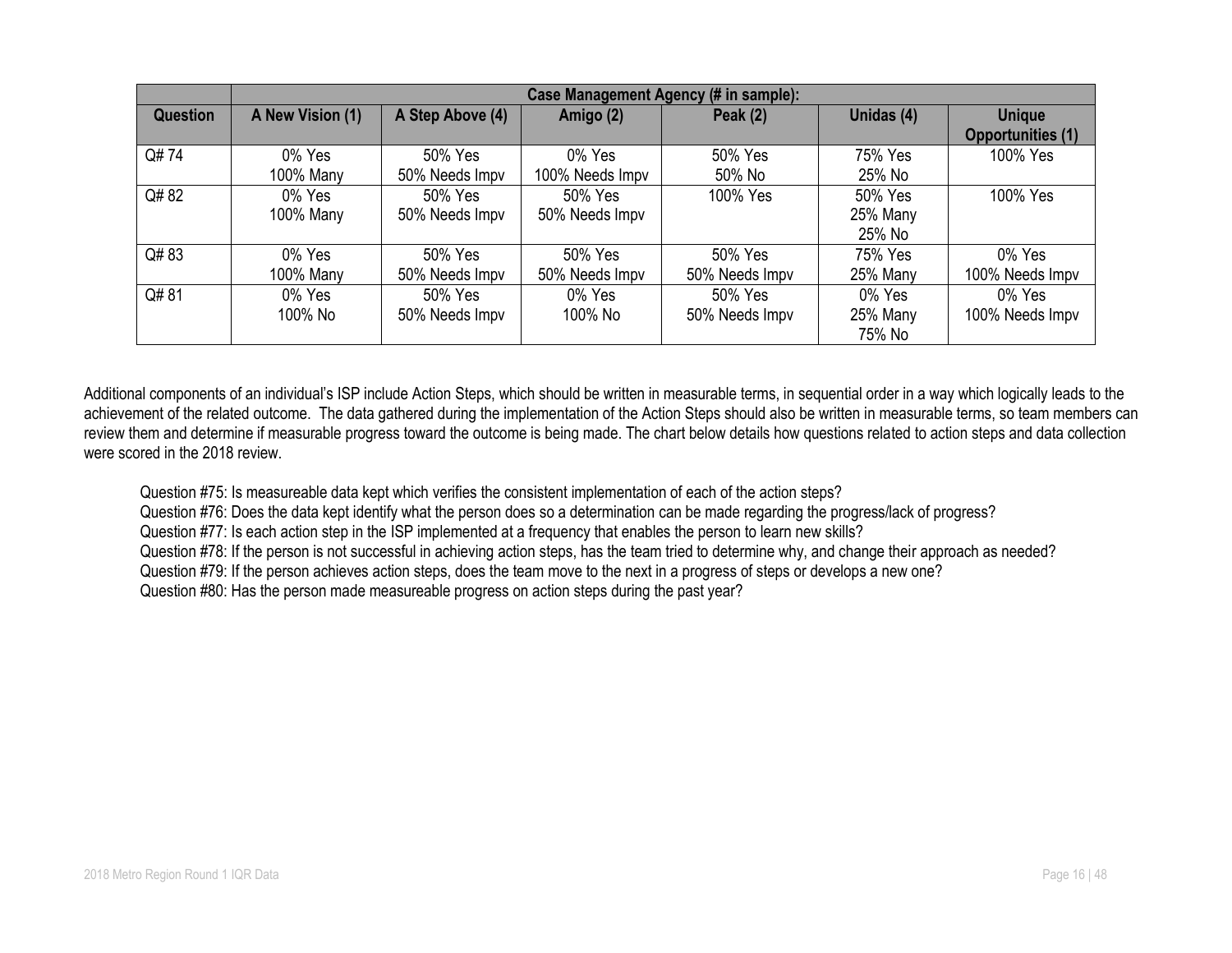| | Case Management Agency (# in sample): | | | | | |
|---|---|---|---|---|---|---|
| Question | A New Vision (1) | A Step Above (4) | Amigo (2) | Peak (2) | Unidas (4) | Unique Opportunities (1) |
| Q# 74 | 0% Yes<br>100% Many | 50% Yes<br>50% Needs Impv | 0% Yes<br>100% Needs Impv | 50% Yes<br>50% No | 75% Yes<br>25% No | 100% Yes |
| Q# 82 | 0% Yes<br>100% Many | 50% Yes<br>50% Needs Impv | 50% Yes<br>50% Needs Impv | 100% Yes | 50% Yes<br>25% Many<br>25% No | 100% Yes |
| Q# 83 | 0% Yes<br>100% Many | 50% Yes<br>50% Needs Impv | 50% Yes<br>50% Needs Impv | 50% Yes<br>50% Needs Impv | 75% Yes<br>25% Many | 0% Yes<br>100% Needs Impv |
| Q# 81 | 0% Yes<br>100% No | 50% Yes<br>50% Needs Impv | 0% Yes<br>100% No | 50% Yes<br>50% Needs Impv | 0% Yes<br>25% Many<br>75% No | 0% Yes<br>100% Needs Impv |

Additional components of an individual's ISP include Action Steps, which should be written in measurable terms, in sequential order in a way which logically leads to the achievement of the related outcome. The data gathered during the implementation of the Action Steps should also be written in measurable terms, so team members can review them and determine if measurable progress toward the outcome is being made. The chart below details how questions related to action steps and data collection were scored in the 2018 review.

Question #75: Is measureable data kept which verifies the consistent implementation of each of the action steps?
Question #76: Does the data kept identify what the person does so a determination can be made regarding the progress/lack of progress?
Question #77: Is each action step in the ISP implemented at a frequency that enables the person to learn new skills?
Question #78: If the person is not successful in achieving action steps, has the team tried to determine why, and change their approach as needed?
Question #79: If the person achieves action steps, does the team move to the next in a progress of steps or develops a new one?
Question #80: Has the person made measureable progress on action steps during the past year?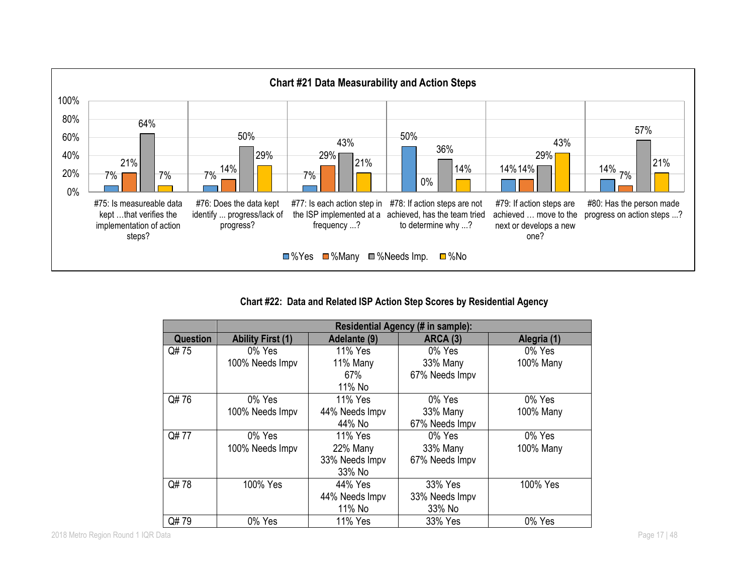## Chart #21 Data Measurability and Action Steps

| Question | %Yes | %Many | %Needs Imp. | %No |
|---|---|---|---|---|
| #75: Is measureable data kept …that verifies the implementation of action steps? | 7% | 21% | 64% | 7% |
| #76: Does the data kept identify ... progress/lack of progress? | 7% | 14% | 50% | 29% |
| #77: Is each action step in the ISP implemented at a frequency ...? | 7% | 29% | 43% | 21% |
| #78: If action steps are not achieved, has the team tried to determine why ...? | 50% | 0% | 36% | 14% |
| #79: If action steps are achieved … move to the next or develops a new one? | 14% | 14% | 29% | 43% |
| #80: Has the person made progress on action steps ...? | 14% | 7% | 57% | 21% |

**Chart #22: Data and Related ISP Action Step Scores by Residential Agency**

| | Residential Agency (# in sample): | | | |
|---|---|---|---|---|
| **Question** | **Ability First (1)** | **Adelante (9)** | **ARCA (3)** | **Alegria (1)** |
| Q# 75 | 0% Yes<br>100% Needs Impv | 11% Yes<br>11% Many<br>67%<br>11% No | 0% Yes<br>33% Many<br>67% Needs Impv | 0% Yes<br>100% Many |
| Q# 76 | 0% Yes<br>100% Needs Impv | 11% Yes<br>44% Needs Impv<br>44% No | 0% Yes<br>33% Many<br>67% Needs Impv | 0% Yes<br>100% Many |
| Q# 77 | 0% Yes<br>100% Needs Impv | 11% Yes<br>22% Many<br>33% Needs Impv<br>33% No | 0% Yes<br>33% Many<br>67% Needs Impv | 0% Yes<br>100% Many |
| Q# 78 | 100% Yes | 44% Yes<br>44% Needs Impv<br>11% No | 33% Yes<br>33% Needs Impv<br>33% No | 100% Yes |
| Q# 79 | 0% Yes | 11% Yes | 33% Yes | 0% Yes |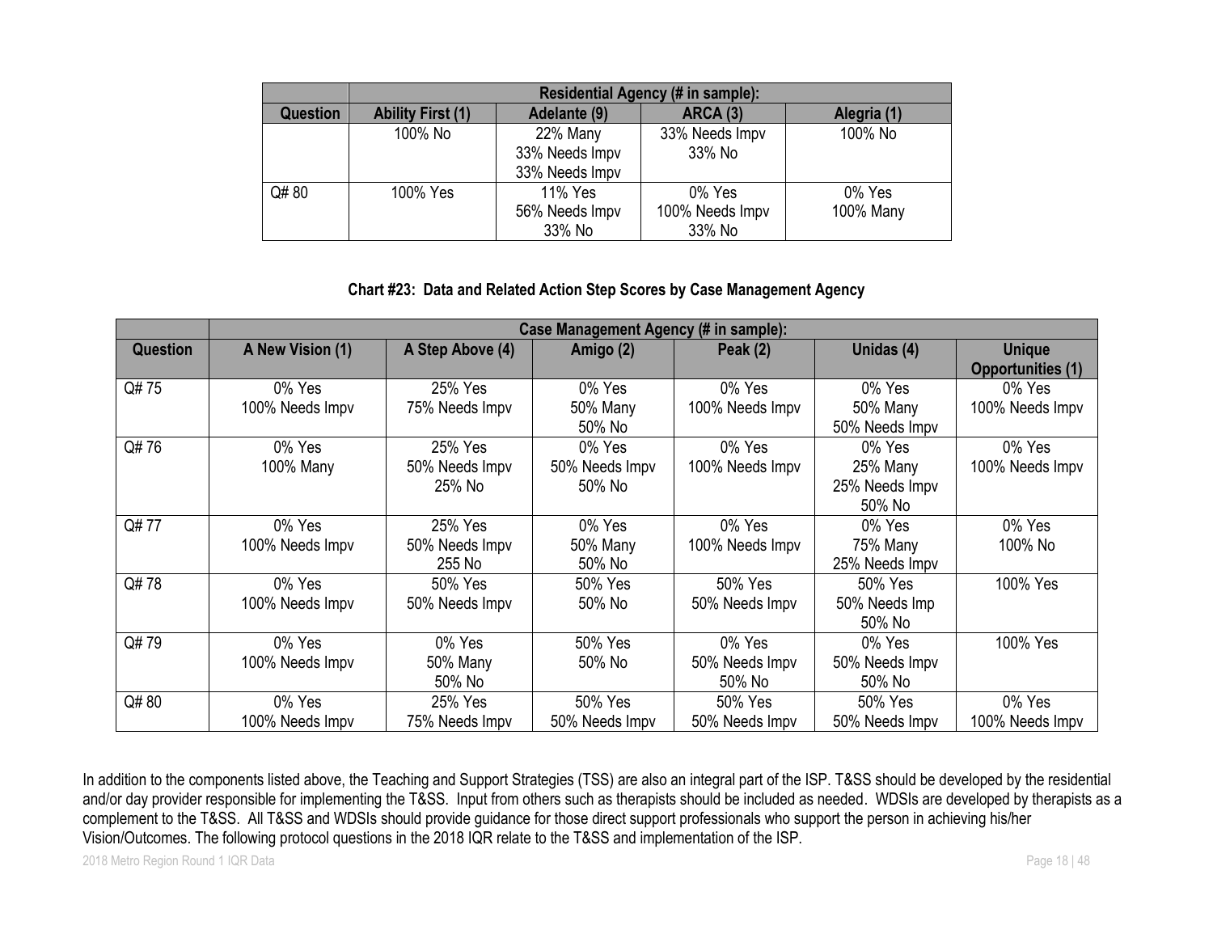| | Residential Agency (# in sample): | | | |
|---|---|---|---|---|
| Question | Ability First (1) | Adelante (9) | ARCA (3) | Alegria (1) |
| | 100% No | 22% Many<br>33% Needs Impv<br>33% Needs Impv | 33% Needs Impv<br>33% No | 100% No |
| Q# 80 | 100% Yes | 11% Yes<br>56% Needs Impv<br>33% No | 0% Yes<br>100% Needs Impv<br>33% No | 0% Yes<br>100% Many |

**Chart #23: Data and Related Action Step Scores by Case Management Agency**

| | Case Management Agency (# in sample): | | | | | |
|---|---|---|---|---|---|---|
| Question | A New Vision (1) | A Step Above (4) | Amigo (2) | Peak (2) | Unidas (4) | Unique Opportunities (1) |
| Q# 75 | 0% Yes<br>100% Needs Impv | 25% Yes<br>75% Needs Impv | 0% Yes<br>50% Many<br>50% No | 0% Yes<br>100% Needs Impv | 0% Yes<br>50% Many<br>50% Needs Impv | 0% Yes<br>100% Needs Impv |
| Q# 76 | 0% Yes<br>100% Many | 25% Yes<br>50% Needs Impv<br>25% No | 0% Yes<br>50% Needs Impv<br>50% No | 0% Yes<br>100% Needs Impv | 0% Yes<br>25% Many<br>25% Needs Impv<br>50% No | 0% Yes<br>100% Needs Impv |
| Q# 77 | 0% Yes<br>100% Needs Impv | 25% Yes<br>50% Needs Impv<br>255 No | 0% Yes<br>50% Many<br>50% No | 0% Yes<br>100% Needs Impv | 0% Yes<br>75% Many<br>25% Needs Impv | 0% Yes<br>100% No |
| Q# 78 | 0% Yes<br>100% Needs Impv | 50% Yes<br>50% Needs Impv | 50% Yes<br>50% No | 50% Yes<br>50% Needs Impv | 50% Yes<br>50% Needs Imp<br>50% No | 100% Yes |
| Q# 79 | 0% Yes<br>100% Needs Impv | 0% Yes<br>50% Many<br>50% No | 50% Yes<br>50% No | 0% Yes<br>50% Needs Impv<br>50% No | 0% Yes<br>50% Needs Impv<br>50% No | 100% Yes |
| Q# 80 | 0% Yes<br>100% Needs Impv | 25% Yes<br>75% Needs Impv | 50% Yes<br>50% Needs Impv | 50% Yes<br>50% Needs Impv | 50% Yes<br>50% Needs Impv | 0% Yes<br>100% Needs Impv |

In addition to the components listed above, the Teaching and Support Strategies (TSS) are also an integral part of the ISP. T&SS should be developed by the residential and/or day provider responsible for implementing the T&SS. Input from others such as therapists should be included as needed. WDSIs are developed by therapists as a complement to the T&SS. All T&SS and WDSIs should provide guidance for those direct support professionals who support the person in achieving his/her Vision/Outcomes. The following protocol questions in the 2018 IQR relate to the T&SS and implementation of the ISP.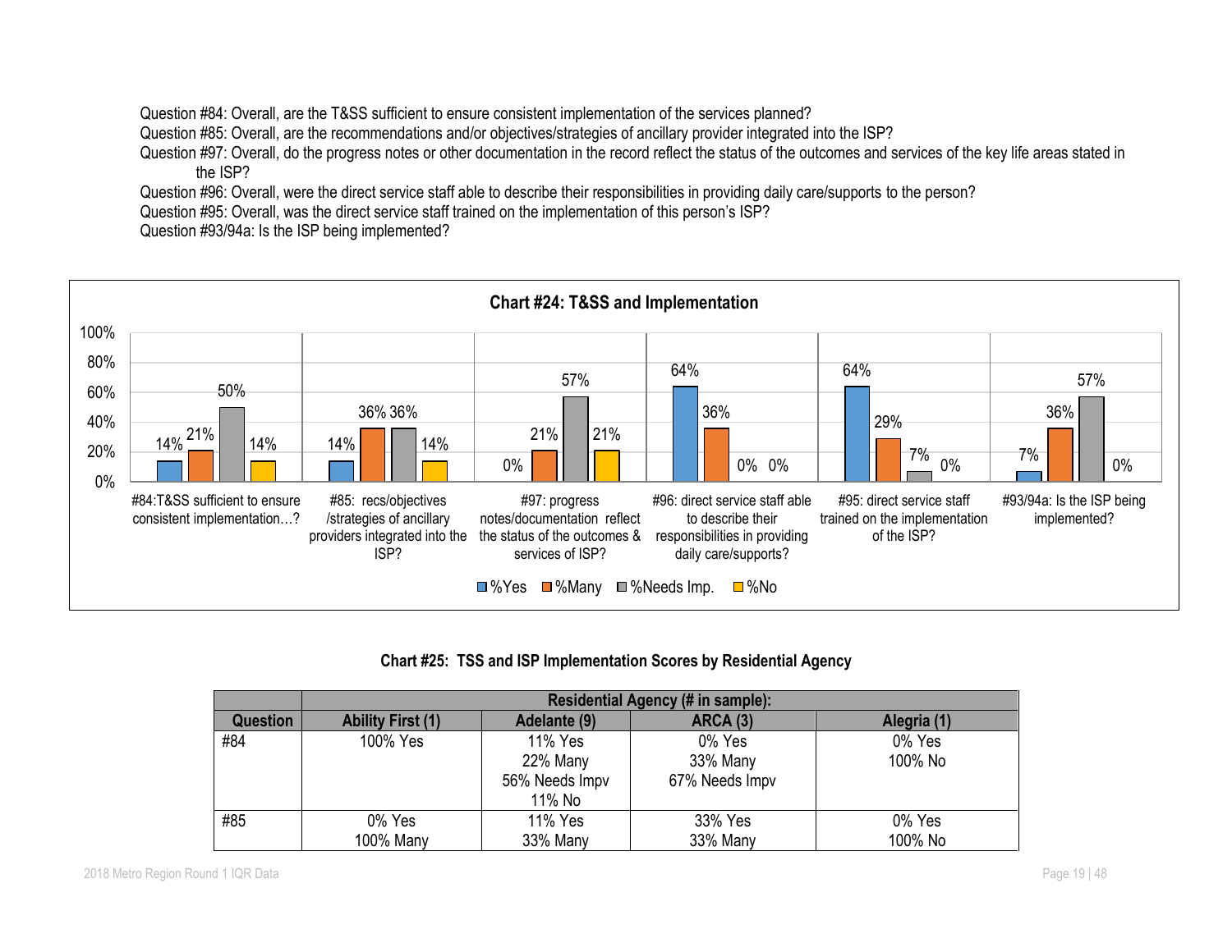Question #84: Overall, are the T&SS sufficient to ensure consistent implementation of the services planned?
Question #85: Overall, are the recommendations and/or objectives/strategies of ancillary provider integrated into the ISP?
Question #97: Overall, do the progress notes or other documentation in the record reflect the status of the outcomes and services of the key life areas stated in the ISP?
Question #96: Overall, were the direct service staff able to describe their responsibilities in providing daily care/supports to the person?
Question #95: Overall, was the direct service staff trained on the implementation of this person's ISP?
Question #93/94a: Is the ISP being implemented?

**Chart #24: T&SS and Implementation**

| Question | %Yes | %Many | %Needs Imp. | %No |
|---|---|---|---|---|
| #84:T&SS sufficient to ensure consistent implementation…? | 14% | 21% | 50% | 14% |
| #85: recs/objectives /strategies of ancillary providers integrated into the ISP? | 14% | 36% | 36% | 14% |
| #97: progress notes/documentation reflect the status of the outcomes & services of ISP? | 0% | 21% | 57% | 21% |
| #96: direct service staff able to describe their responsibilities in providing daily care/supports? | 64% | 36% | 0% | 0% |
| #95: direct service staff trained on the implementation of the ISP? | 64% | 29% | 7% | 0% |
| #93/94a: Is the ISP being implemented? | 7% | 36% | 57% | 0% |

**Chart #25: TSS and ISP Implementation Scores by Residential Agency**

| Question | Residential Agency (# in sample): | | | |
|---|---|---|---|---|
| | Ability First (1) | Adelante (9) | ARCA (3) | Alegria (1) |
| #84 | 100% Yes | 11% Yes<br>22% Many<br>56% Needs Impv<br>11% No | 0% Yes<br>33% Many<br>67% Needs Impv | 0% Yes<br>100% No |
| #85 | 0% Yes<br>100% Many | 11% Yes<br>33% Many | 33% Yes<br>33% Many | 0% Yes<br>100% No |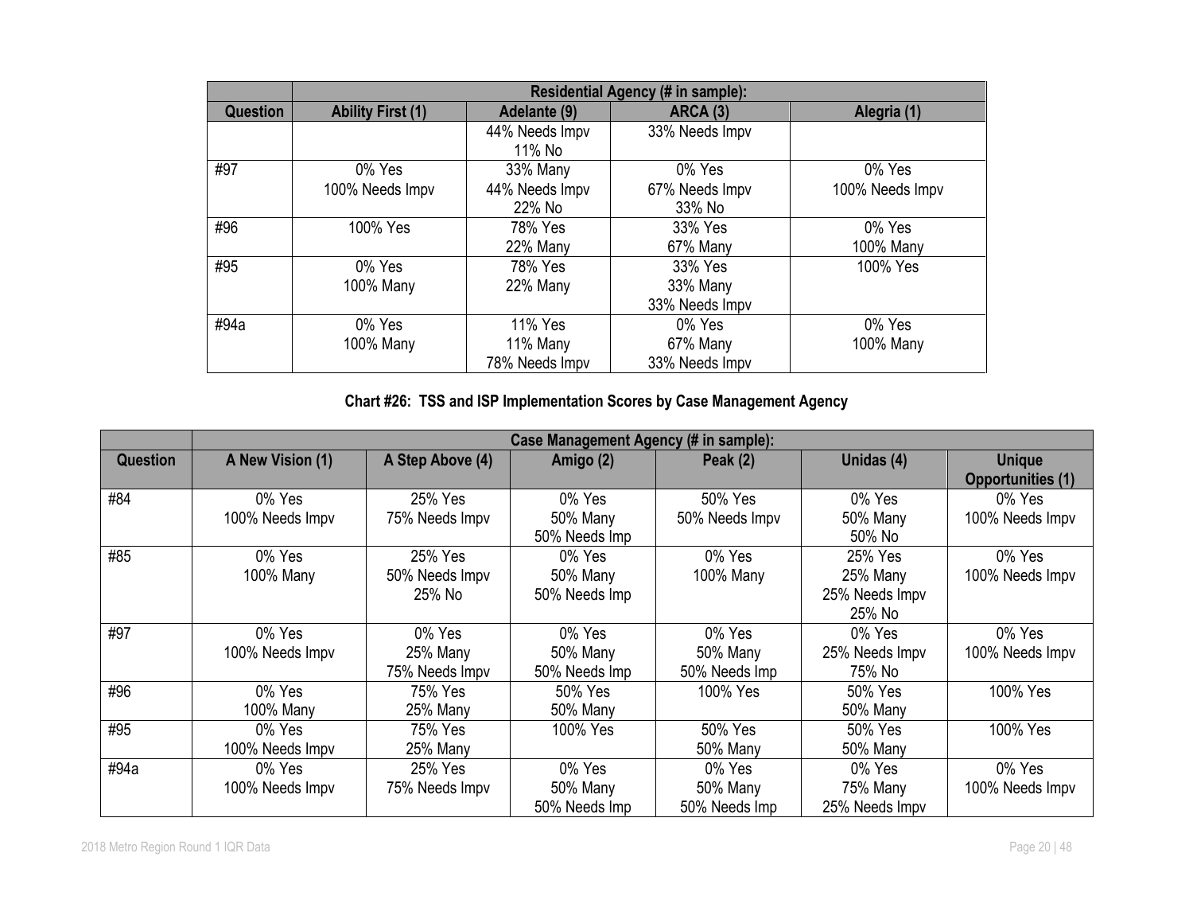| | Residential Agency (# in sample): | | | |
|---|---|---|---|---|
| **Question** | **Ability First (1)** | **Adelante (9)** | **ARCA (3)** | **Alegria (1)** |
| | | 44% Needs Impv<br>11% No | 33% Needs Impv | |
| #97 | 0% Yes<br>100% Needs Impv | 33% Many<br>44% Needs Impv<br>22% No | 0% Yes<br>67% Needs Impv<br>33% No | 0% Yes<br>100% Needs Impv |
| #96 | 100% Yes | 78% Yes<br>22% Many | 33% Yes<br>67% Many | 0% Yes<br>100% Many |
| #95 | 0% Yes<br>100% Many | 78% Yes<br>22% Many | 33% Yes<br>33% Many<br>33% Needs Impv | 100% Yes |
| #94a | 0% Yes<br>100% Many | 11% Yes<br>11% Many<br>78% Needs Impv | 0% Yes<br>67% Many<br>33% Needs Impv | 0% Yes<br>100% Many |

**Chart #26: TSS and ISP Implementation Scores by Case Management Agency**

| | Case Management Agency (# in sample): | | | | | |
|---|---|---|---|---|---|---|
| **Question** | **A New Vision (1)** | **A Step Above (4)** | **Amigo (2)** | **Peak (2)** | **Unidas (4)** | **Unique Opportunities (1)** |
| #84 | 0% Yes<br>100% Needs Impv | 25% Yes<br>75% Needs Impv | 0% Yes<br>50% Many<br>50% Needs Imp | 50% Yes<br>50% Needs Impv | 0% Yes<br>50% Many<br>50% No | 0% Yes<br>100% Needs Impv |
| #85 | 0% Yes<br>100% Many | 25% Yes<br>50% Needs Impv<br>25% No | 0% Yes<br>50% Many<br>50% Needs Imp | 0% Yes<br>100% Many | 25% Yes<br>25% Many<br>25% Needs Impv<br>25% No | 0% Yes<br>100% Needs Impv |
| #97 | 0% Yes<br>100% Needs Impv | 0% Yes<br>25% Many<br>75% Needs Impv | 0% Yes<br>50% Many<br>50% Needs Imp | 0% Yes<br>50% Many<br>50% Needs Imp | 0% Yes<br>25% Needs Impv<br>75% No | 0% Yes<br>100% Needs Impv |
| #96 | 0% Yes<br>100% Many | 75% Yes<br>25% Many | 50% Yes<br>50% Many | 100% Yes | 50% Yes<br>50% Many | 100% Yes |
| #95 | 0% Yes<br>100% Needs Impv | 75% Yes<br>25% Many | 100% Yes | 50% Yes<br>50% Many | 50% Yes<br>50% Many | 100% Yes |
| #94a | 0% Yes<br>100% Needs Impv | 25% Yes<br>75% Needs Impv | 0% Yes<br>50% Many<br>50% Needs Imp | 0% Yes<br>50% Many<br>50% Needs Imp | 0% Yes<br>75% Many<br>25% Needs Impv | 0% Yes<br>100% Needs Impv |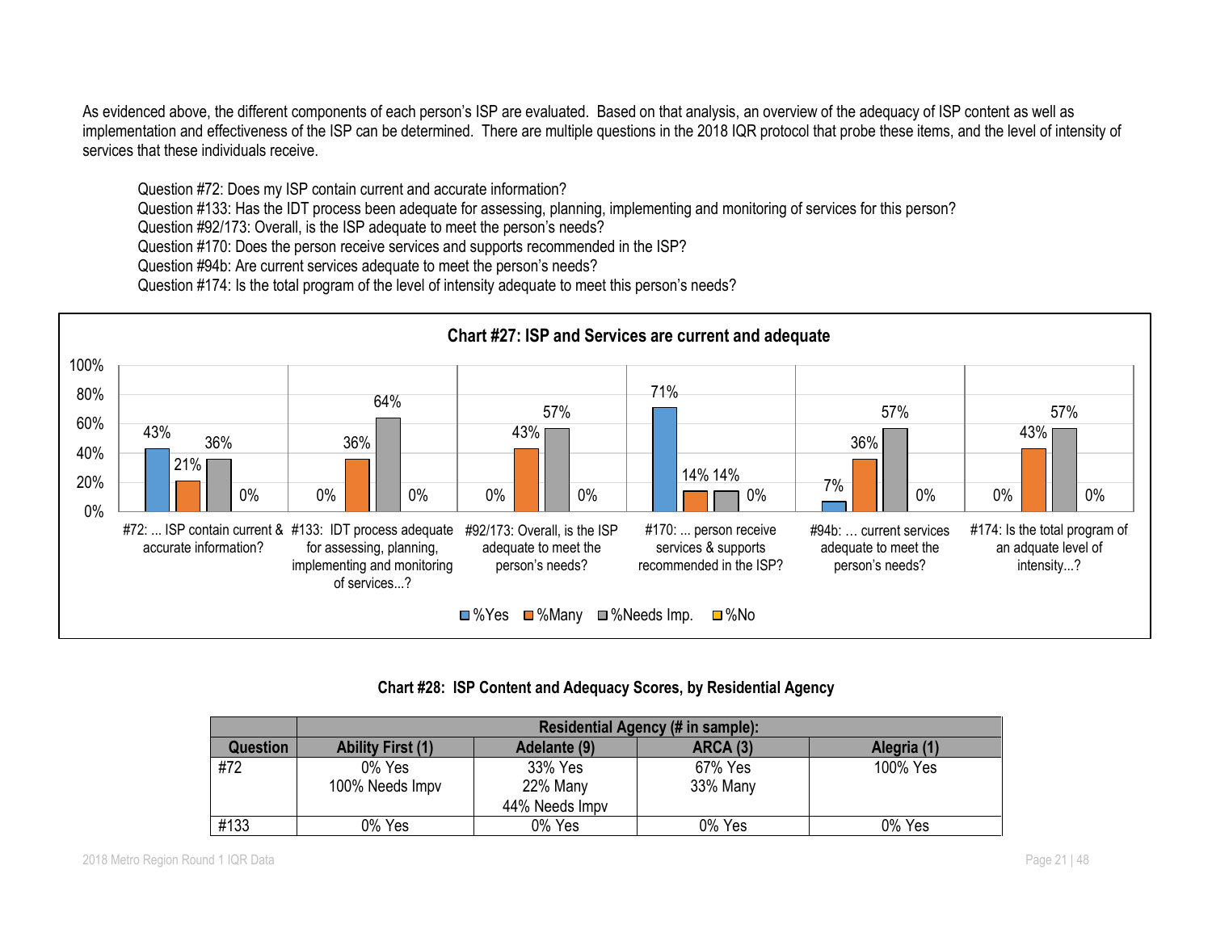As evidenced above, the different components of each person's ISP are evaluated. Based on that analysis, an overview of the adequacy of ISP content as well as implementation and effectiveness of the ISP can be determined. There are multiple questions in the 2018 IQR protocol that probe these items, and the level of intensity of services that these individuals receive.

Question #72: Does my ISP contain current and accurate information?
Question #133: Has the IDT process been adequate for assessing, planning, implementing and monitoring of services for this person?
Question #92/173: Overall, is the ISP adequate to meet the person's needs?
Question #170: Does the person receive services and supports recommended in the ISP?
Question #94b: Are current services adequate to meet the person's needs?
Question #174: Is the total program of the level of intensity adequate to meet this person's needs?

**Chart #27: ISP and Services are current and adequate**

| Question | %Yes | %Many | %Needs Imp. | %No |
|---|---|---|---|---|
| #72: ... ISP contain current & accurate information? | 43% | 21% | 36% | 0% |
| #133: IDT process adequate for assessing, planning, implementing and monitoring of services...? | 0% | 36% | 64% | 0% |
| #92/173: Overall, is the ISP adequate to meet the person's needs? | 0% | 43% | 57% | 0% |
| #170: ... person receive services & supports recommended in the ISP? | 71% | 14% | 14% | 0% |
| #94b: … current services adequate to meet the person's needs? | 7% | 36% | 57% | 0% |
| #174: Is the total program of an adquate level of intensity...? | 0% | 43% | 57% | 0% |

**Chart #28: ISP Content and Adequacy Scores, by Residential Agency**

| | Residential Agency (# in sample): | | | |
|---|---|---|---|---|
| **Question** | **Ability First (1)** | **Adelante (9)** | **ARCA (3)** | **Alegria (1)** |
| #72 | 0% Yes<br>100% Needs Impv | 33% Yes<br>22% Many<br>44% Needs Impv | 67% Yes<br>33% Many | 100% Yes |
| #133 | 0% Yes | 0% Yes | 0% Yes | 0% Yes |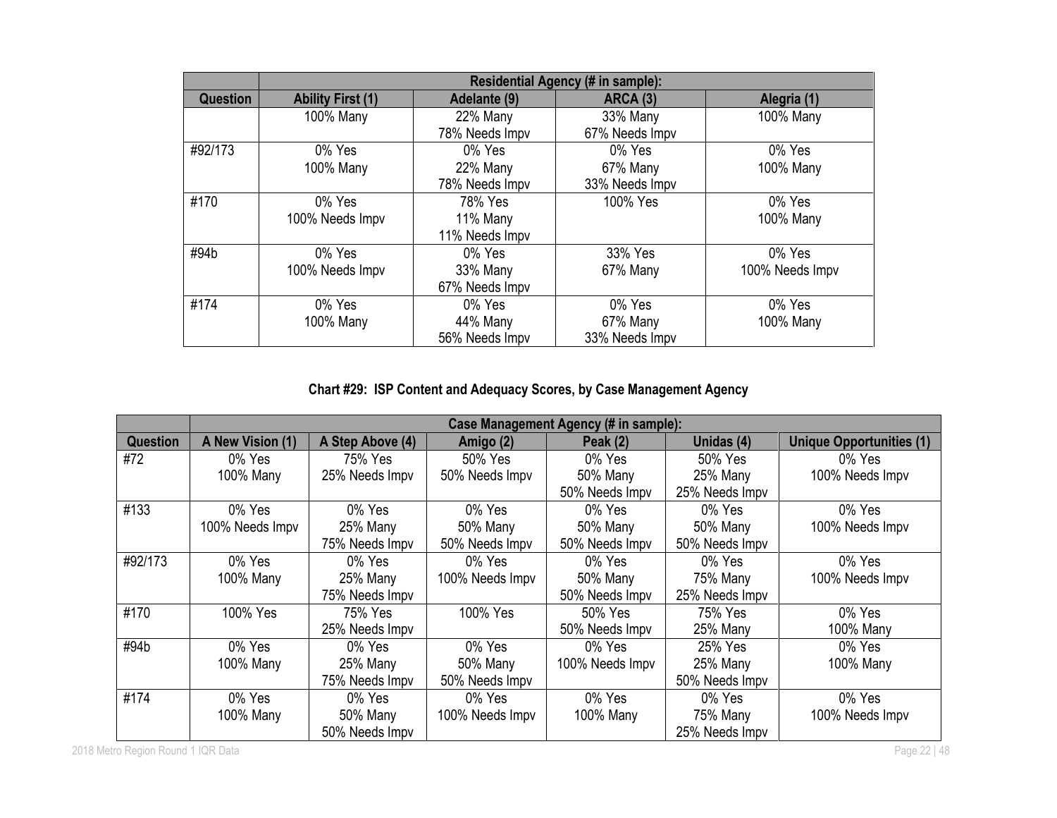| | Residential Agency (# in sample): | | | |
|---|---|---|---|---|
| Question | Ability First (1) | Adelante (9) | ARCA (3) | Alegria (1) |
| | 100% Many | 22% Many<br>78% Needs Impv | 33% Many<br>67% Needs Impv | 100% Many |
| #92/173 | 0% Yes<br>100% Many | 0% Yes<br>22% Many<br>78% Needs Impv | 0% Yes<br>67% Many<br>33% Needs Impv | 0% Yes<br>100% Many |
| #170 | 0% Yes<br>100% Needs Impv | 78% Yes<br>11% Many<br>11% Needs Impv | 100% Yes | 0% Yes<br>100% Many |
| #94b | 0% Yes<br>100% Needs Impv | 0% Yes<br>33% Many<br>67% Needs Impv | 33% Yes<br>67% Many | 0% Yes<br>100% Needs Impv |
| #174 | 0% Yes<br>100% Many | 0% Yes<br>44% Many<br>56% Needs Impv | 0% Yes<br>67% Many<br>33% Needs Impv | 0% Yes<br>100% Many |

**Chart #29: ISP Content and Adequacy Scores, by Case Management Agency**

| | Case Management Agency (# in sample): | | | | | |
|---|---|---|---|---|---|---|
| Question | A New Vision (1) | A Step Above (4) | Amigo (2) | Peak (2) | Unidas (4) | Unique Opportunities (1) |
| #72 | 0% Yes<br>100% Many | 75% Yes<br>25% Needs Impv | 50% Yes<br>50% Needs Impv | 0% Yes<br>50% Many<br>50% Needs Impv | 50% Yes<br>25% Many<br>25% Needs Impv | 0% Yes<br>100% Needs Impv |
| #133 | 0% Yes<br>100% Needs Impv | 0% Yes<br>25% Many<br>75% Needs Impv | 0% Yes<br>50% Many<br>50% Needs Impv | 0% Yes<br>50% Many<br>50% Needs Impv | 0% Yes<br>50% Many<br>50% Needs Impv | 0% Yes<br>100% Needs Impv |
| #92/173 | 0% Yes<br>100% Many | 0% Yes<br>25% Many<br>75% Needs Impv | 0% Yes<br>100% Needs Impv | 0% Yes<br>50% Many<br>50% Needs Impv | 0% Yes<br>75% Many<br>25% Needs Impv | 0% Yes<br>100% Needs Impv |
| #170 | 100% Yes | 75% Yes<br>25% Needs Impv | 100% Yes | 50% Yes<br>50% Needs Impv | 75% Yes<br>25% Many | 0% Yes<br>100% Many |
| #94b | 0% Yes<br>100% Many | 0% Yes<br>25% Many<br>75% Needs Impv | 0% Yes<br>50% Many<br>50% Needs Impv | 0% Yes<br>100% Needs Impv | 25% Yes<br>25% Many<br>50% Needs Impv | 0% Yes<br>100% Many |
| #174 | 0% Yes<br>100% Many | 0% Yes<br>50% Many<br>50% Needs Impv | 0% Yes<br>100% Needs Impv | 0% Yes<br>100% Many | 0% Yes<br>75% Many<br>25% Needs Impv | 0% Yes<br>100% Needs Impv |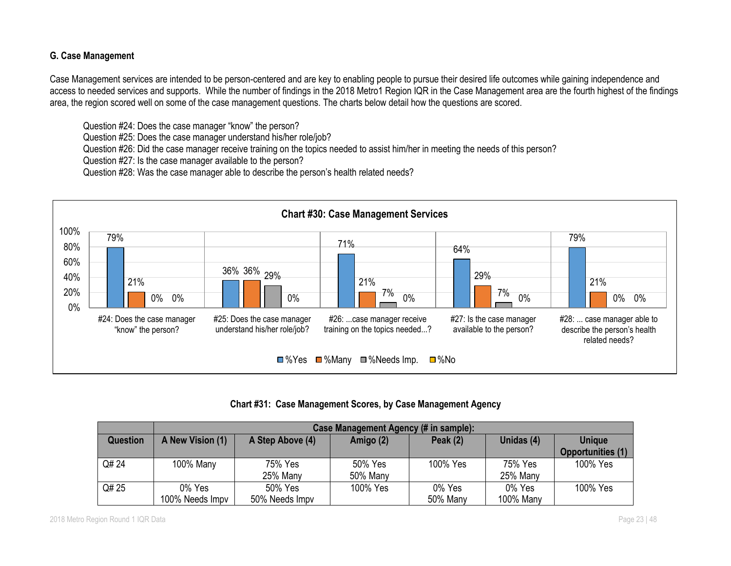**G. Case Management**

Case Management services are intended to be person-centered and are key to enabling people to pursue their desired life outcomes while gaining independence and access to needed services and supports. While the number of findings in the 2018 Metro1 Region IQR in the Case Management area are the fourth highest of the findings area, the region scored well on some of the case management questions. The charts below detail how the questions are scored.

Question #24: Does the case manager "know" the person?
Question #25: Does the case manager understand his/her role/job?
Question #26: Did the case manager receive training on the topics needed to assist him/her in meeting the needs of this person?
Question #27: Is the case manager available to the person?
Question #28: Was the case manager able to describe the person's health related needs?

**Chart #30: Case Management Services**

| Question | %Yes | %Many | %Needs Imp. | %No |
|---|---|---|---|---|
| #24: Does the case manager "know" the person? | 79% | 21% | 0% | 0% |
| #25: Does the case manager understand his/her role/job? | 36% | 36% | 29% | 0% |
| #26: ...case manager receive training on the topics needed...? | 71% | 21% | 7% | 0% |
| #27: Is the case manager available to the person? | 64% | 29% | 7% | 0% |
| #28: ... case manager able to describe the person's health related needs? | 79% | 21% | 0% | 0% |

**Chart #31: Case Management Scores, by Case Management Agency**

| | Case Management Agency (# in sample): | | | | | |
|---|---|---|---|---|---|---|
| **Question** | **A New Vision (1)** | **A Step Above (4)** | **Amigo (2)** | **Peak (2)** | **Unidas (4)** | **Unique Opportunities (1)** |
| Q# 24 | 100% Many | 75% Yes<br>25% Many | 50% Yes<br>50% Many | 100% Yes | 75% Yes<br>25% Many | 100% Yes |
| Q# 25 | 0% Yes<br>100% Needs Impv | 50% Yes<br>50% Needs Impv | 100% Yes | 0% Yes<br>50% Many | 0% Yes<br>100% Many | 100% Yes |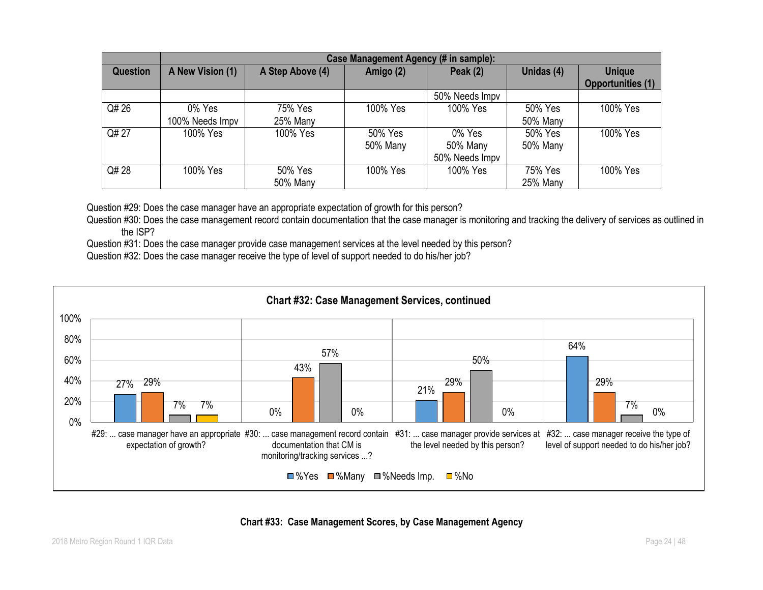| Question | Case Management Agency (# in sample): | | | | | |
|---|---|---|---|---|---|---|
| | A New Vision (1) | A Step Above (4) | Amigo (2) | Peak (2) | Unidas (4) | Unique Opportunities (1) |
| | | | | 50% Needs Impv | | |
| Q# 26 | 0% Yes<br>100% Needs Impv | 75% Yes<br>25% Many | 100% Yes | 100% Yes | 50% Yes<br>50% Many | 100% Yes |
| Q# 27 | 100% Yes | 100% Yes | 50% Yes<br>50% Many | 0% Yes<br>50% Many<br>50% Needs Impv | 50% Yes<br>50% Many | 100% Yes |
| Q# 28 | 100% Yes | 50% Yes<br>50% Many | 100% Yes | 100% Yes | 75% Yes<br>25% Many | 100% Yes |

Question #29: Does the case manager have an appropriate expectation of growth for this person?

Question #30: Does the case management record contain documentation that the case manager is monitoring and tracking the delivery of services as outlined in the ISP?

Question #31: Does the case manager provide case management services at the level needed by this person?

Question #32: Does the case manager receive the type of level of support needed to do his/her job?

**Chart #32: Case Management Services, continued**

| | %Yes | %Many | %Needs Imp. | %No |
|---|---|---|---|---|
| #29: ... case manager have an appropriate expectation of growth? | 27% | 29% | 7% | 7% |
| #30: ... case management record contain documentation that CM is monitoring/tracking services ...? | 0% | 43% | 57% | 0% |
| #31: ... case manager provide services at the level needed by this person? | 21% | 29% | 50% | 0% |
| #32: ... case manager receive the type of level of support needed to do his/her job? | 64% | 29% | 7% | 0% |

**Chart #33: Case Management Scores, by Case Management Agency**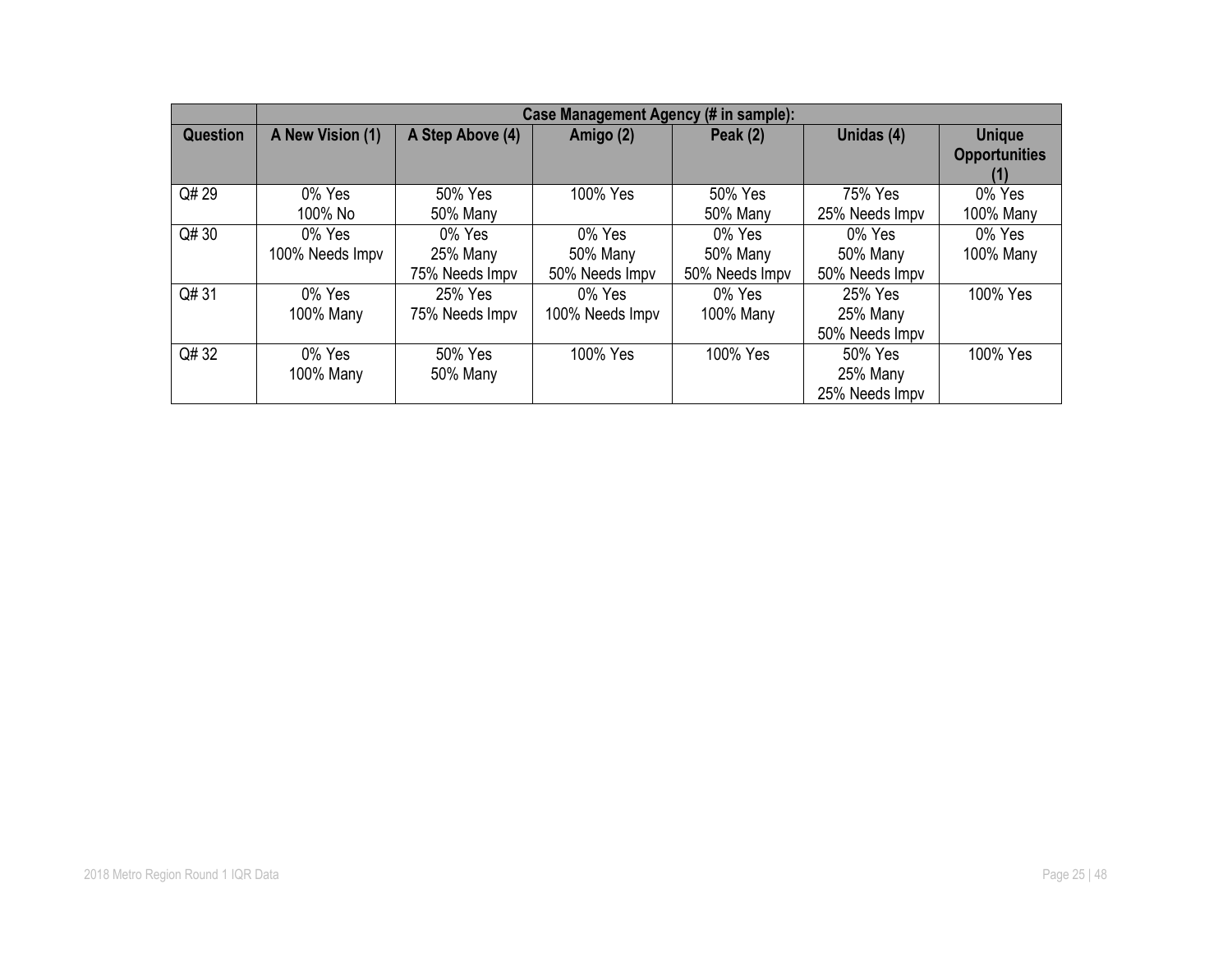| | Case Management Agency (# in sample): | | | | | |
|---|---|---|---|---|---|---|
| **Question** | **A New Vision (1)** | **A Step Above (4)** | **Amigo (2)** | **Peak (2)** | **Unidas (4)** | **Unique Opportunities (1)** |
| Q# 29 | 0% Yes<br>100% No | 50% Yes<br>50% Many | 100% Yes | 50% Yes<br>50% Many | 75% Yes<br>25% Needs Impv | 0% Yes<br>100% Many |
| Q# 30 | 0% Yes<br>100% Needs Impv | 0% Yes<br>25% Many<br>75% Needs Impv | 0% Yes<br>50% Many<br>50% Needs Impv | 0% Yes<br>50% Many<br>50% Needs Impv | 0% Yes<br>50% Many<br>50% Needs Impv | 0% Yes<br>100% Many |
| Q# 31 | 0% Yes<br>100% Many | 25% Yes<br>75% Needs Impv | 0% Yes<br>100% Needs Impv | 0% Yes<br>100% Many | 25% Yes<br>25% Many<br>50% Needs Impv | 100% Yes |
| Q# 32 | 0% Yes<br>100% Many | 50% Yes<br>50% Many | 100% Yes | 100% Yes | 50% Yes<br>25% Many<br>25% Needs Impv | 100% Yes |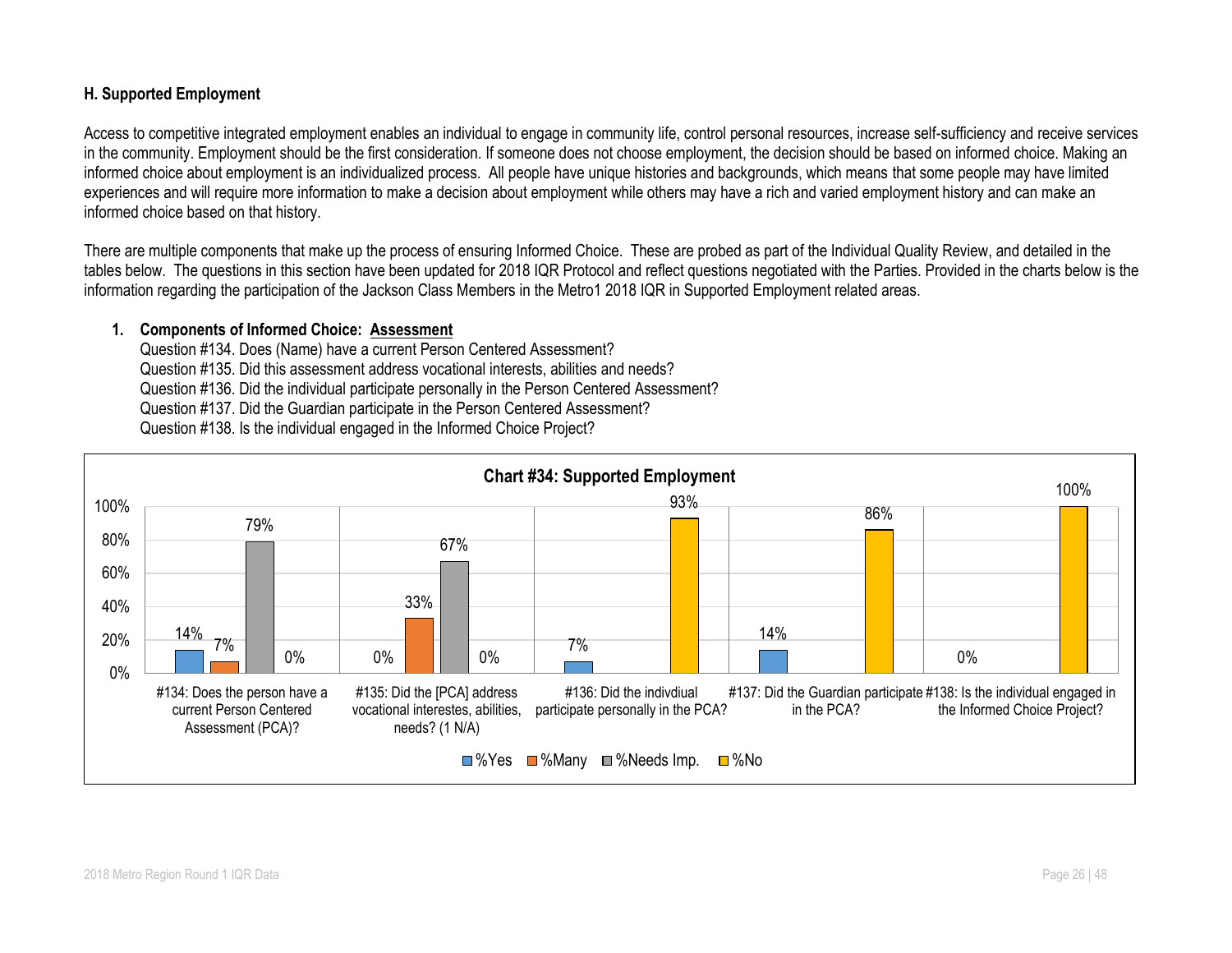### H. Supported Employment

Access to competitive integrated employment enables an individual to engage in community life, control personal resources, increase self-sufficiency and receive services in the community. Employment should be the first consideration. If someone does not choose employment, the decision should be based on informed choice. Making an informed choice about employment is an individualized process. All people have unique histories and backgrounds, which means that some people may have limited experiences and will require more information to make a decision about employment while others may have a rich and varied employment history and can make an informed choice based on that history.

There are multiple components that make up the process of ensuring Informed Choice. These are probed as part of the Individual Quality Review, and detailed in the tables below. The questions in this section have been updated for 2018 IQR Protocol and reflect questions negotiated with the Parties. Provided in the charts below is the information regarding the participation of the Jackson Class Members in the Metro1 2018 IQR in Supported Employment related areas.

1. **Components of Informed Choice: Assessment**

   Question #134. Does (Name) have a current Person Centered Assessment?
   Question #135. Did this assessment address vocational interests, abilities and needs?
   Question #136. Did the individual participate personally in the Person Centered Assessment?
   Question #137. Did the Guardian participate in the Person Centered Assessment?
   Question #138. Is the individual engaged in the Informed Choice Project?

**Chart #34: Supported Employment**

| Question | %Yes | %Many | %Needs Imp. | %No |
|---|---|---|---|---|
| #134: Does the person have a current Person Centered Assessment (PCA)? | 14% | 7% | 79% | 0% |
| #135: Did the [PCA] address vocational interestes, abilities, needs? (1 N/A) | 0% | 33% | 67% | 0% |
| #136: Did the indivdiual participate personally in the PCA? | 7% | | | 93% |
| #137: Did the Guardian participate in the PCA? | 14% | | | 86% |
| #138: Is the individual engaged in the Informed Choice Project? | 0% | | | 100% |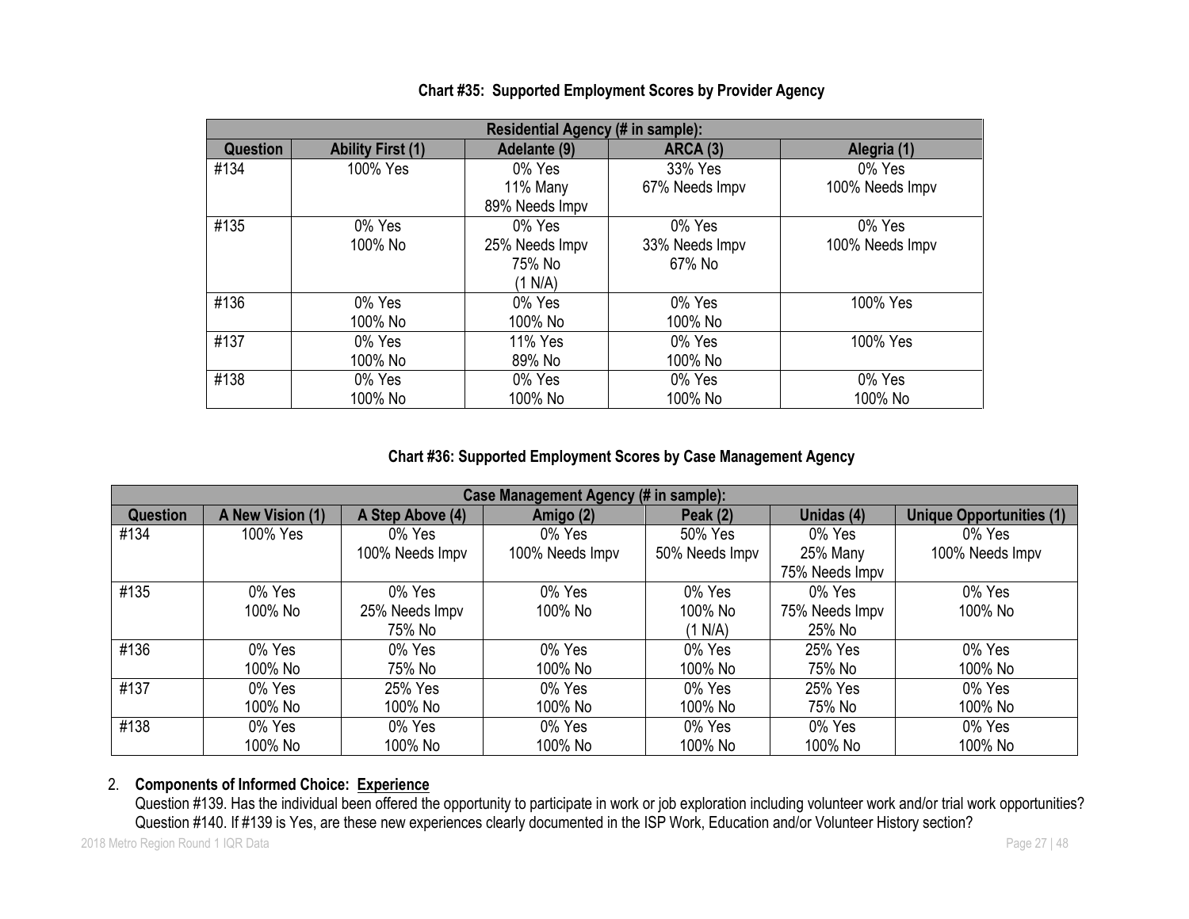**Chart #35: Supported Employment Scores by Provider Agency**

| Residential Agency (# in sample): | | | | |
|---|---|---|---|---|
| **Question** | **Ability First (1)** | **Adelante (9)** | **ARCA (3)** | **Alegria (1)** |
| #134 | 100% Yes | 0% Yes<br>11% Many<br>89% Needs Impv | 33% Yes<br>67% Needs Impv | 0% Yes<br>100% Needs Impv |
| #135 | 0% Yes<br>100% No | 0% Yes<br>25% Needs Impv<br>75% No<br>(1 N/A) | 0% Yes<br>33% Needs Impv<br>67% No | 0% Yes<br>100% Needs Impv |
| #136 | 0% Yes<br>100% No | 0% Yes<br>100% No | 0% Yes<br>100% No | 100% Yes |
| #137 | 0% Yes<br>100% No | 11% Yes<br>89% No | 0% Yes<br>100% No | 100% Yes |
| #138 | 0% Yes<br>100% No | 0% Yes<br>100% No | 0% Yes<br>100% No | 0% Yes<br>100% No |

**Chart #36: Supported Employment Scores by Case Management Agency**

| Case Management Agency (# in sample): | | | | | | |
|---|---|---|---|---|---|---|
| **Question** | **A New Vision (1)** | **A Step Above (4)** | **Amigo (2)** | **Peak (2)** | **Unidas (4)** | **Unique Opportunities (1)** |
| #134 | 100% Yes | 0% Yes<br>100% Needs Impv | 0% Yes<br>100% Needs Impv | 50% Yes<br>50% Needs Impv | 0% Yes<br>25% Many<br>75% Needs Impv | 0% Yes<br>100% Needs Impv |
| #135 | 0% Yes<br>100% No | 0% Yes<br>25% Needs Impv<br>75% No | 0% Yes<br>100% No | 0% Yes<br>100% No<br>(1 N/A) | 0% Yes<br>75% Needs Impv<br>25% No | 0% Yes<br>100% No |
| #136 | 0% Yes<br>100% No | 0% Yes<br>75% No | 0% Yes<br>100% No | 0% Yes<br>100% No | 25% Yes<br>75% No | 0% Yes<br>100% No |
| #137 | 0% Yes<br>100% No | 25% Yes<br>100% No | 0% Yes<br>100% No | 0% Yes<br>100% No | 25% Yes<br>75% No | 0% Yes<br>100% No |
| #138 | 0% Yes<br>100% No | 0% Yes<br>100% No | 0% Yes<br>100% No | 0% Yes<br>100% No | 0% Yes<br>100% No | 0% Yes<br>100% No |

2. **Components of Informed Choice: Experience**

   Question #139. Has the individual been offered the opportunity to participate in work or job exploration including volunteer work and/or trial work opportunities?
   Question #140. If #139 is Yes, are these new experiences clearly documented in the ISP Work, Education and/or Volunteer History section?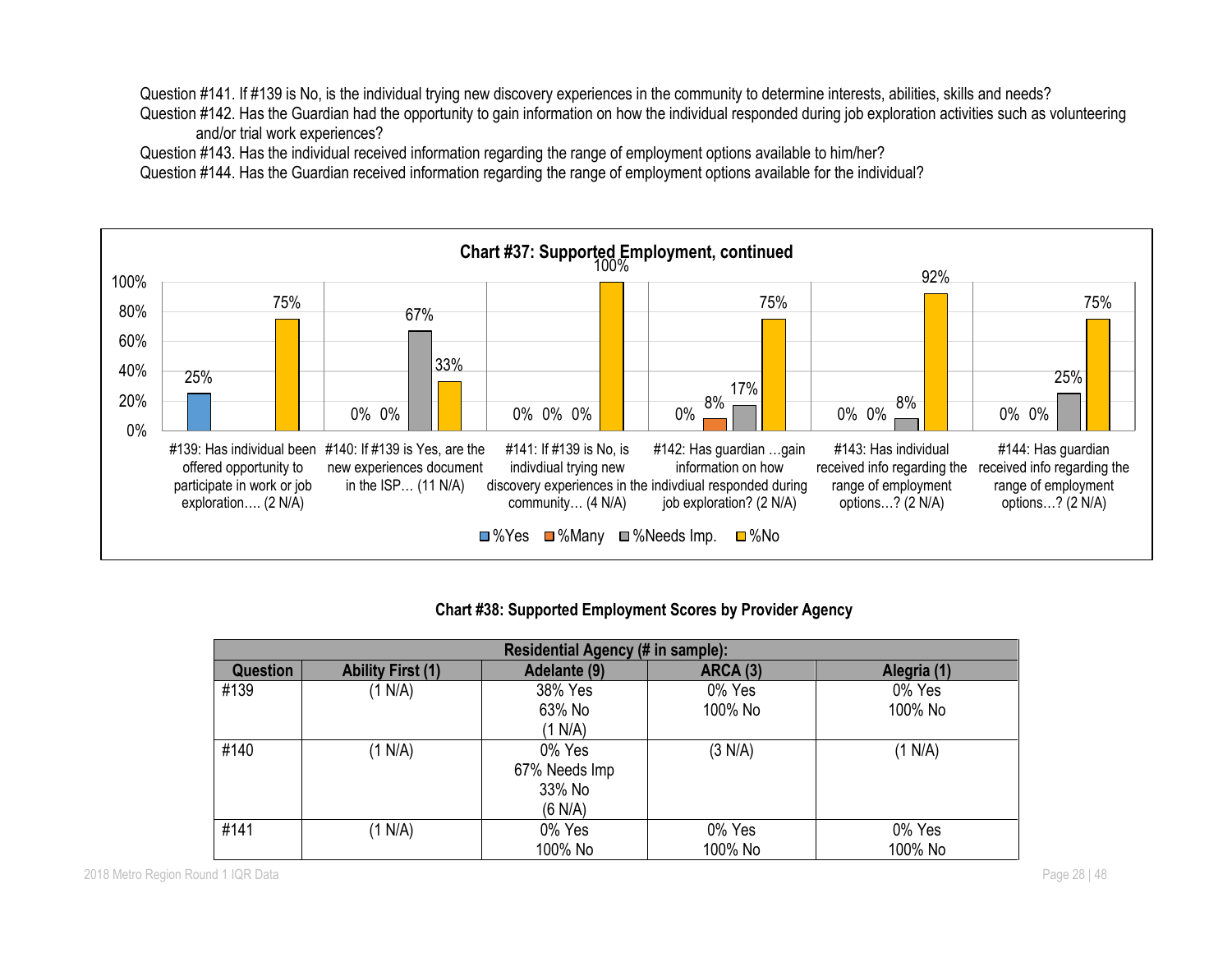Question #141. If #139 is No, is the individual trying new discovery experiences in the community to determine interests, abilities, skills and needs?

Question #142. Has the Guardian had the opportunity to gain information on how the individual responded during job exploration activities such as volunteering and/or trial work experiences?

Question #143. Has the individual received information regarding the range of employment options available to him/her?

Question #144. Has the Guardian received information regarding the range of employment options available for the individual?

**Chart #37: Supported Employment, continued**

| Question | %Yes | %Many | %Needs Imp. | %No |
|---|---|---|---|---|
| #139: Has individual been offered opportunity to participate in work or job exploration…. (2 N/A) | 25% | | | 75% |
| #140: If #139 is Yes, are the new experiences document in the ISP… (11 N/A) | 0% | 0% | 67% | 33% |
| #141: If #139 is No, is indivdiual trying new discovery experiences in the community… (4 N/A) | 0% | 0% | 0% | 100% |
| #142: Has guardian …gain information on how indivdiual responded during job exploration? (2 N/A) | 0% | 8% | 17% | 75% |
| #143: Has individual received info regarding the range of employment options…? (2 N/A) | 0% | 0% | 8% | 92% |
| #144: Has guardian received info regarding the range of employment options…? (2 N/A) | 0% | 0% | 25% | 75% |

**Chart #38: Supported Employment Scores by Provider Agency**

| Residential Agency (# in sample): | | | | |
|---|---|---|---|---|
| **Question** | **Ability First (1)** | **Adelante (9)** | **ARCA (3)** | **Alegria (1)** |
| #139 | (1 N/A) | 38% Yes<br>63% No<br>(1 N/A) | 0% Yes<br>100% No | 0% Yes<br>100% No |
| #140 | (1 N/A) | 0% Yes<br>67% Needs Imp<br>33% No<br>(6 N/A) | (3 N/A) | (1 N/A) |
| #141 | (1 N/A) | 0% Yes<br>100% No | 0% Yes<br>100% No | 0% Yes<br>100% No |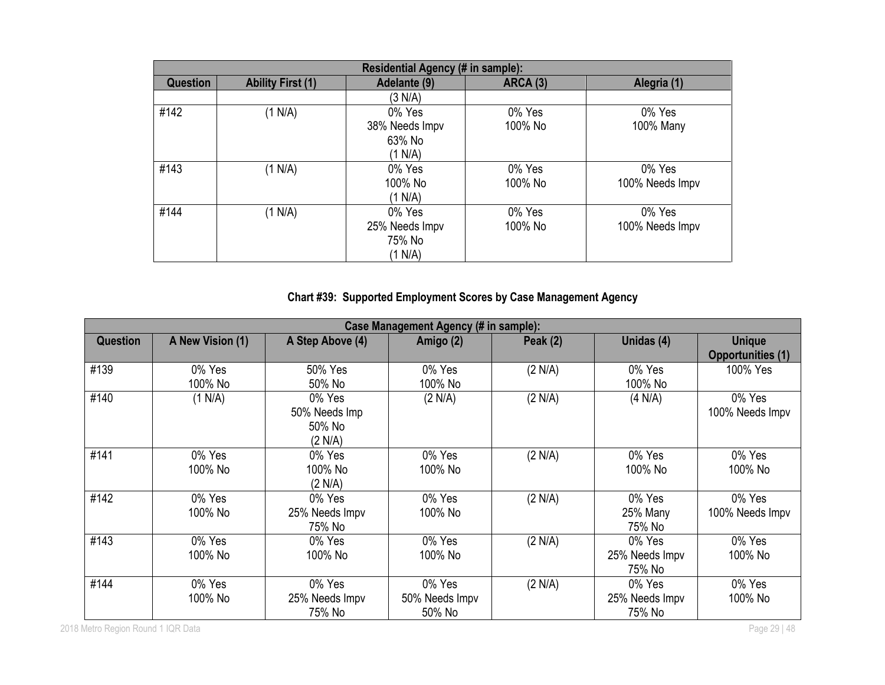| Residential Agency (# in sample): | | | | |
|---|---|---|---|---|
| Question | Ability First (1) | Adelante (9) | ARCA (3) | Alegria (1) |
| | | (3 N/A) | | |
| #142 | (1 N/A) | 0% Yes<br>38% Needs Impv<br>63% No<br>(1 N/A) | 0% Yes<br>100% No | 0% Yes<br>100% Many |
| #143 | (1 N/A) | 0% Yes<br>100% No<br>(1 N/A) | 0% Yes<br>100% No | 0% Yes<br>100% Needs Impv |
| #144 | (1 N/A) | 0% Yes<br>25% Needs Impv<br>75% No<br>(1 N/A) | 0% Yes<br>100% No | 0% Yes<br>100% Needs Impv |

**Chart #39: Supported Employment Scores by Case Management Agency**

| Case Management Agency (# in sample): | | | | | | |
|---|---|---|---|---|---|---|
| Question | A New Vision (1) | A Step Above (4) | Amigo (2) | Peak (2) | Unidas (4) | Unique Opportunities (1) |
| #139 | 0% Yes<br>100% No | 50% Yes<br>50% No | 0% Yes<br>100% No | (2 N/A) | 0% Yes<br>100% No | 100% Yes |
| #140 | (1 N/A) | 0% Yes<br>50% Needs Imp<br>50% No<br>(2 N/A) | (2 N/A) | (2 N/A) | (4 N/A) | 0% Yes<br>100% Needs Impv |
| #141 | 0% Yes<br>100% No | 0% Yes<br>100% No<br>(2 N/A) | 0% Yes<br>100% No | (2 N/A) | 0% Yes<br>100% No | 0% Yes<br>100% No |
| #142 | 0% Yes<br>100% No | 0% Yes<br>25% Needs Impv<br>75% No | 0% Yes<br>100% No | (2 N/A) | 0% Yes<br>25% Many<br>75% No | 0% Yes<br>100% Needs Impv |
| #143 | 0% Yes<br>100% No | 0% Yes<br>100% No | 0% Yes<br>100% No | (2 N/A) | 0% Yes<br>25% Needs Impv<br>75% No | 0% Yes<br>100% No |
| #144 | 0% Yes<br>100% No | 0% Yes<br>25% Needs Impv<br>75% No | 0% Yes<br>50% Needs Impv<br>50% No | (2 N/A) | 0% Yes<br>25% Needs Impv<br>75% No | 0% Yes<br>100% No |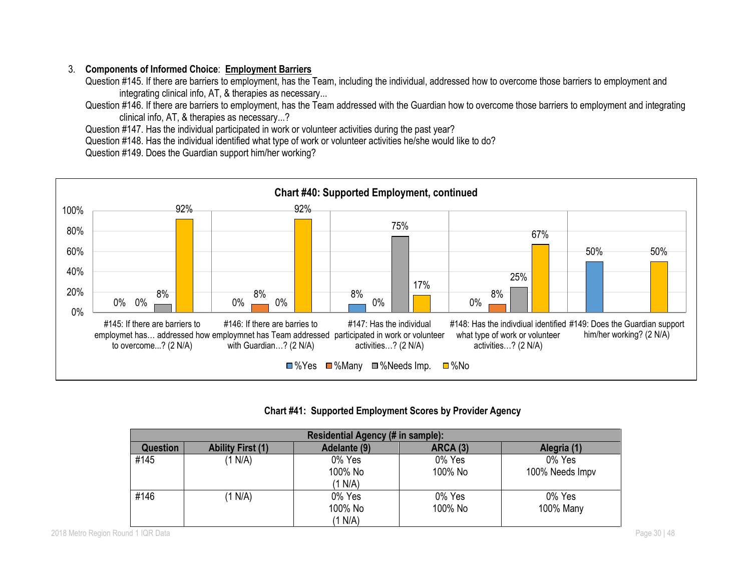3. **Components of Informed Choice**: **Employment Barriers**

Question #145. If there are barriers to employment, has the Team, including the individual, addressed how to overcome those barriers to employment and integrating clinical info, AT, & therapies as necessary...

Question #146. If there are barriers to employment, has the Team addressed with the Guardian how to overcome those barriers to employment and integrating clinical info, AT, & therapies as necessary...?

Question #147. Has the individual participated in work or volunteer activities during the past year?

Question #148. Has the individual identified what type of work or volunteer activities he/she would like to do?

Question #149. Does the Guardian support him/her working?

**Chart #40: Supported Employment, continued**

| Question | %Yes | %Many | %Needs Imp. | %No |
|---|---|---|---|---|
| #145: If there are barriers to employmet has… addressed how to overcome...? (2 N/A) | 0% | 0% | 8% | 92% |
| #146: If there are barries to employmnet has Team addressed with Guardian…? (2 N/A) | 0% | 8% | 0% | 92% |
| #147: Has the individual participated in work or volunteer activities…? (2 N/A) | 8% | 0% | 75% | 17% |
| #148: Has the indivdiual identified what type of work or volunteer activities…? (2 N/A) | 0% | 8% | 25% | 67% |
| #149: Does the Guardian support him/her working? (2 N/A) | 50% | | | 50% |

**Chart #41: Supported Employment Scores by Provider Agency**

| Residential Agency (# in sample): | | | | |
|---|---|---|---|---|
| **Question** | **Ability First (1)** | **Adelante (9)** | **ARCA (3)** | **Alegria (1)** |
| #145 | (1 N/A) | 0% Yes<br>100% No<br>(1 N/A) | 0% Yes<br>100% No | 0% Yes<br>100% Needs Impv |
| #146 | (1 N/A) | 0% Yes<br>100% No<br>(1 N/A) | 0% Yes<br>100% No | 0% Yes<br>100% Many |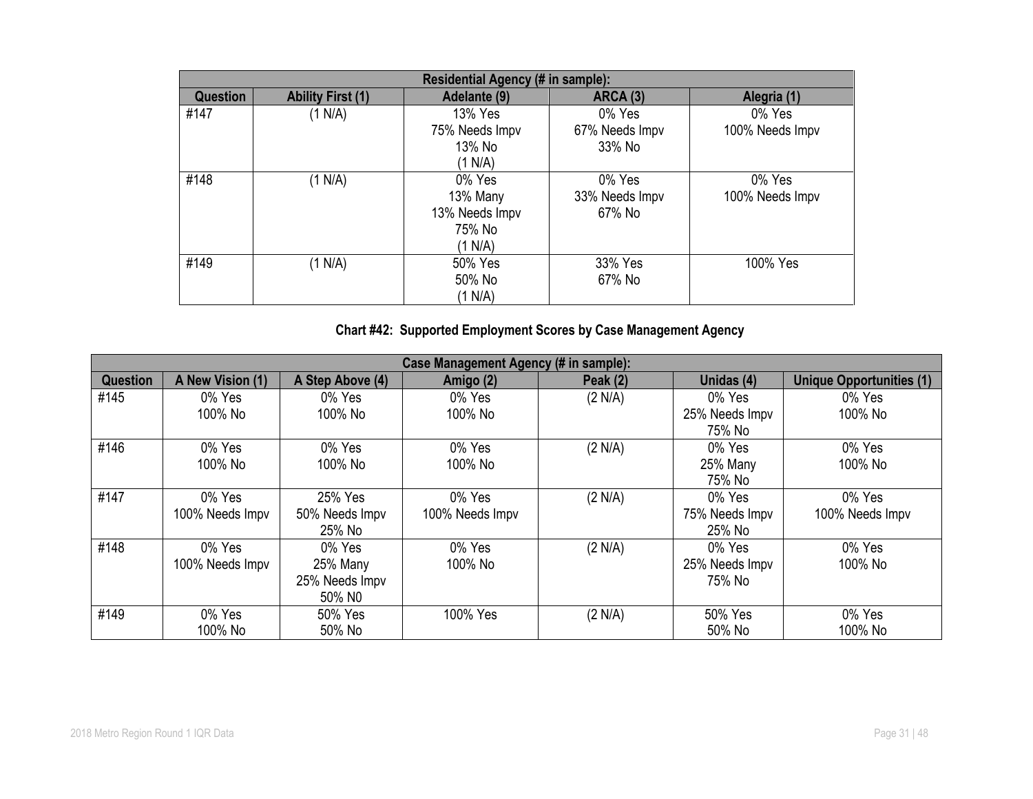| Residential Agency (# in sample): | | | | |
|---|---|---|---|---|
| **Question** | **Ability First (1)** | **Adelante (9)** | **ARCA (3)** | **Alegria (1)** |
| #147 | (1 N/A) | 13% Yes<br>75% Needs Impv<br>13% No<br>(1 N/A) | 0% Yes<br>67% Needs Impv<br>33% No | 0% Yes<br>100% Needs Impv |
| #148 | (1 N/A) | 0% Yes<br>13% Many<br>13% Needs Impv<br>75% No<br>(1 N/A) | 0% Yes<br>33% Needs Impv<br>67% No | 0% Yes<br>100% Needs Impv |
| #149 | (1 N/A) | 50% Yes<br>50% No<br>(1 N/A) | 33% Yes<br>67% No | 100% Yes |

**Chart #42: Supported Employment Scores by Case Management Agency**

| Case Management Agency (# in sample): | | | | | | |
|---|---|---|---|---|---|---|
| **Question** | **A New Vision (1)** | **A Step Above (4)** | **Amigo (2)** | **Peak (2)** | **Unidas (4)** | **Unique Opportunities (1)** |
| #145 | 0% Yes<br>100% No | 0% Yes<br>100% No | 0% Yes<br>100% No | (2 N/A) | 0% Yes<br>25% Needs Impv<br>75% No | 0% Yes<br>100% No |
| #146 | 0% Yes<br>100% No | 0% Yes<br>100% No | 0% Yes<br>100% No | (2 N/A) | 0% Yes<br>25% Many<br>75% No | 0% Yes<br>100% No |
| #147 | 0% Yes<br>100% Needs Impv | 25% Yes<br>50% Needs Impv<br>25% No | 0% Yes<br>100% Needs Impv | (2 N/A) | 0% Yes<br>75% Needs Impv<br>25% No | 0% Yes<br>100% Needs Impv |
| #148 | 0% Yes<br>100% Needs Impv | 0% Yes<br>25% Many<br>25% Needs Impv<br>50% N0 | 0% Yes<br>100% No | (2 N/A) | 0% Yes<br>25% Needs Impv<br>75% No | 0% Yes<br>100% No |
| #149 | 0% Yes<br>100% No | 50% Yes<br>50% No | 100% Yes | (2 N/A) | 50% Yes<br>50% No | 0% Yes<br>100% No |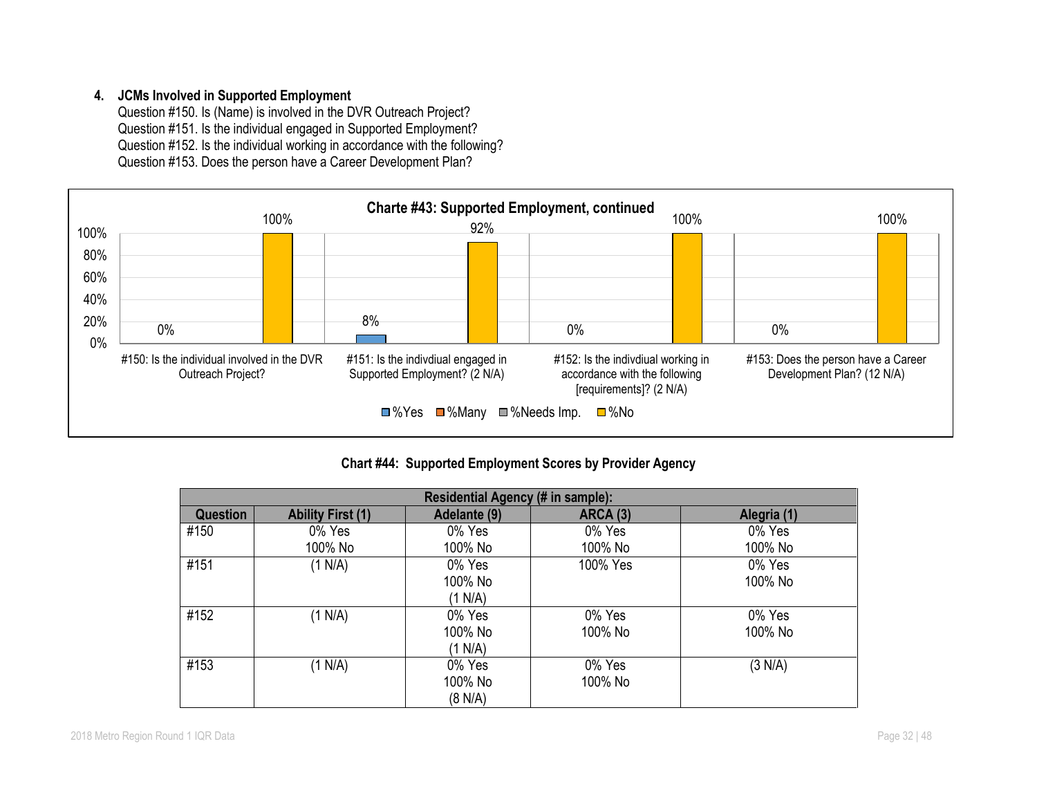4. **JCMs Involved in Supported Employment**
   Question #150. Is (Name) is involved in the DVR Outreach Project?
   Question #151. Is the individual engaged in Supported Employment?
   Question #152. Is the individual working in accordance with the following?
   Question #153. Does the person have a Career Development Plan?

**Charte #43: Supported Employment, continued**

| Question | %Yes | %No |
|---|---|---|
| #150: Is the individual involved in the DVR Outreach Project? | 0% | 100% |
| #151: Is the indivdiual engaged in Supported Employment? (2 N/A) | 8% | 92% |
| #152: Is the indivdiual working in accordance with the following [requirements]? (2 N/A) | 0% | 100% |
| #153: Does the person have a Career Development Plan? (12 N/A) | 0% | 100% |

**Chart #44: Supported Employment Scores by Provider Agency**

| Residential Agency (# in sample): | | | | |
|---|---|---|---|---|
| **Question** | **Ability First (1)** | **Adelante (9)** | **ARCA (3)** | **Alegria (1)** |
| #150 | 0% Yes<br>100% No | 0% Yes<br>100% No | 0% Yes<br>100% No | 0% Yes<br>100% No |
| #151 | (1 N/A) | 0% Yes<br>100% No<br>(1 N/A) | 100% Yes | 0% Yes<br>100% No |
| #152 | (1 N/A) | 0% Yes<br>100% No<br>(1 N/A) | 0% Yes<br>100% No | 0% Yes<br>100% No |
| #153 | (1 N/A) | 0% Yes<br>100% No<br>(8 N/A) | 0% Yes<br>100% No | (3 N/A) |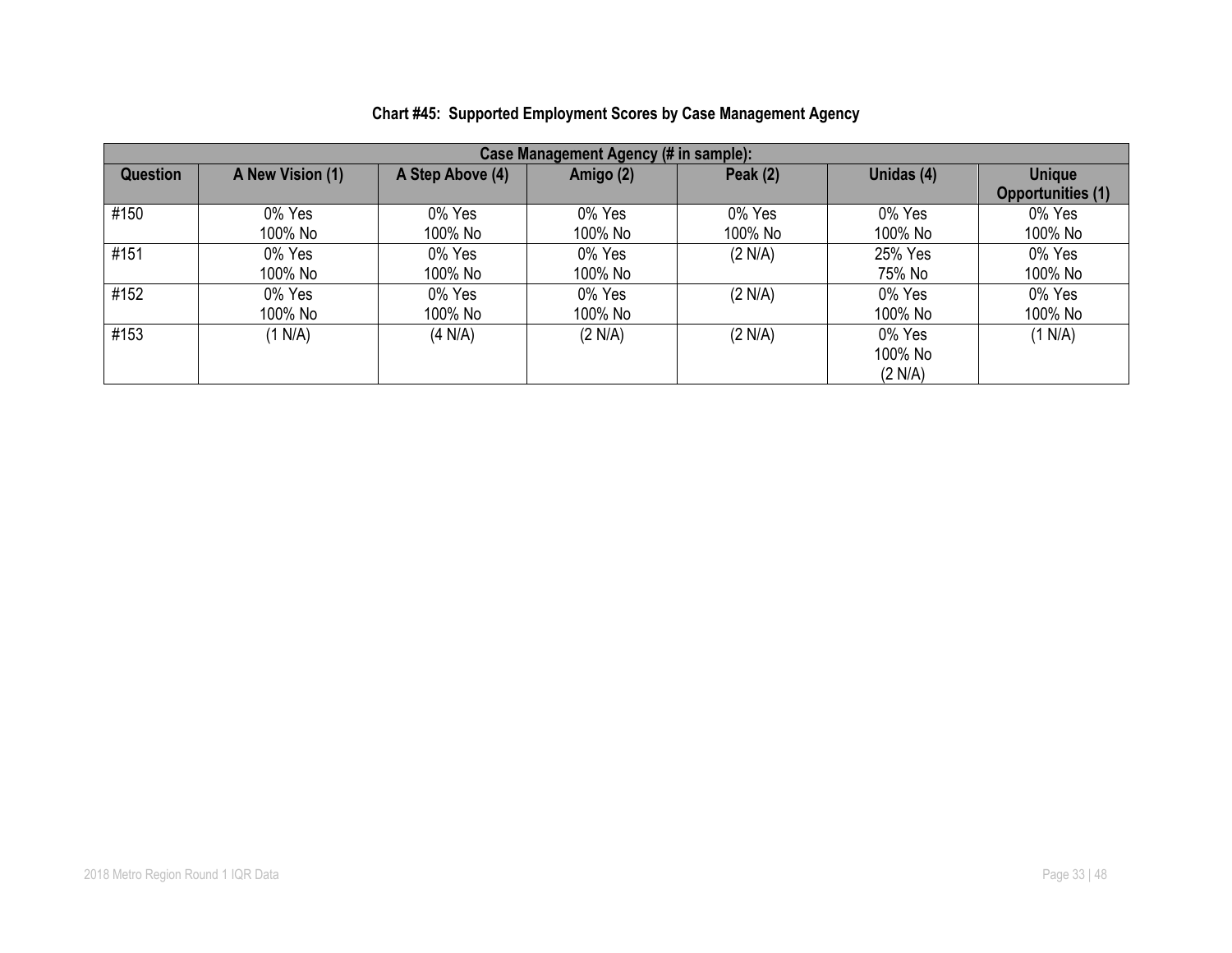**Chart #45: Supported Employment Scores by Case Management Agency**

| Case Management Agency (# in sample): | | | | | | |
|---|---|---|---|---|---|---|
| Question | A New Vision (1) | A Step Above (4) | Amigo (2) | Peak (2) | Unidas (4) | Unique Opportunities (1) |
| #150 | 0% Yes<br>100% No | 0% Yes<br>100% No | 0% Yes<br>100% No | 0% Yes<br>100% No | 0% Yes<br>100% No | 0% Yes<br>100% No |
| #151 | 0% Yes<br>100% No | 0% Yes<br>100% No | 0% Yes<br>100% No | (2 N/A) | 25% Yes<br>75% No | 0% Yes<br>100% No |
| #152 | 0% Yes<br>100% No | 0% Yes<br>100% No | 0% Yes<br>100% No | (2 N/A) | 0% Yes<br>100% No | 0% Yes<br>100% No |
| #153 | (1 N/A) | (4 N/A) | (2 N/A) | (2 N/A) | 0% Yes<br>100% No<br>(2 N/A) | (1 N/A) |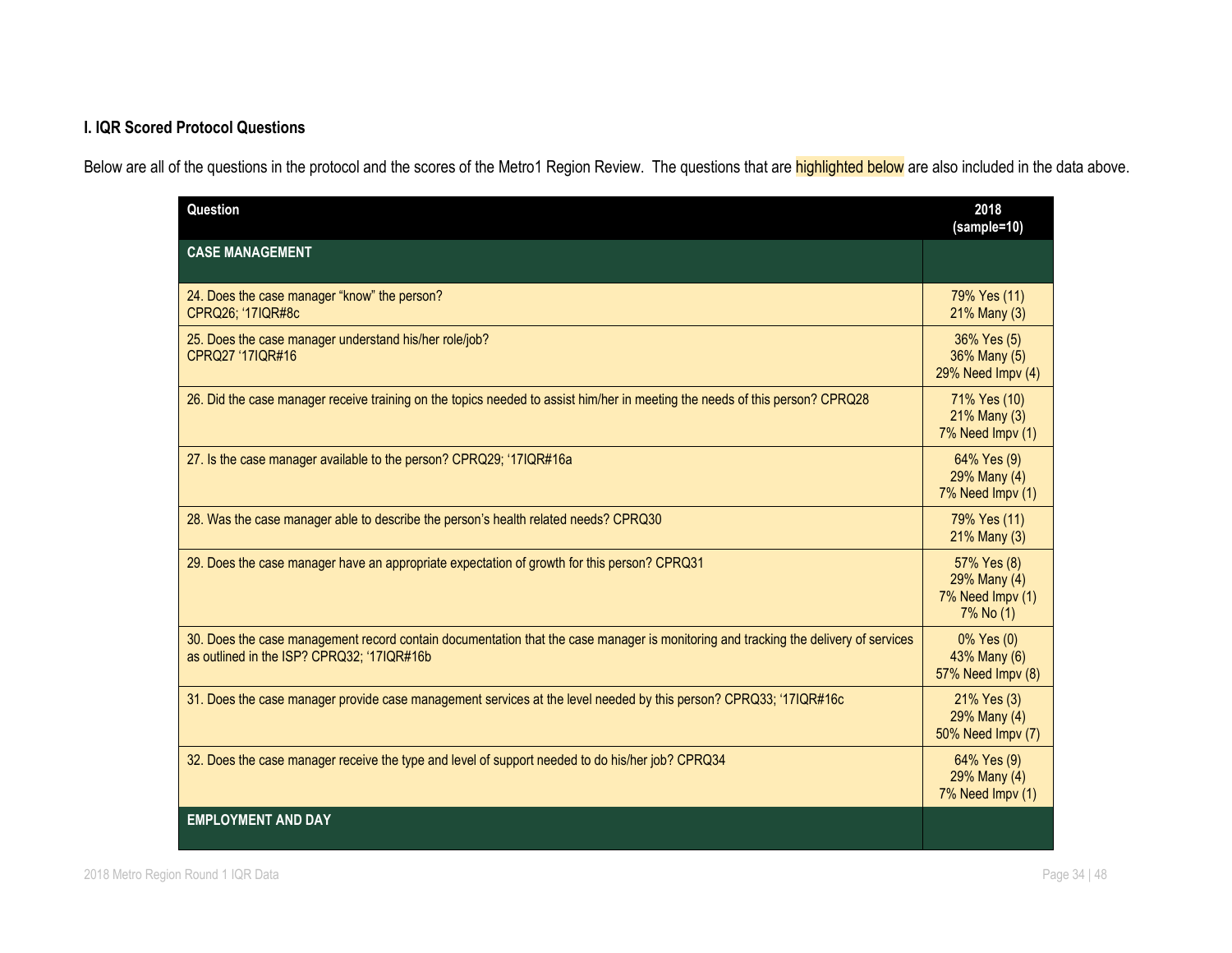### I. IQR Scored Protocol Questions

Below are all of the questions in the protocol and the scores of the Metro1 Region Review. The questions that are highlighted below are also included in the data above.

| Question | 2018 (sample=10) |
|---|---|
| **CASE MANAGEMENT** | |
| 24. Does the case manager "know" the person? CPRQ26; '17IQR#8c | 79% Yes (11)<br>21% Many (3) |
| 25. Does the case manager understand his/her role/job? CPRQ27 '17IQR#16 | 36% Yes (5)<br>36% Many (5)<br>29% Need Impv (4) |
| 26. Did the case manager receive training on the topics needed to assist him/her in meeting the needs of this person? CPRQ28 | 71% Yes (10)<br>21% Many (3)<br>7% Need Impv (1) |
| 27. Is the case manager available to the person? CPRQ29; '17IQR#16a | 64% Yes (9)<br>29% Many (4)<br>7% Need Impv (1) |
| 28. Was the case manager able to describe the person's health related needs? CPRQ30 | 79% Yes (11)<br>21% Many (3) |
| 29. Does the case manager have an appropriate expectation of growth for this person? CPRQ31 | 57% Yes (8)<br>29% Many (4)<br>7% Need Impv (1)<br>7% No (1) |
| 30. Does the case management record contain documentation that the case manager is monitoring and tracking the delivery of services as outlined in the ISP? CPRQ32; '17IQR#16b | 0% Yes (0)<br>43% Many (6)<br>57% Need Impv (8) |
| 31. Does the case manager provide case management services at the level needed by this person? CPRQ33; '17IQR#16c | 21% Yes (3)<br>29% Many (4)<br>50% Need Impv (7) |
| 32. Does the case manager receive the type and level of support needed to do his/her job? CPRQ34 | 64% Yes (9)<br>29% Many (4)<br>7% Need Impv (1) |
| **EMPLOYMENT AND DAY** | |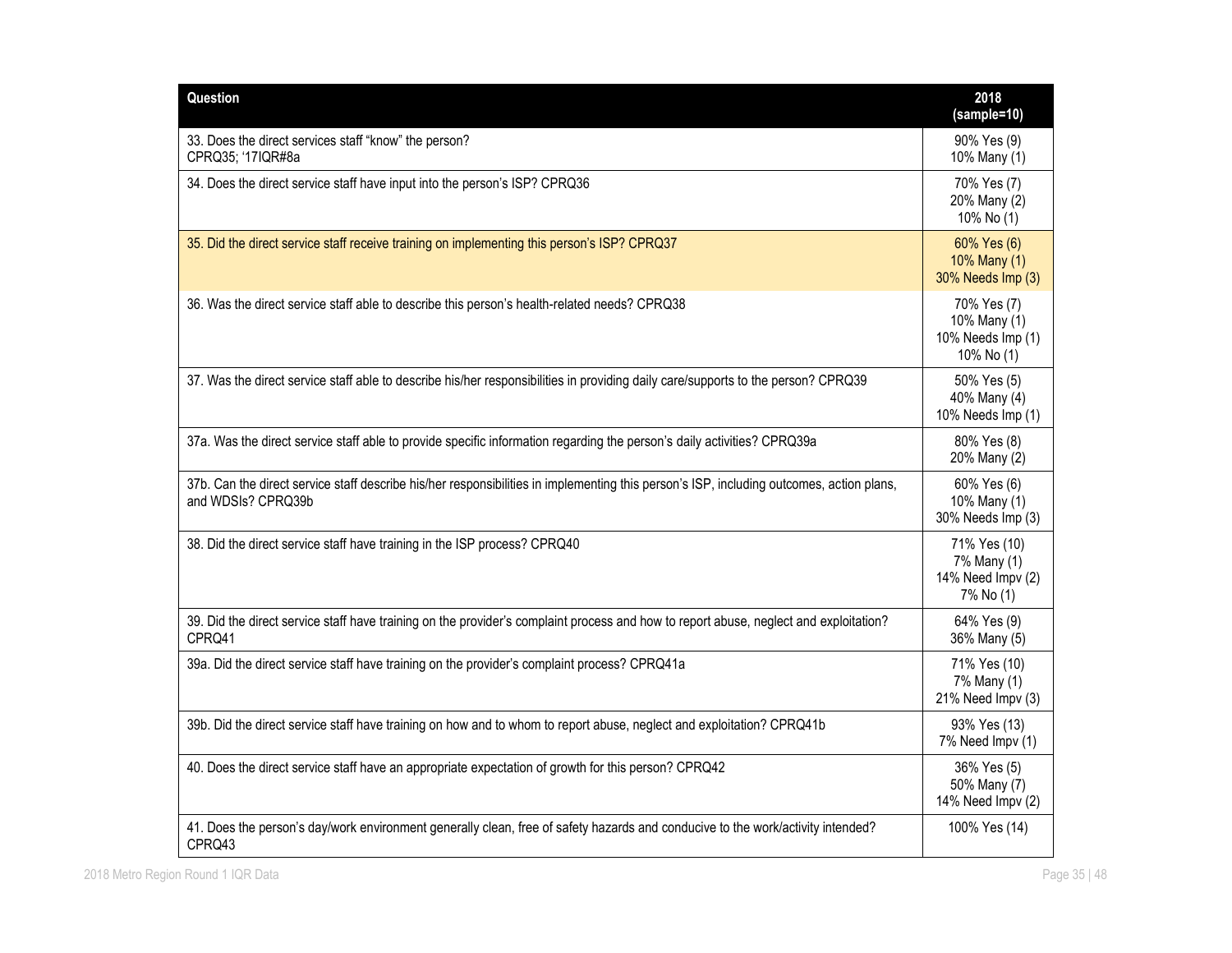| Question | 2018 (sample=10) |
|---|---|
| 33. Does the direct services staff "know" the person? CPRQ35; '17IQR#8a | 90% Yes (9)<br>10% Many (1) |
| 34. Does the direct service staff have input into the person's ISP? CPRQ36 | 70% Yes (7)<br>20% Many (2)<br>10% No (1) |
| 35. Did the direct service staff receive training on implementing this person's ISP? CPRQ37 | 60% Yes (6)<br>10% Many (1)<br>30% Needs Imp (3) |
| 36. Was the direct service staff able to describe this person's health-related needs? CPRQ38 | 70% Yes (7)<br>10% Many (1)<br>10% Needs Imp (1)<br>10% No (1) |
| 37. Was the direct service staff able to describe his/her responsibilities in providing daily care/supports to the person? CPRQ39 | 50% Yes (5)<br>40% Many (4)<br>10% Needs Imp (1) |
| 37a. Was the direct service staff able to provide specific information regarding the person's daily activities? CPRQ39a | 80% Yes (8)<br>20% Many (2) |
| 37b. Can the direct service staff describe his/her responsibilities in implementing this person's ISP, including outcomes, action plans, and WDSIs? CPRQ39b | 60% Yes (6)<br>10% Many (1)<br>30% Needs Imp (3) |
| 38. Did the direct service staff have training in the ISP process? CPRQ40 | 71% Yes (10)<br>7% Many (1)<br>14% Need Impv (2)<br>7% No (1) |
| 39. Did the direct service staff have training on the provider's complaint process and how to report abuse, neglect and exploitation? CPRQ41 | 64% Yes (9)<br>36% Many (5) |
| 39a. Did the direct service staff have training on the provider's complaint process? CPRQ41a | 71% Yes (10)<br>7% Many (1)<br>21% Need Impv (3) |
| 39b. Did the direct service staff have training on how and to whom to report abuse, neglect and exploitation? CPRQ41b | 93% Yes (13)<br>7% Need Impv (1) |
| 40. Does the direct service staff have an appropriate expectation of growth for this person? CPRQ42 | 36% Yes (5)<br>50% Many (7)<br>14% Need Impv (2) |
| 41. Does the person's day/work environment generally clean, free of safety hazards and conducive to the work/activity intended? CPRQ43 | 100% Yes (14) |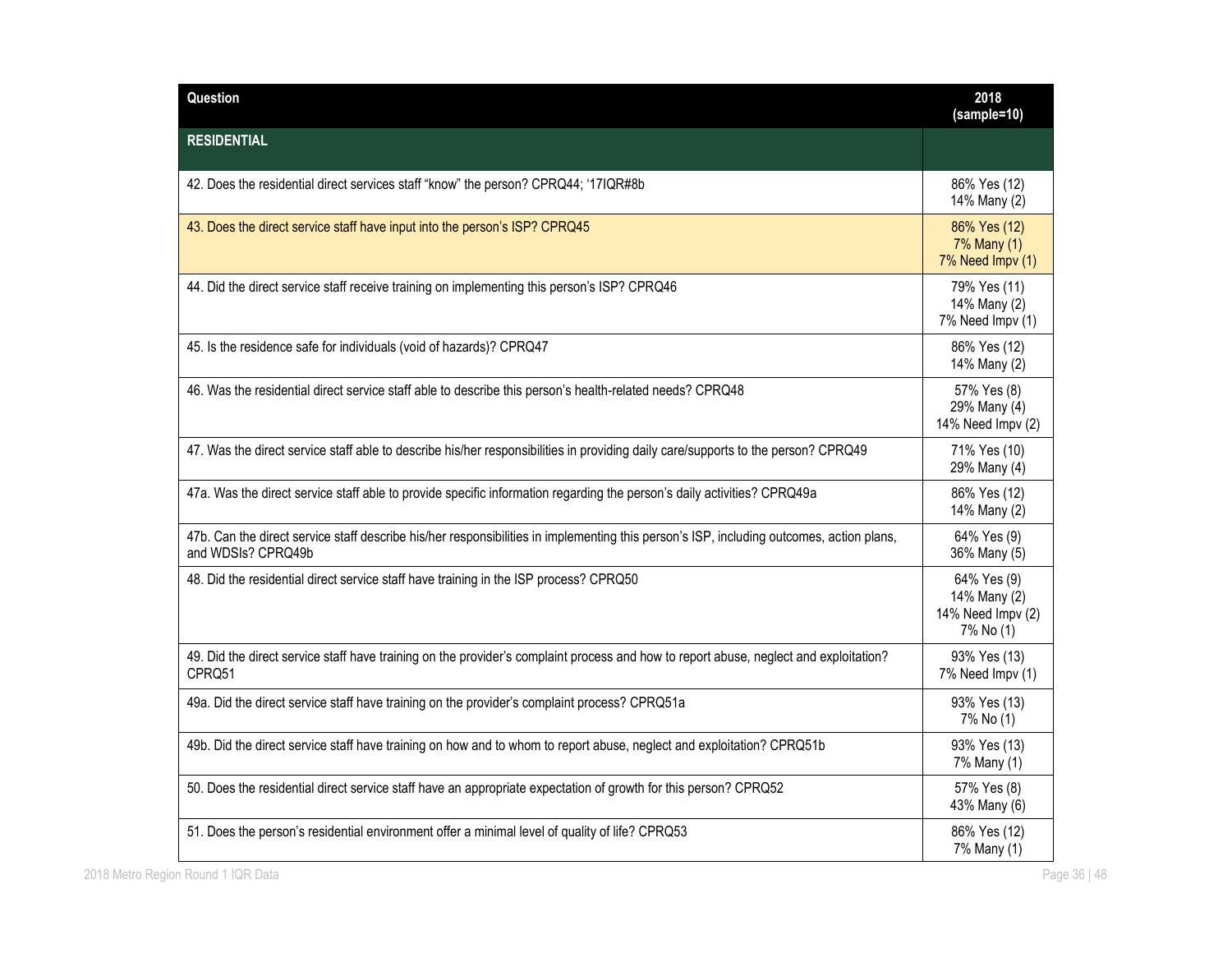| Question | 2018 (sample=10) |
|---|---|
| **RESIDENTIAL** | |
| 42. Does the residential direct services staff "know" the person? CPRQ44; '17IQR#8b | 86% Yes (12)<br>14% Many (2) |
| 43. Does the direct service staff have input into the person's ISP? CPRQ45 | 86% Yes (12)<br>7% Many (1)<br>7% Need Impv (1) |
| 44. Did the direct service staff receive training on implementing this person's ISP? CPRQ46 | 79% Yes (11)<br>14% Many (2)<br>7% Need Impv (1) |
| 45. Is the residence safe for individuals (void of hazards)? CPRQ47 | 86% Yes (12)<br>14% Many (2) |
| 46. Was the residential direct service staff able to describe this person's health-related needs? CPRQ48 | 57% Yes (8)<br>29% Many (4)<br>14% Need Impv (2) |
| 47. Was the direct service staff able to describe his/her responsibilities in providing daily care/supports to the person? CPRQ49 | 71% Yes (10)<br>29% Many (4) |
| 47a. Was the direct service staff able to provide specific information regarding the person's daily activities? CPRQ49a | 86% Yes (12)<br>14% Many (2) |
| 47b. Can the direct service staff describe his/her responsibilities in implementing this person's ISP, including outcomes, action plans, and WDSIs? CPRQ49b | 64% Yes (9)<br>36% Many (5) |
| 48. Did the residential direct service staff have training in the ISP process? CPRQ50 | 64% Yes (9)<br>14% Many (2)<br>14% Need Impv (2)<br>7% No (1) |
| 49. Did the direct service staff have training on the provider's complaint process and how to report abuse, neglect and exploitation? CPRQ51 | 93% Yes (13)<br>7% Need Impv (1) |
| 49a. Did the direct service staff have training on the provider's complaint process? CPRQ51a | 93% Yes (13)<br>7% No (1) |
| 49b. Did the direct service staff have training on how and to whom to report abuse, neglect and exploitation? CPRQ51b | 93% Yes (13)<br>7% Many (1) |
| 50. Does the residential direct service staff have an appropriate expectation of growth for this person? CPRQ52 | 57% Yes (8)<br>43% Many (6) |
| 51. Does the person's residential environment offer a minimal level of quality of life? CPRQ53 | 86% Yes (12)<br>7% Many (1) |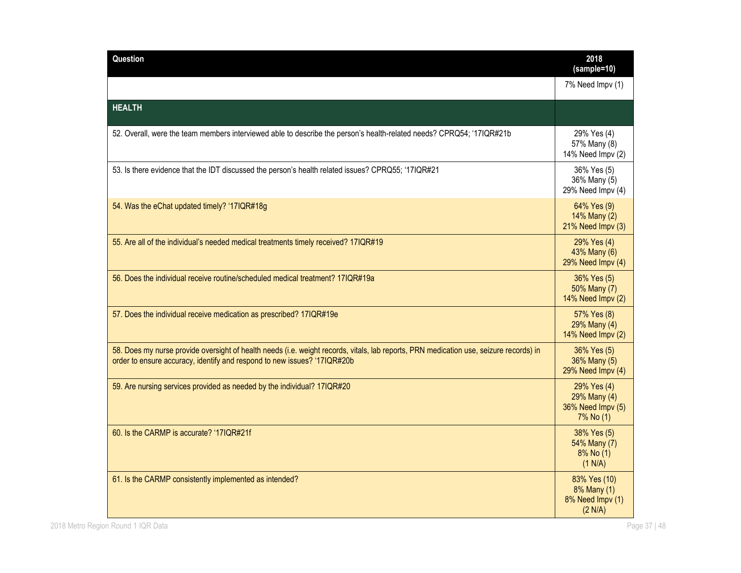| Question | 2018 (sample=10) |
|---|---|
| | 7% Need Impv (1) |
| **HEALTH** | |
| 52. Overall, were the team members interviewed able to describe the person's health-related needs? CPRQ54; '17IQR#21b | 29% Yes (4) 57% Many (8) 14% Need Impv (2) |
| 53. Is there evidence that the IDT discussed the person's health related issues? CPRQ55; '17IQR#21 | 36% Yes (5) 36% Many (5) 29% Need Impv (4) |
| 54. Was the eChat updated timely? '17IQR#18g | 64% Yes (9) 14% Many (2) 21% Need Impv (3) |
| 55. Are all of the individual's needed medical treatments timely received? 17IQR#19 | 29% Yes (4) 43% Many (6) 29% Need Impv (4) |
| 56. Does the individual receive routine/scheduled medical treatment? 17IQR#19a | 36% Yes (5) 50% Many (7) 14% Need Impv (2) |
| 57. Does the individual receive medication as prescribed? 17IQR#19e | 57% Yes (8) 29% Many (4) 14% Need Impv (2) |
| 58. Does my nurse provide oversight of health needs (i.e. weight records, vitals, lab reports, PRN medication use, seizure records) in order to ensure accuracy, identify and respond to new issues? '17IQR#20b | 36% Yes (5) 36% Many (5) 29% Need Impv (4) |
| 59. Are nursing services provided as needed by the individual? 17IQR#20 | 29% Yes (4) 29% Many (4) 36% Need Impv (5) 7% No (1) |
| 60. Is the CARMP is accurate? '17IQR#21f | 38% Yes (5) 54% Many (7) 8% No (1) (1 N/A) |
| 61. Is the CARMP consistently implemented as intended? | 83% Yes (10) 8% Many (1) 8% Need Impv (1) (2 N/A) |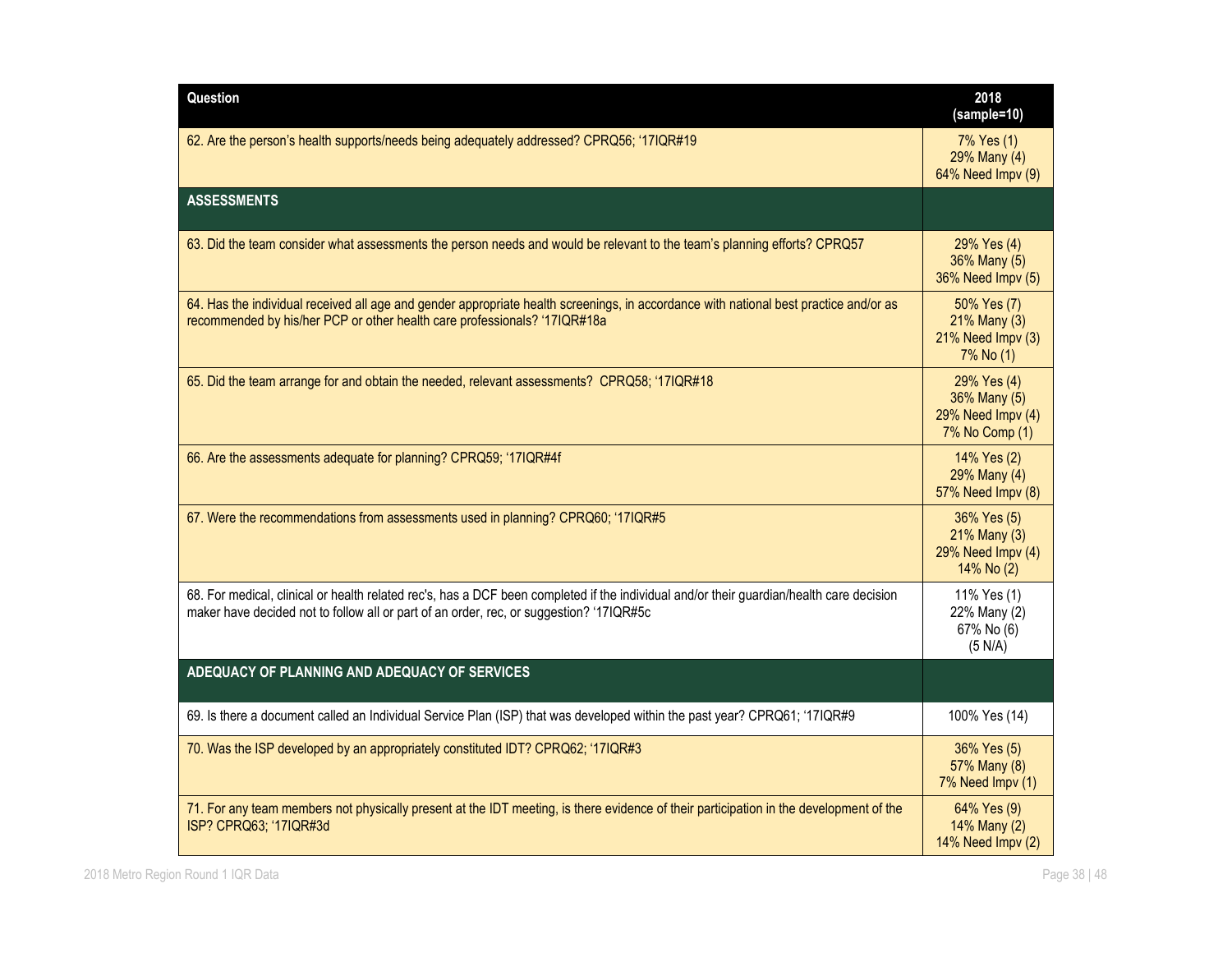| Question | 2018 (sample=10) |
|---|---|
| 62. Are the person's health supports/needs being adequately addressed? CPRQ56; '17IQR#19 | 7% Yes (1)<br>29% Many (4)<br>64% Need Impv (9) |
| **ASSESSMENTS** | |
| 63. Did the team consider what assessments the person needs and would be relevant to the team's planning efforts? CPRQ57 | 29% Yes (4)<br>36% Many (5)<br>36% Need Impv (5) |
| 64. Has the individual received all age and gender appropriate health screenings, in accordance with national best practice and/or as recommended by his/her PCP or other health care professionals? '17IQR#18a | 50% Yes (7)<br>21% Many (3)<br>21% Need Impv (3)<br>7% No (1) |
| 65. Did the team arrange for and obtain the needed, relevant assessments? CPRQ58; '17IQR#18 | 29% Yes (4)<br>36% Many (5)<br>29% Need Impv (4)<br>7% No Comp (1) |
| 66. Are the assessments adequate for planning? CPRQ59; '17IQR#4f | 14% Yes (2)<br>29% Many (4)<br>57% Need Impv (8) |
| 67. Were the recommendations from assessments used in planning? CPRQ60; '17IQR#5 | 36% Yes (5)<br>21% Many (3)<br>29% Need Impv (4)<br>14% No (2) |
| 68. For medical, clinical or health related rec's, has a DCF been completed if the individual and/or their guardian/health care decision maker have decided not to follow all or part of an order, rec, or suggestion? '17IQR#5c | 11% Yes (1)<br>22% Many (2)<br>67% No (6)<br>(5 N/A) |
| **ADEQUACY OF PLANNING AND ADEQUACY OF SERVICES** | |
| 69. Is there a document called an Individual Service Plan (ISP) that was developed within the past year? CPRQ61; '17IQR#9 | 100% Yes (14) |
| 70. Was the ISP developed by an appropriately constituted IDT? CPRQ62; '17IQR#3 | 36% Yes (5)<br>57% Many (8)<br>7% Need Impv (1) |
| 71. For any team members not physically present at the IDT meeting, is there evidence of their participation in the development of the ISP? CPRQ63; '17IQR#3d | 64% Yes (9)<br>14% Many (2)<br>14% Need Impv (2) |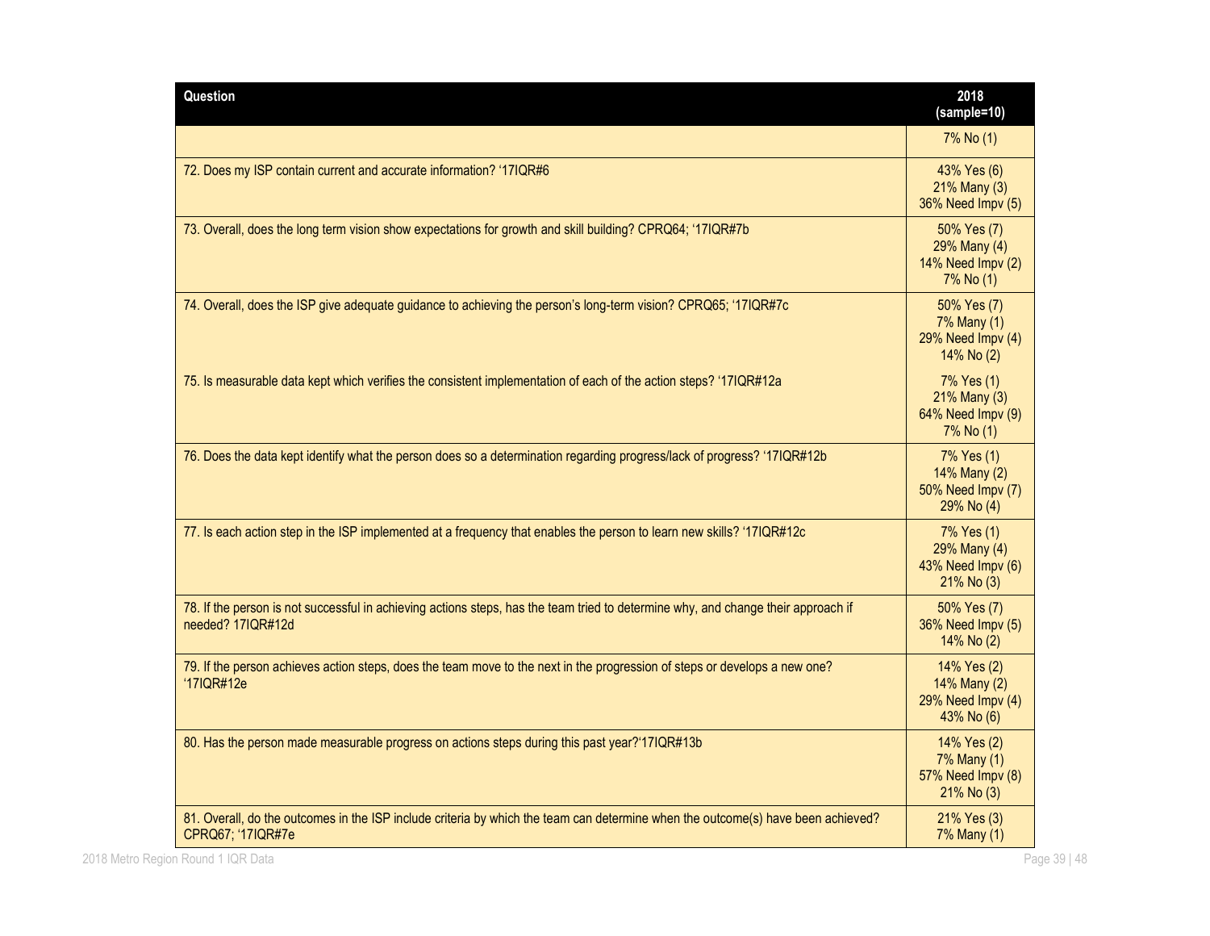| Question | 2018 (sample=10) |
|---|---|
| | 7% No (1) |
| 72. Does my ISP contain current and accurate information? '17IQR#6 | 43% Yes (6)<br>21% Many (3)<br>36% Need Impv (5) |
| 73. Overall, does the long term vision show expectations for growth and skill building? CPRQ64; '17IQR#7b | 50% Yes (7)<br>29% Many (4)<br>14% Need Impv (2)<br>7% No (1) |
| 74. Overall, does the ISP give adequate guidance to achieving the person's long-term vision? CPRQ65; '17IQR#7c | 50% Yes (7)<br>7% Many (1)<br>29% Need Impv (4)<br>14% No (2) |
| 75. Is measurable data kept which verifies the consistent implementation of each of the action steps? '17IQR#12a | 7% Yes (1)<br>21% Many (3)<br>64% Need Impv (9)<br>7% No (1) |
| 76. Does the data kept identify what the person does so a determination regarding progress/lack of progress? '17IQR#12b | 7% Yes (1)<br>14% Many (2)<br>50% Need Impv (7)<br>29% No (4) |
| 77. Is each action step in the ISP implemented at a frequency that enables the person to learn new skills? '17IQR#12c | 7% Yes (1)<br>29% Many (4)<br>43% Need Impv (6)<br>21% No (3) |
| 78. If the person is not successful in achieving actions steps, has the team tried to determine why, and change their approach if needed? 17IQR#12d | 50% Yes (7)<br>36% Need Impv (5)<br>14% No (2) |
| 79. If the person achieves action steps, does the team move to the next in the progression of steps or develops a new one? '17IQR#12e | 14% Yes (2)<br>14% Many (2)<br>29% Need Impv (4)<br>43% No (6) |
| 80. Has the person made measurable progress on actions steps during this past year?'17IQR#13b | 14% Yes (2)<br>7% Many (1)<br>57% Need Impv (8)<br>21% No (3) |
| 81. Overall, do the outcomes in the ISP include criteria by which the team can determine when the outcome(s) have been achieved? CPRQ67; '17IQR#7e | 21% Yes (3)<br>7% Many (1) |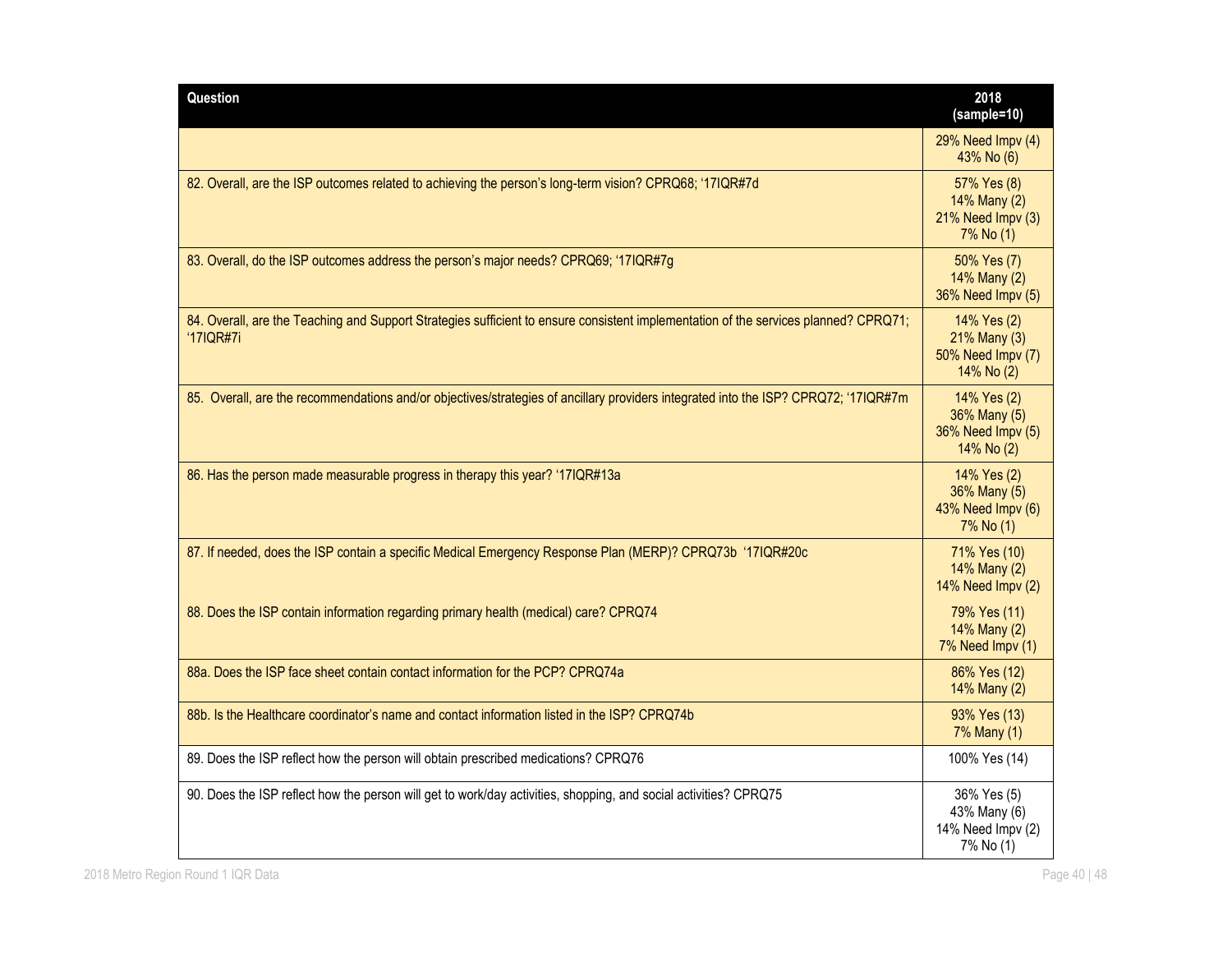| Question | 2018 (sample=10) |
|---|---|
| | 29% Need Impv (4) 43% No (6) |
| 82. Overall, are the ISP outcomes related to achieving the person's long-term vision? CPRQ68; '17IQR#7d | 57% Yes (8) 14% Many (2) 21% Need Impv (3) 7% No (1) |
| 83. Overall, do the ISP outcomes address the person's major needs? CPRQ69; '17IQR#7g | 50% Yes (7) 14% Many (2) 36% Need Impv (5) |
| 84. Overall, are the Teaching and Support Strategies sufficient to ensure consistent implementation of the services planned? CPRQ71; '17IQR#7i | 14% Yes (2) 21% Many (3) 50% Need Impv (7) 14% No (2) |
| 85. Overall, are the recommendations and/or objectives/strategies of ancillary providers integrated into the ISP? CPRQ72; '17IQR#7m | 14% Yes (2) 36% Many (5) 36% Need Impv (5) 14% No (2) |
| 86. Has the person made measurable progress in therapy this year? '17IQR#13a | 14% Yes (2) 36% Many (5) 43% Need Impv (6) 7% No (1) |
| 87. If needed, does the ISP contain a specific Medical Emergency Response Plan (MERP)? CPRQ73b '17IQR#20c | 71% Yes (10) 14% Many (2) 14% Need Impv (2) |
| 88. Does the ISP contain information regarding primary health (medical) care? CPRQ74 | 79% Yes (11) 14% Many (2) 7% Need Impv (1) |
| 88a. Does the ISP face sheet contain contact information for the PCP? CPRQ74a | 86% Yes (12) 14% Many (2) |
| 88b. Is the Healthcare coordinator's name and contact information listed in the ISP? CPRQ74b | 93% Yes (13) 7% Many (1) |
| 89. Does the ISP reflect how the person will obtain prescribed medications? CPRQ76 | 100% Yes (14) |
| 90. Does the ISP reflect how the person will get to work/day activities, shopping, and social activities? CPRQ75 | 36% Yes (5) 43% Many (6) 14% Need Impv (2) 7% No (1) |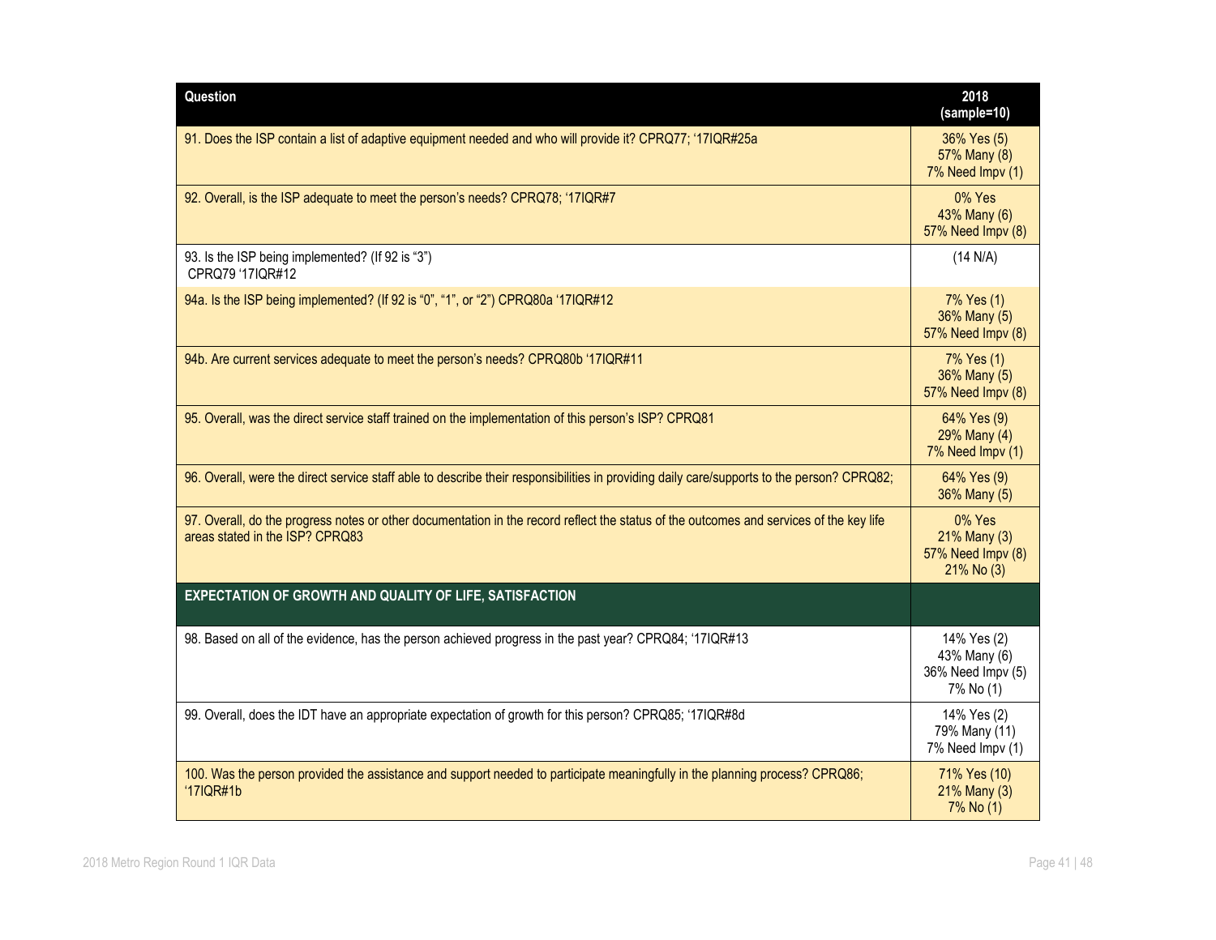| Question | 2018 (sample=10) |
|---|---|
| 91. Does the ISP contain a list of adaptive equipment needed and who will provide it? CPRQ77; '17IQR#25a | 36% Yes (5)<br>57% Many (8)<br>7% Need Impv (1) |
| 92. Overall, is the ISP adequate to meet the person's needs? CPRQ78; '17IQR#7 | 0% Yes<br>43% Many (6)<br>57% Need Impv (8) |
| 93. Is the ISP being implemented? (If 92 is "3") CPRQ79 '17IQR#12 | (14 N/A) |
| 94a. Is the ISP being implemented? (If 92 is "0", "1", or "2") CPRQ80a '17IQR#12 | 7% Yes (1)<br>36% Many (5)<br>57% Need Impv (8) |
| 94b. Are current services adequate to meet the person's needs? CPRQ80b '17IQR#11 | 7% Yes (1)<br>36% Many (5)<br>57% Need Impv (8) |
| 95. Overall, was the direct service staff trained on the implementation of this person's ISP? CPRQ81 | 64% Yes (9)<br>29% Many (4)<br>7% Need Impv (1) |
| 96. Overall, were the direct service staff able to describe their responsibilities in providing daily care/supports to the person? CPRQ82; | 64% Yes (9)<br>36% Many (5) |
| 97. Overall, do the progress notes or other documentation in the record reflect the status of the outcomes and services of the key life areas stated in the ISP? CPRQ83 | 0% Yes<br>21% Many (3)<br>57% Need Impv (8)<br>21% No (3) |
| **EXPECTATION OF GROWTH AND QUALITY OF LIFE, SATISFACTION** | |
| 98. Based on all of the evidence, has the person achieved progress in the past year? CPRQ84; '17IQR#13 | 14% Yes (2)<br>43% Many (6)<br>36% Need Impv (5)<br>7% No (1) |
| 99. Overall, does the IDT have an appropriate expectation of growth for this person? CPRQ85; '17IQR#8d | 14% Yes (2)<br>79% Many (11)<br>7% Need Impv (1) |
| 100. Was the person provided the assistance and support needed to participate meaningfully in the planning process? CPRQ86; '17IQR#1b | 71% Yes (10)<br>21% Many (3)<br>7% No (1) |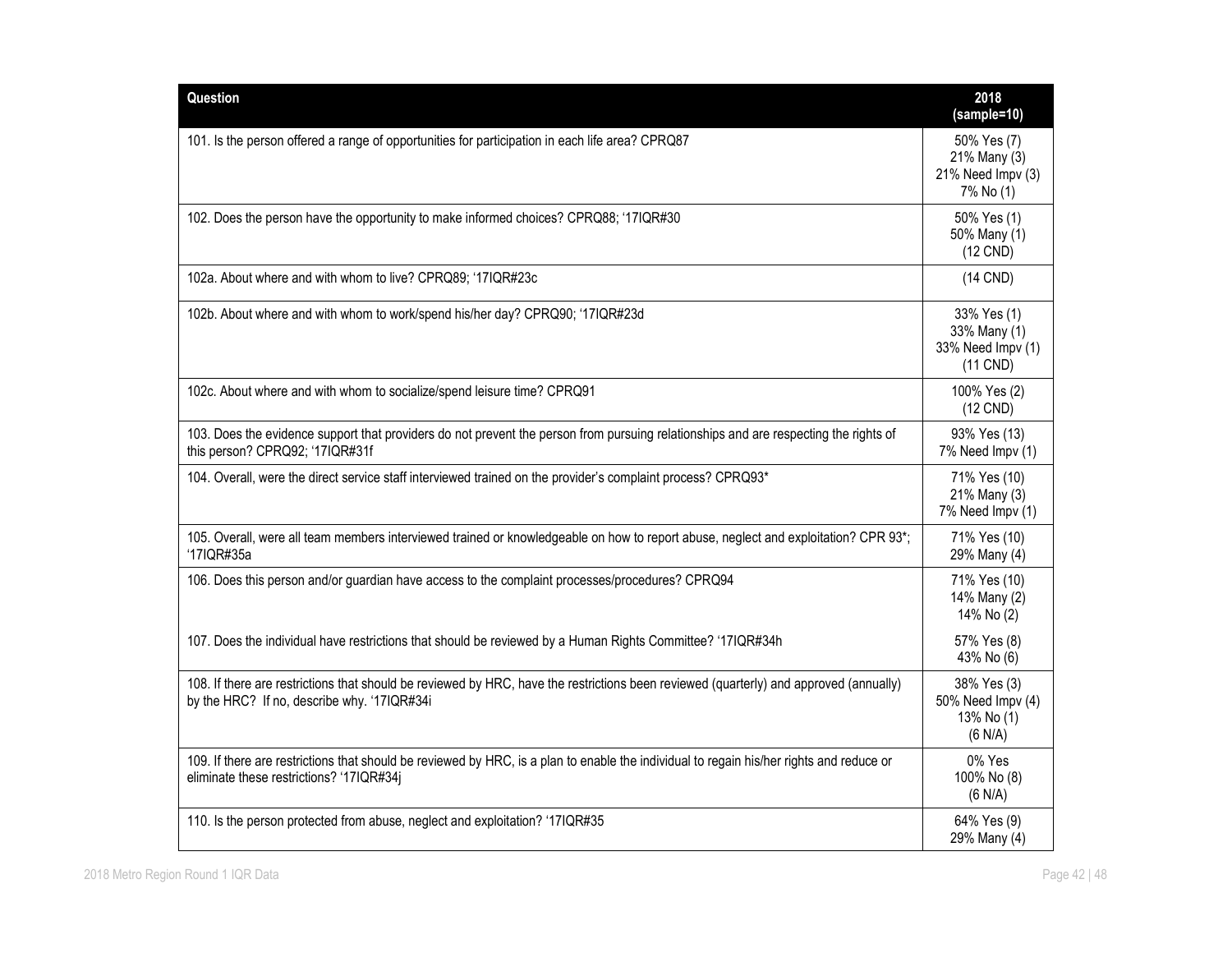| Question | 2018 (sample=10) |
|---|---|
| 101. Is the person offered a range of opportunities for participation in each life area? CPRQ87 | 50% Yes (7)<br>21% Many (3)<br>21% Need Impv (3)<br>7% No (1) |
| 102. Does the person have the opportunity to make informed choices? CPRQ88; '17IQR#30 | 50% Yes (1)<br>50% Many (1)<br>(12 CND) |
| 102a. About where and with whom to live? CPRQ89; '17IQR#23c | (14 CND) |
| 102b. About where and with whom to work/spend his/her day? CPRQ90; '17IQR#23d | 33% Yes (1)<br>33% Many (1)<br>33% Need Impv (1)<br>(11 CND) |
| 102c. About where and with whom to socialize/spend leisure time? CPRQ91 | 100% Yes (2)<br>(12 CND) |
| 103. Does the evidence support that providers do not prevent the person from pursuing relationships and are respecting the rights of this person? CPRQ92; '17IQR#31f | 93% Yes (13)<br>7% Need Impv (1) |
| 104. Overall, were the direct service staff interviewed trained on the provider's complaint process? CPRQ93* | 71% Yes (10)<br>21% Many (3)<br>7% Need Impv (1) |
| 105. Overall, were all team members interviewed trained or knowledgeable on how to report abuse, neglect and exploitation? CPR 93*; '17IQR#35a | 71% Yes (10)<br>29% Many (4) |
| 106. Does this person and/or guardian have access to the complaint processes/procedures? CPRQ94<br><br>107. Does the individual have restrictions that should be reviewed by a Human Rights Committee? '17IQR#34h | 71% Yes (10)<br>14% Many (2)<br>14% No (2)<br><br>57% Yes (8)<br>43% No (6) |
| 108. If there are restrictions that should be reviewed by HRC, have the restrictions been reviewed (quarterly) and approved (annually) by the HRC? If no, describe why. '17IQR#34i | 38% Yes (3)<br>50% Need Impv (4)<br>13% No (1)<br>(6 N/A) |
| 109. If there are restrictions that should be reviewed by HRC, is a plan to enable the individual to regain his/her rights and reduce or eliminate these restrictions? '17IQR#34j | 0% Yes<br>100% No (8)<br>(6 N/A) |
| 110. Is the person protected from abuse, neglect and exploitation? '17IQR#35 | 64% Yes (9)<br>29% Many (4) |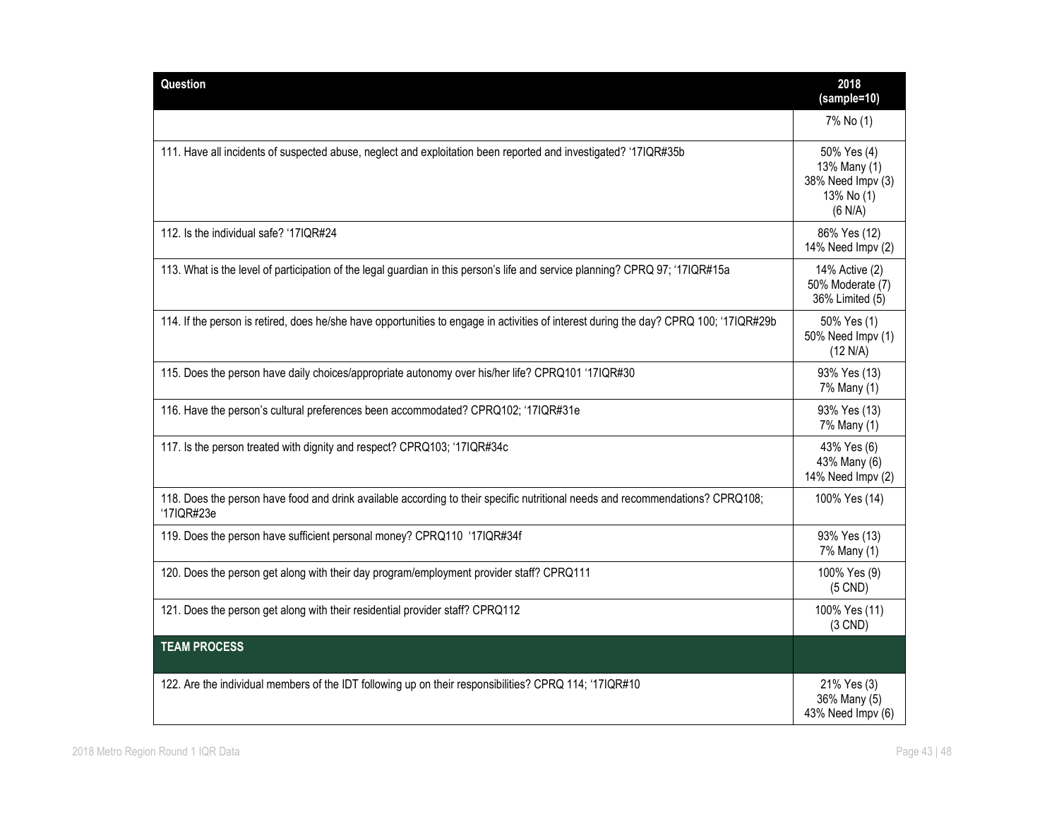| Question | 2018 (sample=10) |
| --- | --- |
| | 7% No (1) |
| 111. Have all incidents of suspected abuse, neglect and exploitation been reported and investigated? '17IQR#35b | 50% Yes (4)<br>13% Many (1)<br>38% Need Impv (3)<br>13% No (1)<br>(6 N/A) |
| 112. Is the individual safe? '17IQR#24 | 86% Yes (12)<br>14% Need Impv (2) |
| 113. What is the level of participation of the legal guardian in this person's life and service planning? CPRQ 97; '17IQR#15a | 14% Active (2)<br>50% Moderate (7)<br>36% Limited (5) |
| 114. If the person is retired, does he/she have opportunities to engage in activities of interest during the day? CPRQ 100; '17IQR#29b | 50% Yes (1)<br>50% Need Impv (1)<br>(12 N/A) |
| 115. Does the person have daily choices/appropriate autonomy over his/her life? CPRQ101 '17IQR#30 | 93% Yes (13)<br>7% Many (1) |
| 116. Have the person's cultural preferences been accommodated? CPRQ102; '17IQR#31e | 93% Yes (13)<br>7% Many (1) |
| 117. Is the person treated with dignity and respect? CPRQ103; '17IQR#34c | 43% Yes (6)<br>43% Many (6)<br>14% Need Impv (2) |
| 118. Does the person have food and drink available according to their specific nutritional needs and recommendations? CPRQ108; '17IQR#23e | 100% Yes (14) |
| 119. Does the person have sufficient personal money? CPRQ110 '17IQR#34f | 93% Yes (13)<br>7% Many (1) |
| 120. Does the person get along with their day program/employment provider staff? CPRQ111 | 100% Yes (9)<br>(5 CND) |
| 121. Does the person get along with their residential provider staff? CPRQ112 | 100% Yes (11)<br>(3 CND) |
| **TEAM PROCESS** | |
| 122. Are the individual members of the IDT following up on their responsibilities? CPRQ 114; '17IQR#10 | 21% Yes (3)<br>36% Many (5)<br>43% Need Impv (6) |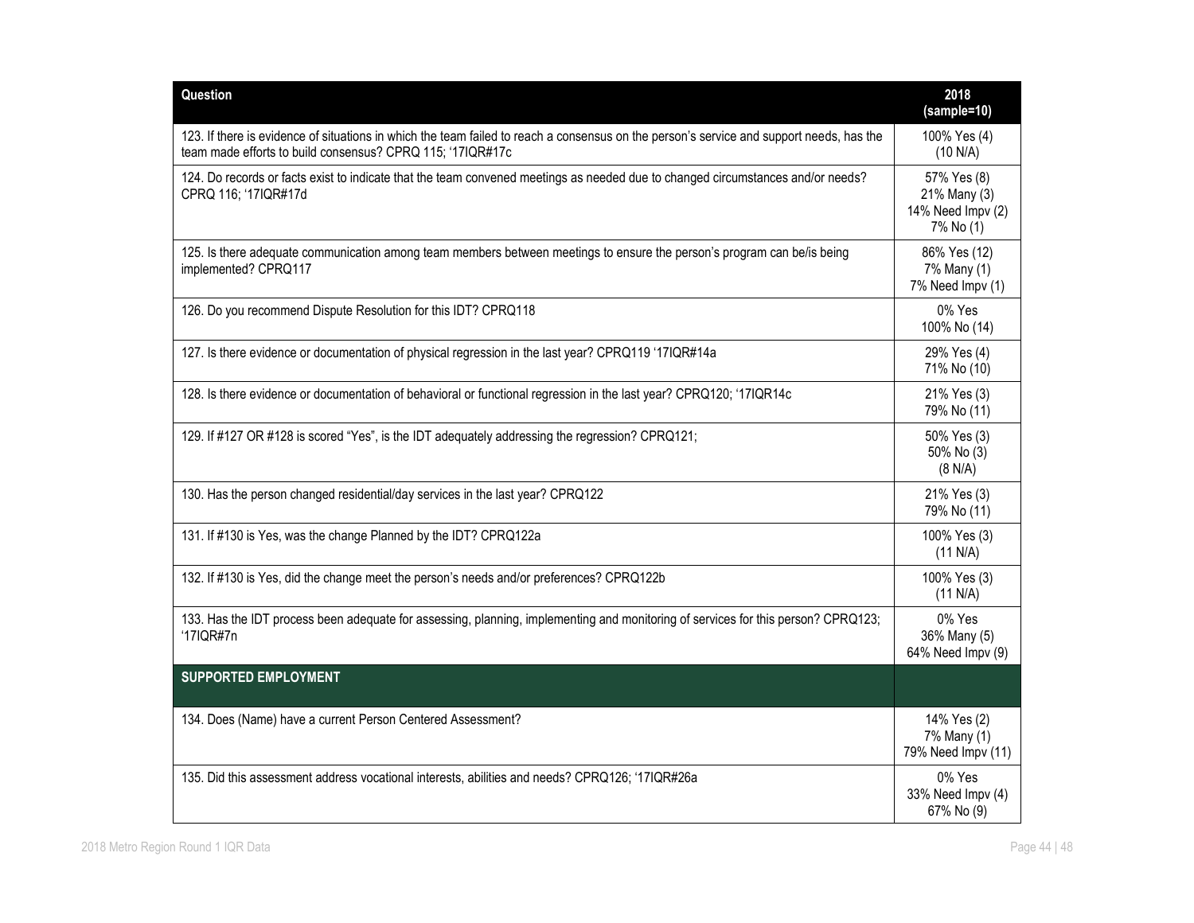| Question | 2018 (sample=10) |
|---|---|
| 123. If there is evidence of situations in which the team failed to reach a consensus on the person's service and support needs, has the team made efforts to build consensus? CPRQ 115; '17IQR#17c | 100% Yes (4)<br>(10 N/A) |
| 124. Do records or facts exist to indicate that the team convened meetings as needed due to changed circumstances and/or needs? CPRQ 116; '17IQR#17d | 57% Yes (8)<br>21% Many (3)<br>14% Need Impv (2)<br>7% No (1) |
| 125. Is there adequate communication among team members between meetings to ensure the person's program can be/is being implemented? CPRQ117 | 86% Yes (12)<br>7% Many (1)<br>7% Need Impv (1) |
| 126. Do you recommend Dispute Resolution for this IDT? CPRQ118 | 0% Yes<br>100% No (14) |
| 127. Is there evidence or documentation of physical regression in the last year? CPRQ119 '17IQR#14a | 29% Yes (4)<br>71% No (10) |
| 128. Is there evidence or documentation of behavioral or functional regression in the last year? CPRQ120; '17IQR14c | 21% Yes (3)<br>79% No (11) |
| 129. If #127 OR #128 is scored "Yes", is the IDT adequately addressing the regression? CPRQ121; | 50% Yes (3)<br>50% No (3)<br>(8 N/A) |
| 130. Has the person changed residential/day services in the last year? CPRQ122 | 21% Yes (3)<br>79% No (11) |
| 131. If #130 is Yes, was the change Planned by the IDT? CPRQ122a | 100% Yes (3)<br>(11 N/A) |
| 132. If #130 is Yes, did the change meet the person's needs and/or preferences? CPRQ122b | 100% Yes (3)<br>(11 N/A) |
| 133. Has the IDT process been adequate for assessing, planning, implementing and monitoring of services for this person? CPRQ123; '17IQR#7n | 0% Yes<br>36% Many (5)<br>64% Need Impv (9) |
| **SUPPORTED EMPLOYMENT** | |
| 134. Does (Name) have a current Person Centered Assessment? | 14% Yes (2)<br>7% Many (1)<br>79% Need Impv (11) |
| 135. Did this assessment address vocational interests, abilities and needs? CPRQ126; '17IQR#26a | 0% Yes<br>33% Need Impv (4)<br>67% No (9) |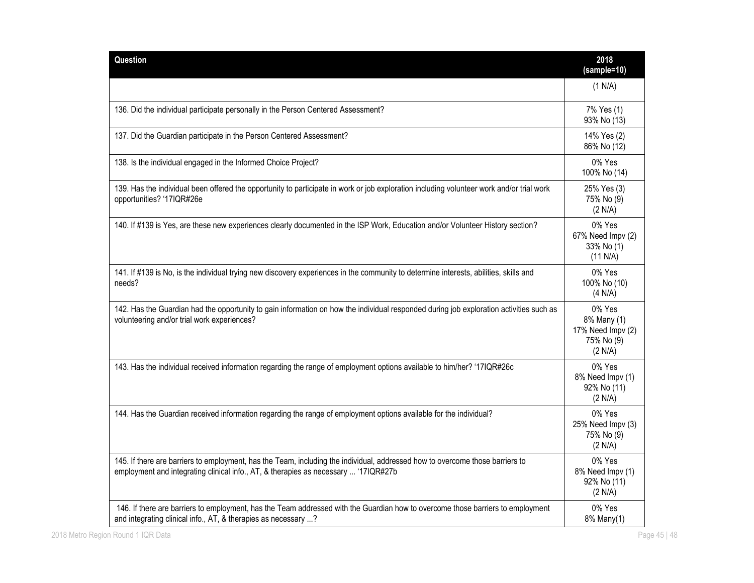| Question | 2018 (sample=10) |
| --- | --- |
| | (1 N/A) |
| 136. Did the individual participate personally in the Person Centered Assessment? | 7% Yes (1)<br>93% No (13) |
| 137. Did the Guardian participate in the Person Centered Assessment? | 14% Yes (2)<br>86% No (12) |
| 138. Is the individual engaged in the Informed Choice Project? | 0% Yes<br>100% No (14) |
| 139. Has the individual been offered the opportunity to participate in work or job exploration including volunteer work and/or trial work opportunities? '17IQR#26e | 25% Yes (3)<br>75% No (9)<br>(2 N/A) |
| 140. If #139 is Yes, are these new experiences clearly documented in the ISP Work, Education and/or Volunteer History section? | 0% Yes<br>67% Need Impv (2)<br>33% No (1)<br>(11 N/A) |
| 141. If #139 is No, is the individual trying new discovery experiences in the community to determine interests, abilities, skills and needs? | 0% Yes<br>100% No (10)<br>(4 N/A) |
| 142. Has the Guardian had the opportunity to gain information on how the individual responded during job exploration activities such as volunteering and/or trial work experiences? | 0% Yes<br>8% Many (1)<br>17% Need Impv (2)<br>75% No (9)<br>(2 N/A) |
| 143. Has the individual received information regarding the range of employment options available to him/her? '17IQR#26c | 0% Yes<br>8% Need Impv (1)<br>92% No (11)<br>(2 N/A) |
| 144. Has the Guardian received information regarding the range of employment options available for the individual? | 0% Yes<br>25% Need Impv (3)<br>75% No (9)<br>(2 N/A) |
| 145. If there are barriers to employment, has the Team, including the individual, addressed how to overcome those barriers to employment and integrating clinical info., AT, & therapies as necessary ... '17IQR#27b | 0% Yes<br>8% Need Impv (1)<br>92% No (11)<br>(2 N/A) |
| 146. If there are barriers to employment, has the Team addressed with the Guardian how to overcome those barriers to employment and integrating clinical info., AT, & therapies as necessary ...? | 0% Yes<br>8% Many(1) |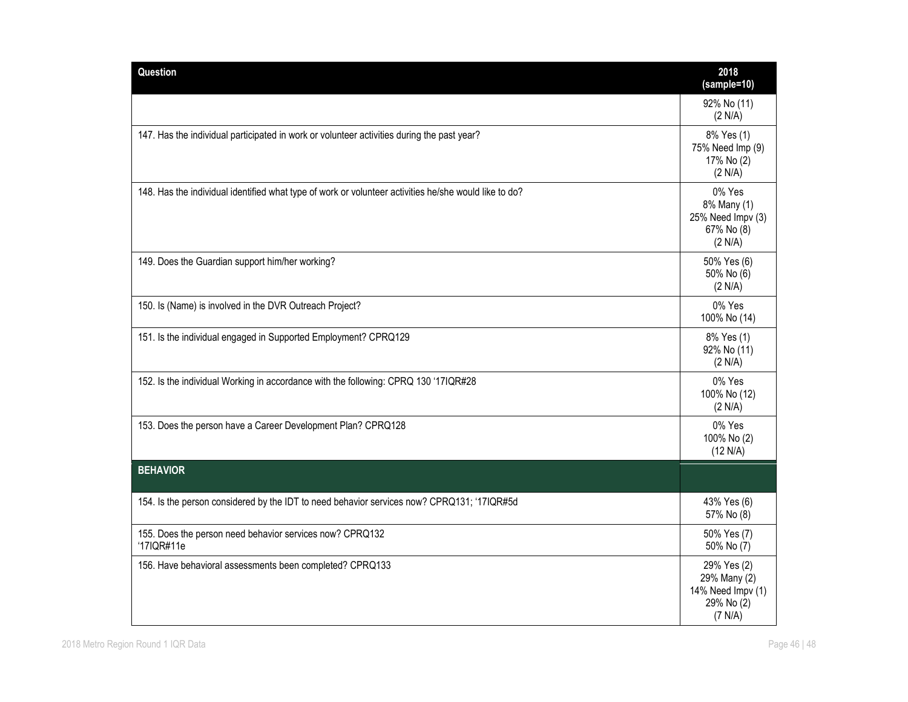| Question | 2018 (sample=10) |
|---|---|
| | 92% No (11) (2 N/A) |
| 147. Has the individual participated in work or volunteer activities during the past year? | 8% Yes (1) 75% Need Imp (9) 17% No (2) (2 N/A) |
| 148. Has the individual identified what type of work or volunteer activities he/she would like to do? | 0% Yes 8% Many (1) 25% Need Impv (3) 67% No (8) (2 N/A) |
| 149. Does the Guardian support him/her working? | 50% Yes (6) 50% No (6) (2 N/A) |
| 150. Is (Name) is involved in the DVR Outreach Project? | 0% Yes 100% No (14) |
| 151. Is the individual engaged in Supported Employment? CPRQ129 | 8% Yes (1) 92% No (11) (2 N/A) |
| 152. Is the individual Working in accordance with the following: CPRQ 130 '17IQR#28 | 0% Yes 100% No (12) (2 N/A) |
| 153. Does the person have a Career Development Plan? CPRQ128 | 0% Yes 100% No (2) (12 N/A) |
| **BEHAVIOR** | |
| 154. Is the person considered by the IDT to need behavior services now? CPRQ131; '17IQR#5d | 43% Yes (6) 57% No (8) |
| 155. Does the person need behavior services now? CPRQ132 '17IQR#11e | 50% Yes (7) 50% No (7) |
| 156. Have behavioral assessments been completed? CPRQ133 | 29% Yes (2) 29% Many (2) 14% Need Impv (1) 29% No (2) (7 N/A) |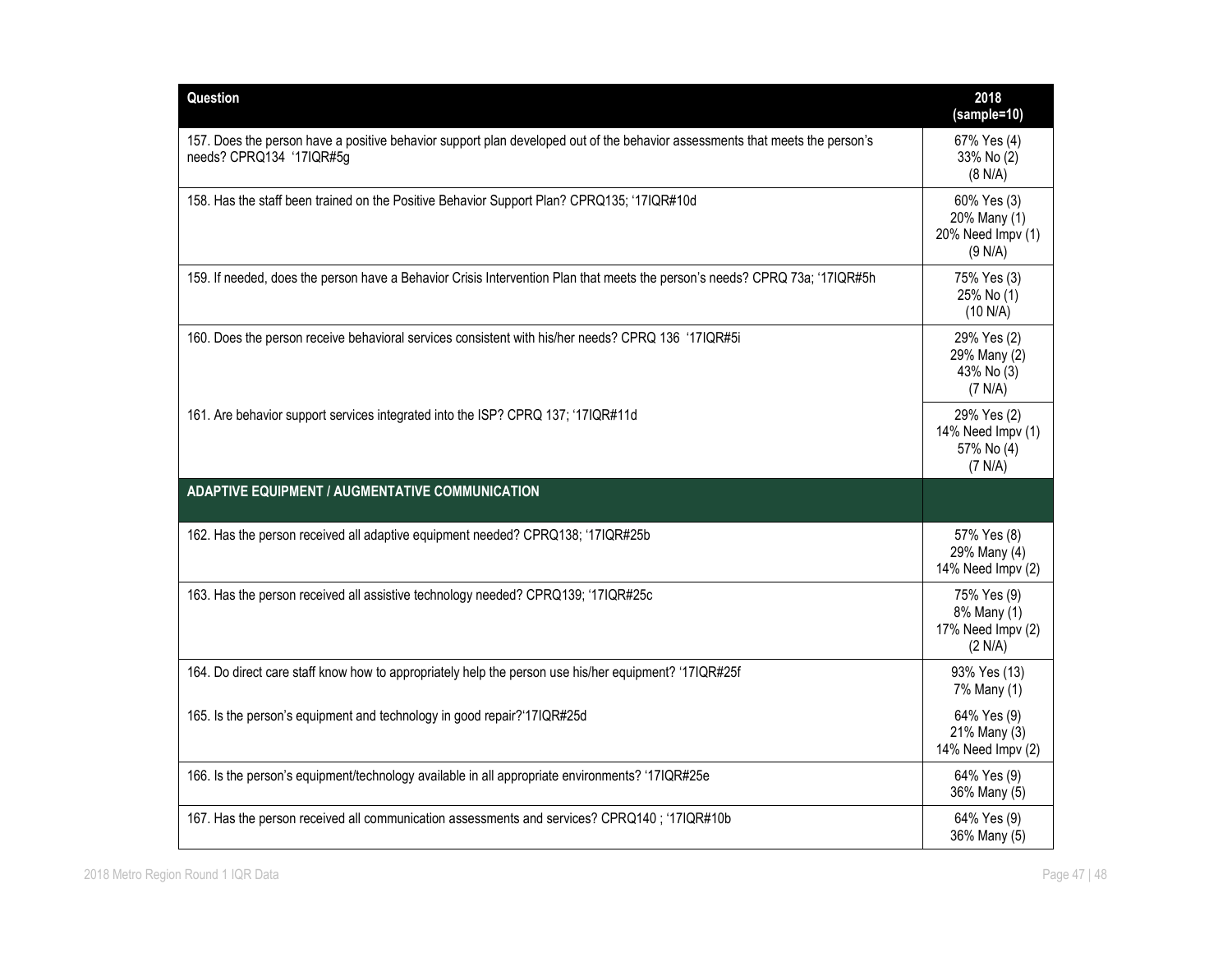| Question | 2018 (sample=10) |
|---|---|
| 157. Does the person have a positive behavior support plan developed out of the behavior assessments that meets the person's needs? CPRQ134 '17IQR#5g | 67% Yes (4)<br>33% No (2)<br>(8 N/A) |
| 158. Has the staff been trained on the Positive Behavior Support Plan? CPRQ135; '17IQR#10d | 60% Yes (3)<br>20% Many (1)<br>20% Need Impv (1)<br>(9 N/A) |
| 159. If needed, does the person have a Behavior Crisis Intervention Plan that meets the person's needs? CPRQ 73a; '17IQR#5h | 75% Yes (3)<br>25% No (1)<br>(10 N/A) |
| 160. Does the person receive behavioral services consistent with his/her needs? CPRQ 136 '17IQR#5i | 29% Yes (2)<br>29% Many (2)<br>43% No (3)<br>(7 N/A) |
| 161. Are behavior support services integrated into the ISP? CPRQ 137; '17IQR#11d | 29% Yes (2)<br>14% Need Impv (1)<br>57% No (4)<br>(7 N/A) |
| **ADAPTIVE EQUIPMENT / AUGMENTATIVE COMMUNICATION** | |
| 162. Has the person received all adaptive equipment needed? CPRQ138; '17IQR#25b | 57% Yes (8)<br>29% Many (4)<br>14% Need Impv (2) |
| 163. Has the person received all assistive technology needed? CPRQ139; '17IQR#25c | 75% Yes (9)<br>8% Many (1)<br>17% Need Impv (2)<br>(2 N/A) |
| 164. Do direct care staff know how to appropriately help the person use his/her equipment? '17IQR#25f | 93% Yes (13)<br>7% Many (1) |
| 165. Is the person's equipment and technology in good repair?'17IQR#25d | 64% Yes (9)<br>21% Many (3)<br>14% Need Impv (2) |
| 166. Is the person's equipment/technology available in all appropriate environments? '17IQR#25e | 64% Yes (9)<br>36% Many (5) |
| 167. Has the person received all communication assessments and services? CPRQ140 ; '17IQR#10b | 64% Yes (9)<br>36% Many (5) |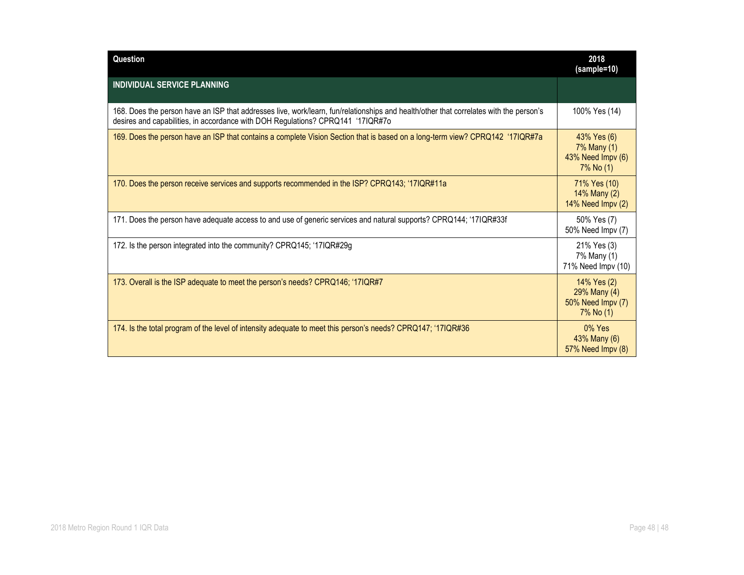| Question | 2018 (sample=10) |
|---|---|
| **INDIVIDUAL SERVICE PLANNING** | |
| 168. Does the person have an ISP that addresses live, work/learn, fun/relationships and health/other that correlates with the person's desires and capabilities, in accordance with DOH Regulations? CPRQ141 '17IQR#7o | 100% Yes (14) |
| 169. Does the person have an ISP that contains a complete Vision Section that is based on a long-term view? CPRQ142 '17IQR#7a | 43% Yes (6)<br>7% Many (1)<br>43% Need Impv (6)<br>7% No (1) |
| 170. Does the person receive services and supports recommended in the ISP? CPRQ143; '17IQR#11a | 71% Yes (10)<br>14% Many (2)<br>14% Need Impv (2) |
| 171. Does the person have adequate access to and use of generic services and natural supports? CPRQ144; '17IQR#33f | 50% Yes (7)<br>50% Need Impv (7) |
| 172. Is the person integrated into the community? CPRQ145; '17IQR#29g | 21% Yes (3)<br>7% Many (1)<br>71% Need Impv (10) |
| 173. Overall is the ISP adequate to meet the person's needs? CPRQ146; '17IQR#7 | 14% Yes (2)<br>29% Many (4)<br>50% Need Impv (7)<br>7% No (1) |
| 174. Is the total program of the level of intensity adequate to meet this person's needs? CPRQ147; '17IQR#36 | 0% Yes<br>43% Many (6)<br>57% Need Impv (8) |